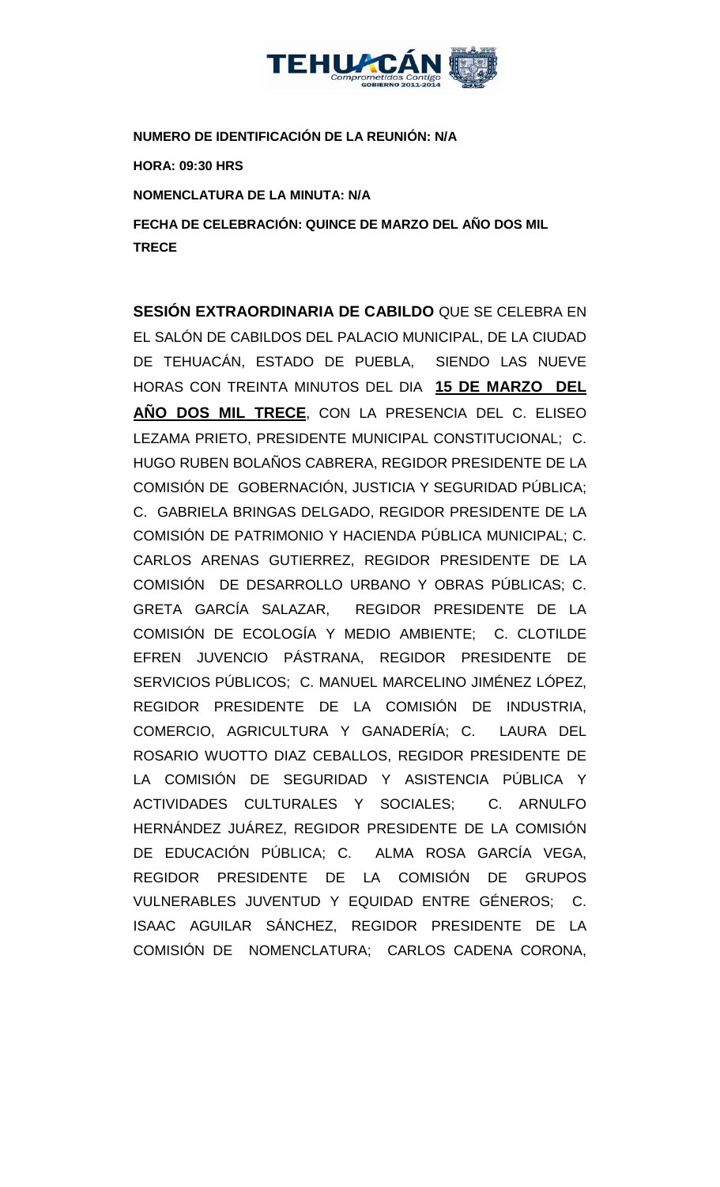**NUMERO DE IDENTIFICACIÓN DE LA REUNIÓN: N/A**

**HORA: 09:30 HRS**

**NOMENCLATURA DE LA MINUTA: N/A**

**FECHA DE CELEBRACIÓN: QUINCE DE MARZO DEL AÑO DOS MIL TRECE**

**SESIÓN EXTRAORDINARIA DE CABILDO** QUE SE CELEBRA EN EL SALÓN DE CABILDOS DEL PALACIO MUNICIPAL, DE LA CIUDAD DE TEHUACÁN, ESTADO DE PUEBLA, SIENDO LAS NUEVE HORAS CON TREINTA MINUTOS DEL DIA **15 DE MARZO DEL AÑO DOS MIL TRECE**, CON LA PRESENCIA DEL C. ELISEO LEZAMA PRIETO, PRESIDENTE MUNICIPAL CONSTITUCIONAL; C. HUGO RUBEN BOLAÑOS CABRERA, REGIDOR PRESIDENTE DE LA COMISIÓN DE GOBERNACIÓN, JUSTICIA Y SEGURIDAD PÚBLICA; C. GABRIELA BRINGAS DELGADO, REGIDOR PRESIDENTE DE LA COMISIÓN DE PATRIMONIO Y HACIENDA PÚBLICA MUNICIPAL; C. CARLOS ARENAS GUTIERREZ, REGIDOR PRESIDENTE DE LA COMISIÓN DE DESARROLLO URBANO Y OBRAS PÚBLICAS; C. GRETA GARCÍA SALAZAR, REGIDOR PRESIDENTE DE LA COMISIÓN DE ECOLOGÍA Y MEDIO AMBIENTE; C. CLOTILDE EFREN JUVENCIO PÁSTRANA, REGIDOR PRESIDENTE DE SERVICIOS PÚBLICOS; C. MANUEL MARCELINO JIMÉNEZ LÓPEZ, REGIDOR PRESIDENTE DE LA COMISIÓN DE INDUSTRIA, COMERCIO, AGRICULTURA Y GANADERÍA; C. LAURA DEL ROSARIO WUOTTO DIAZ CEBALLOS, REGIDOR PRESIDENTE DE LA COMISIÓN DE SEGURIDAD Y ASISTENCIA PÚBLICA Y ACTIVIDADES CULTURALES Y SOCIALES; C. ARNULFO HERNÁNDEZ JUÁREZ, REGIDOR PRESIDENTE DE LA COMISIÓN DE EDUCACIÓN PÚBLICA; C. ALMA ROSA GARCÍA VEGA, REGIDOR PRESIDENTE DE LA COMISIÓN DE GRUPOS VULNERABLES JUVENTUD Y EQUIDAD ENTRE GÉNEROS; C. ISAAC AGUILAR SÁNCHEZ, REGIDOR PRESIDENTE DE LA COMISIÓN DE NOMENCLATURA; CARLOS CADENA CORONA,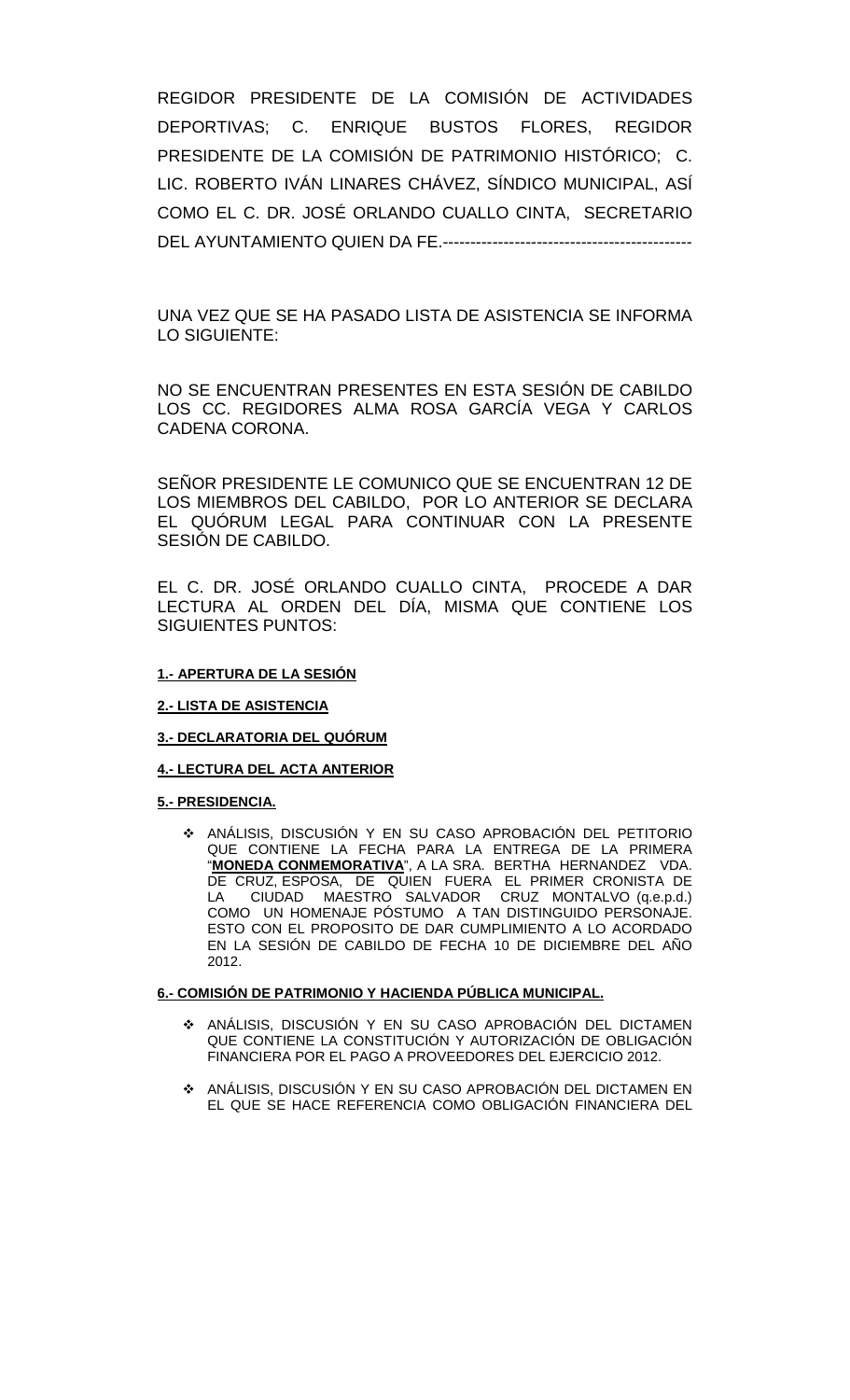REGIDOR PRESIDENTE DE LA COMISIÓN DE ACTIVIDADES DEPORTIVAS; C. ENRIQUE BUSTOS FLORES, REGIDOR PRESIDENTE DE LA COMISIÓN DE PATRIMONIO HISTÓRICO; C. LIC. ROBERTO IVÁN LINARES CHÁVEZ, SÍNDICO MUNICIPAL, ASÍ COMO EL C. DR. JOSÉ ORLANDO CUALLO CINTA, SECRETARIO DEL AYUNTAMIENTO QUIEN DA FE.---------------------------------------------

UNA VEZ QUE SE HA PASADO LISTA DE ASISTENCIA SE INFORMA LO SIGUIENTE:

NO SE ENCUENTRAN PRESENTES EN ESTA SESIÓN DE CABILDO LOS CC. REGIDORES ALMA ROSA GARCÍA VEGA Y CARLOS CADENA CORONA.

SEÑOR PRESIDENTE LE COMUNICO QUE SE ENCUENTRAN 12 DE LOS MIEMBROS DEL CABILDO, POR LO ANTERIOR SE DECLARA EL QUÓRUM LEGAL PARA CONTINUAR CON LA PRESENTE SESIÓN DE CABILDO.

EL C. DR. JOSÉ ORLANDO CUALLO CINTA, PROCEDE A DAR LECTURA AL ORDEN DEL DÍA, MISMA QUE CONTIENE LOS SIGUIENTES PUNTOS:

**1.- APERTURA DE LA SESIÓN**

**2.- LISTA DE ASISTENCIA**

**3.- DECLARATORIA DEL QUÓRUM**

**4.- LECTURA DEL ACTA ANTERIOR**

**5.- PRESIDENCIA.**

- ANÁLISIS, DISCUSIÓN Y EN SU CASO APROBACIÓN DEL PETITORIO QUE CONTIENE LA FECHA PARA LA ENTREGA DE LA PRIMERA "**MONEDA CONMEMORATIVA**", A LA SRA. BERTHA HERNANDEZ VDA. DE CRUZ, ESPOSA, DE QUIEN FUERA EL PRIMER CRONISTA DE LA CIUDAD MAESTRO SALVADOR CRUZ MONTALVO (q.e.p.d.) COMO UN HOMENAJE PÓSTUMO A TAN DISTINGUIDO PERSONAJE. ESTO CON EL PROPOSITO DE DAR CUMPLIMIENTO A LO ACORDADO EN LA SESIÓN DE CABILDO DE FECHA 10 DE DICIEMBRE DEL AÑO 2012.

**6.- COMISIÓN DE PATRIMONIO Y HACIENDA PÚBLICA MUNICIPAL.**

- ANÁLISIS, DISCUSIÓN Y EN SU CASO APROBACIÓN DEL DICTAMEN QUE CONTIENE LA CONSTITUCIÓN Y AUTORIZACIÓN DE OBLIGACIÓN FINANCIERA POR EL PAGO A PROVEEDORES DEL EJERCICIO 2012.

- ANÁLISIS, DISCUSIÓN Y EN SU CASO APROBACIÓN DEL DICTAMEN EN EL QUE SE HACE REFERENCIA COMO OBLIGACIÓN FINANCIERA DEL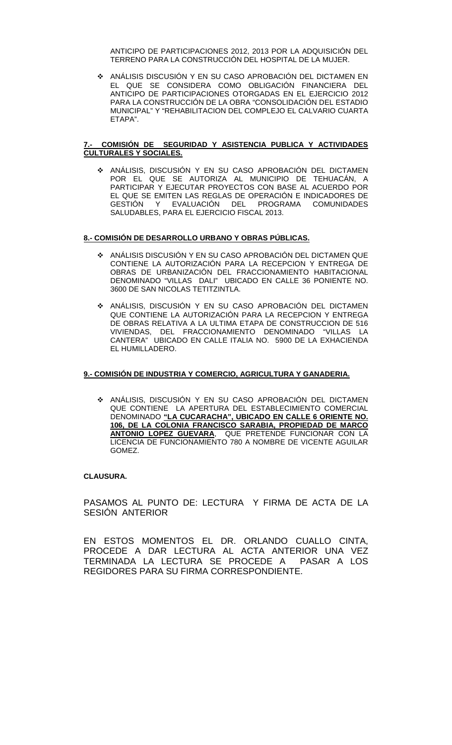ANTICIPO DE PARTICIPACIONES 2012, 2013 POR LA ADQUISICIÓN DEL TERRENO PARA LA CONSTRUCCIÓN DEL HOSPITAL DE LA MUJER.

- ANÁLISIS DISCUSIÓN Y EN SU CASO APROBACIÓN DEL DICTAMEN EN EL QUE SE CONSIDERA COMO OBLIGACIÓN FINANCIERA DEL ANTICIPO DE PARTICIPACIONES OTORGADAS EN EL EJERCICIO 2012 PARA LA CONSTRUCCIÓN DE LA OBRA "CONSOLIDACIÓN DEL ESTADIO MUNICIPAL" Y "REHABILITACION DEL COMPLEJO EL CALVARIO CUARTA ETAPA".

**7.- COMISIÓN DE SEGURIDAD Y ASISTENCIA PUBLICA Y ACTIVIDADES CULTURALES Y SOCIALES.**

- ANÁLISIS, DISCUSIÓN Y EN SU CASO APROBACIÓN DEL DICTAMEN POR EL QUE SE AUTORIZA AL MUNICIPIO DE TEHUACÁN, A PARTICIPAR Y EJECUTAR PROYECTOS CON BASE AL ACUERDO POR EL QUE SE EMITEN LAS REGLAS DE OPERACIÓN E INDICADORES DE GESTIÓN Y EVALUACIÓN DEL PROGRAMA COMUNIDADES SALUDABLES, PARA EL EJERCICIO FISCAL 2013.

**8.- COMISIÓN DE DESARROLLO URBANO Y OBRAS PÚBLICAS.**

- ANÁLISIS DISCUSIÓN Y EN SU CASO APROBACIÓN DEL DICTAMEN QUE CONTIENE LA AUTORIZACIÓN PARA LA RECEPCION Y ENTREGA DE OBRAS DE URBANIZACIÓN DEL FRACCIONAMIENTO HABITACIONAL DENOMINADO "VILLAS DALI" UBICADO EN CALLE 36 PONIENTE NO. 3600 DE SAN NICOLAS TETITZINTLA.

- ANÁLISIS, DISCUSIÓN Y EN SU CASO APROBACIÓN DEL DICTAMEN QUE CONTIENE LA AUTORIZACIÓN PARA LA RECEPCION Y ENTREGA DE OBRAS RELATIVA A LA ULTIMA ETAPA DE CONSTRUCCION DE 516 VIVIENDAS, DEL FRACCIONAMIENTO DENOMINADO "VILLAS LA CANTERA" UBICADO EN CALLE ITALIA NO. 5900 DE LA EXHACIENDA EL HUMILLADERO.

**9.- COMISIÓN DE INDUSTRIA Y COMERCIO, AGRICULTURA Y GANADERIA.**

- ANÁLISIS, DISCUSIÓN Y EN SU CASO APROBACIÓN DEL DICTAMEN QUE CONTIENE LA APERTURA DEL ESTABLECIMIENTO COMERCIAL DENOMINADO **"LA CUCARACHA", UBICADO EN CALLE 6 ORIENTE NO. 106, DE LA COLONIA FRANCISCO SARABIA, PROPIEDAD DE MARCO ANTONIO LOPEZ GUEVARA**, QUE PRETENDE FUNCIONAR CON LA LICENCIA DE FUNCIONAMIENTO 780 A NOMBRE DE VICENTE AGUILAR GOMEZ.

**CLAUSURA.**

PASAMOS AL PUNTO DE: LECTURA Y FIRMA DE ACTA DE LA SESIÓN ANTERIOR

EN ESTOS MOMENTOS EL DR. ORLANDO CUALLO CINTA, PROCEDE A DAR LECTURA AL ACTA ANTERIOR UNA VEZ TERMINADA LA LECTURA SE PROCEDE A PASAR A LOS REGIDORES PARA SU FIRMA CORRESPONDIENTE.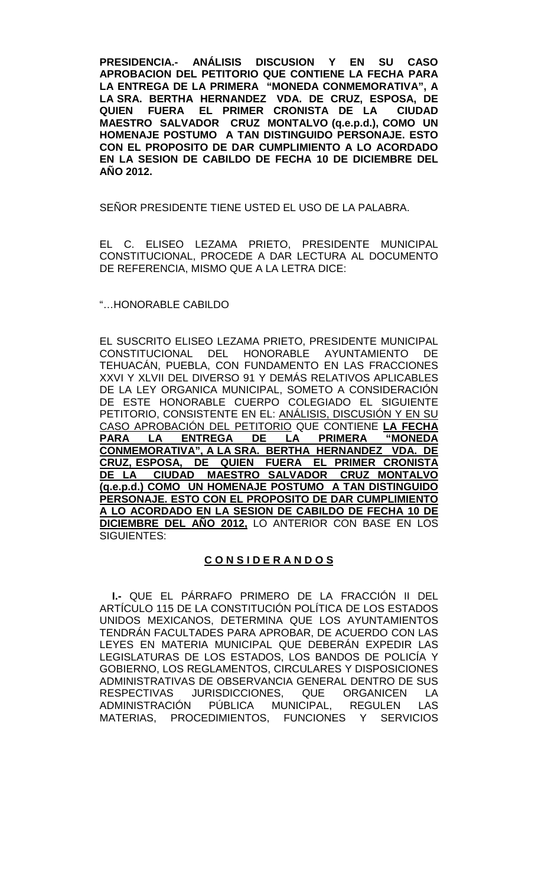**PRESIDENCIA.- ANÁLISIS DISCUSION Y EN SU CASO APROBACION DEL PETITORIO QUE CONTIENE LA FECHA PARA LA ENTREGA DE LA PRIMERA "MONEDA CONMEMORATIVA", A LA SRA. BERTHA HERNANDEZ VDA. DE CRUZ, ESPOSA, DE QUIEN FUERA EL PRIMER CRONISTA DE LA CIUDAD MAESTRO SALVADOR CRUZ MONTALVO (q.e.p.d.), COMO UN HOMENAJE POSTUMO A TAN DISTINGUIDO PERSONAJE. ESTO CON EL PROPOSITO DE DAR CUMPLIMIENTO A LO ACORDADO EN LA SESION DE CABILDO DE FECHA 10 DE DICIEMBRE DEL AÑO 2012.**

SEÑOR PRESIDENTE TIENE USTED EL USO DE LA PALABRA.

EL C. ELISEO LEZAMA PRIETO, PRESIDENTE MUNICIPAL CONSTITUCIONAL, PROCEDE A DAR LECTURA AL DOCUMENTO DE REFERENCIA, MISMO QUE A LA LETRA DICE:

"…HONORABLE CABILDO

EL SUSCRITO ELISEO LEZAMA PRIETO, PRESIDENTE MUNICIPAL CONSTITUCIONAL DEL HONORABLE AYUNTAMIENTO DE TEHUACÁN, PUEBLA, CON FUNDAMENTO EN LAS FRACCIONES XXVI Y XLVII DEL DIVERSO 91 Y DEMÁS RELATIVOS APLICABLES DE LA LEY ORGANICA MUNICIPAL, SOMETO A CONSIDERACIÓN DE ESTE HONORABLE CUERPO COLEGIADO EL SIGUIENTE PETITORIO, CONSISTENTE EN EL: ANÁLISIS, DISCUSIÓN Y EN SU CASO APROBACIÓN DEL PETITORIO QUE CONTIENE **LA FECHA PARA LA ENTREGA DE LA PRIMERA "MONEDA CONMEMORATIVA", A LA SRA. BERTHA HERNANDEZ VDA. DE CRUZ, ESPOSA, DE QUIEN FUERA EL PRIMER CRONISTA DE LA CIUDAD MAESTRO SALVADOR CRUZ MONTALVO (q.e.p.d.) COMO UN HOMENAJE POSTUMO A TAN DISTINGUIDO PERSONAJE. ESTO CON EL PROPOSITO DE DAR CUMPLIMIENTO A LO ACORDADO EN LA SESION DE CABILDO DE FECHA 10 DE DICIEMBRE DEL AÑO 2012,** LO ANTERIOR CON BASE EN LOS SIGUIENTES:

**C O N S I D E R A N D O S**

**I.-** QUE EL PÁRRAFO PRIMERO DE LA FRACCIÓN II DEL ARTÍCULO 115 DE LA CONSTITUCIÓN POLÍTICA DE LOS ESTADOS UNIDOS MEXICANOS, DETERMINA QUE LOS AYUNTAMIENTOS TENDRÁN FACULTADES PARA APROBAR, DE ACUERDO CON LAS LEYES EN MATERIA MUNICIPAL QUE DEBERÁN EXPEDIR LAS LEGISLATURAS DE LOS ESTADOS, LOS BANDOS DE POLICÍA Y GOBIERNO, LOS REGLAMENTOS, CIRCULARES Y DISPOSICIONES ADMINISTRATIVAS DE OBSERVANCIA GENERAL DENTRO DE SUS RESPECTIVAS JURISDICCIONES, QUE ORGANICEN LA ADMINISTRACIÓN PÚBLICA MUNICIPAL, REGULEN LAS MATERIAS, PROCEDIMIENTOS, FUNCIONES Y SERVICIOS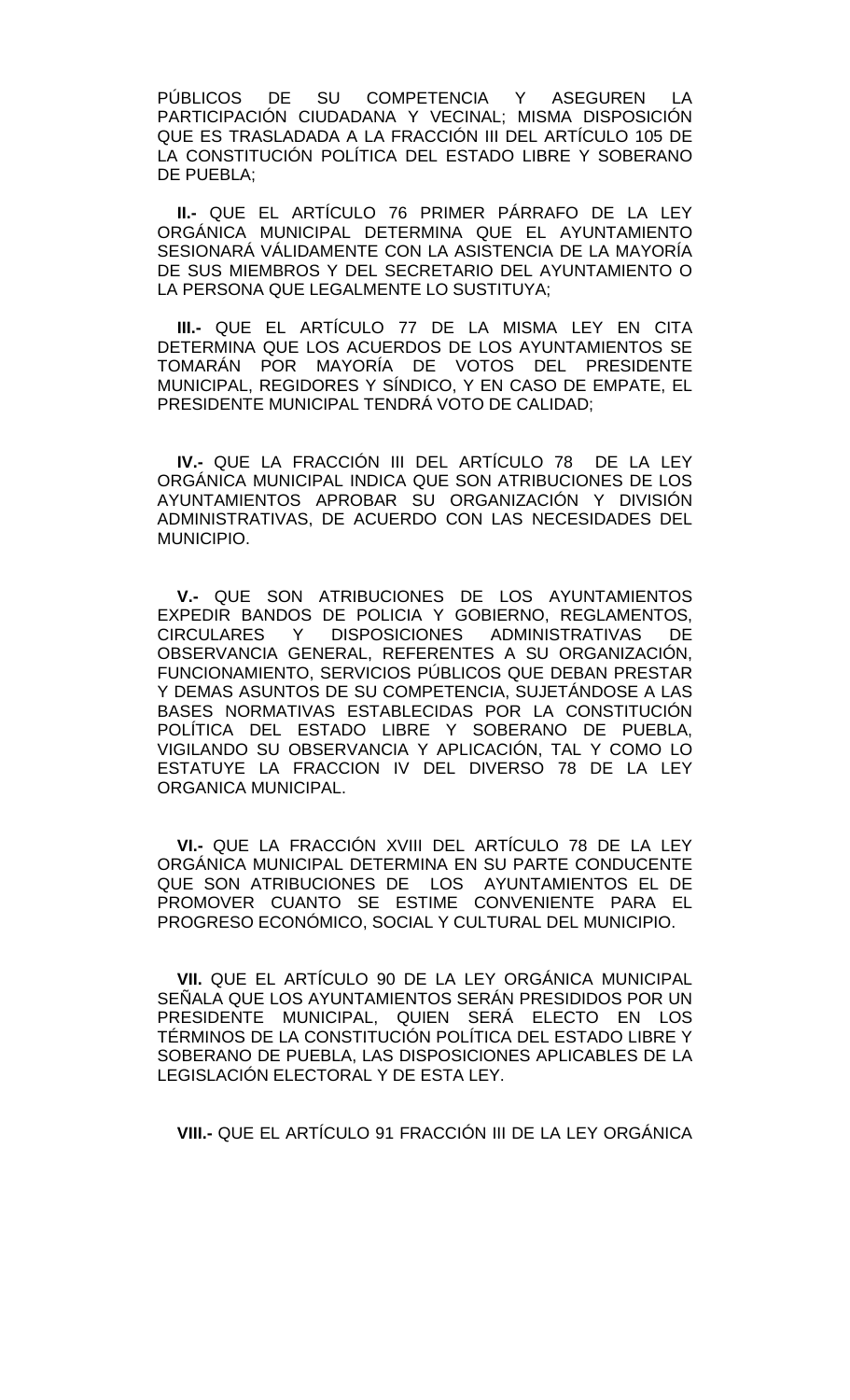PÚBLICOS DE SU COMPETENCIA Y ASEGUREN LA PARTICIPACIÓN CIUDADANA Y VECINAL; MISMA DISPOSICIÓN QUE ES TRASLADADA A LA FRACCIÓN III DEL ARTÍCULO 105 DE LA CONSTITUCIÓN POLÍTICA DEL ESTADO LIBRE Y SOBERANO DE PUEBLA;

**II.-** QUE EL ARTÍCULO 76 PRIMER PÁRRAFO DE LA LEY ORGÁNICA MUNICIPAL DETERMINA QUE EL AYUNTAMIENTO SESIONARÁ VÁLIDAMENTE CON LA ASISTENCIA DE LA MAYORÍA DE SUS MIEMBROS Y DEL SECRETARIO DEL AYUNTAMIENTO O LA PERSONA QUE LEGALMENTE LO SUSTITUYA;

**III.-** QUE EL ARTÍCULO 77 DE LA MISMA LEY EN CITA DETERMINA QUE LOS ACUERDOS DE LOS AYUNTAMIENTOS SE TOMARÁN POR MAYORÍA DE VOTOS DEL PRESIDENTE MUNICIPAL, REGIDORES Y SÍNDICO, Y EN CASO DE EMPATE, EL PRESIDENTE MUNICIPAL TENDRÁ VOTO DE CALIDAD;

**IV.-** QUE LA FRACCIÓN III DEL ARTÍCULO 78 DE LA LEY ORGÁNICA MUNICIPAL INDICA QUE SON ATRIBUCIONES DE LOS AYUNTAMIENTOS APROBAR SU ORGANIZACIÓN Y DIVISIÓN ADMINISTRATIVAS, DE ACUERDO CON LAS NECESIDADES DEL MUNICIPIO.

**V.-** QUE SON ATRIBUCIONES DE LOS AYUNTAMIENTOS EXPEDIR BANDOS DE POLICIA Y GOBIERNO, REGLAMENTOS, CIRCULARES Y DISPOSICIONES ADMINISTRATIVAS DE OBSERVANCIA GENERAL, REFERENTES A SU ORGANIZACIÓN, FUNCIONAMIENTO, SERVICIOS PÚBLICOS QUE DEBAN PRESTAR Y DEMAS ASUNTOS DE SU COMPETENCIA, SUJETÁNDOSE A LAS BASES NORMATIVAS ESTABLECIDAS POR LA CONSTITUCIÓN POLÍTICA DEL ESTADO LIBRE Y SOBERANO DE PUEBLA, VIGILANDO SU OBSERVANCIA Y APLICACIÓN, TAL Y COMO LO ESTATUYE LA FRACCION IV DEL DIVERSO 78 DE LA LEY ORGANICA MUNICIPAL.

**VI.-** QUE LA FRACCIÓN XVIII DEL ARTÍCULO 78 DE LA LEY ORGÁNICA MUNICIPAL DETERMINA EN SU PARTE CONDUCENTE QUE SON ATRIBUCIONES DE LOS AYUNTAMIENTOS EL DE PROMOVER CUANTO SE ESTIME CONVENIENTE PARA EL PROGRESO ECONÓMICO, SOCIAL Y CULTURAL DEL MUNICIPIO.

**VII.** QUE EL ARTÍCULO 90 DE LA LEY ORGÁNICA MUNICIPAL SEÑALA QUE LOS AYUNTAMIENTOS SERÁN PRESIDIDOS POR UN PRESIDENTE MUNICIPAL, QUIEN SERÁ ELECTO EN LOS TÉRMINOS DE LA CONSTITUCIÓN POLÍTICA DEL ESTADO LIBRE Y SOBERANO DE PUEBLA, LAS DISPOSICIONES APLICABLES DE LA LEGISLACIÓN ELECTORAL Y DE ESTA LEY.

**VIII.-** QUE EL ARTÍCULO 91 FRACCIÓN III DE LA LEY ORGÁNICA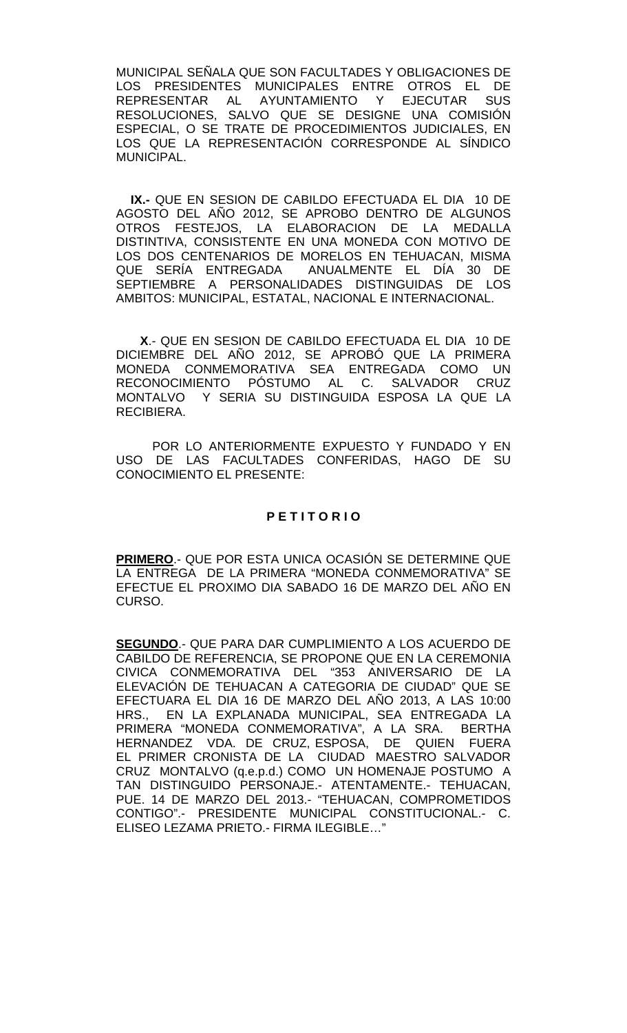MUNICIPAL SEÑALA QUE SON FACULTADES Y OBLIGACIONES DE LOS PRESIDENTES MUNICIPALES ENTRE OTROS EL DE REPRESENTAR AL AYUNTAMIENTO Y EJECUTAR SUS RESOLUCIONES, SALVO QUE SE DESIGNE UNA COMISIÓN ESPECIAL, O SE TRATE DE PROCEDIMIENTOS JUDICIALES, EN LOS QUE LA REPRESENTACIÓN CORRESPONDE AL SÍNDICO MUNICIPAL.

**IX.-** QUE EN SESION DE CABILDO EFECTUADA EL DIA 10 DE AGOSTO DEL AÑO 2012, SE APROBO DENTRO DE ALGUNOS OTROS FESTEJOS, LA ELABORACION DE LA MEDALLA DISTINTIVA, CONSISTENTE EN UNA MONEDA CON MOTIVO DE LOS DOS CENTENARIOS DE MORELOS EN TEHUACAN, MISMA QUE SERÍA ENTREGADA ANUALMENTE EL DÍA 30 DE SEPTIEMBRE A PERSONALIDADES DISTINGUIDAS DE LOS AMBITOS: MUNICIPAL, ESTATAL, NACIONAL E INTERNACIONAL.

**X**.- QUE EN SESION DE CABILDO EFECTUADA EL DIA 10 DE DICIEMBRE DEL AÑO 2012, SE APROBÓ QUE LA PRIMERA MONEDA CONMEMORATIVA SEA ENTREGADA COMO UN RECONOCIMIENTO PÓSTUMO AL C. SALVADOR CRUZ MONTALVO Y SERIA SU DISTINGUIDA ESPOSA LA QUE LA RECIBIERA.

POR LO ANTERIORMENTE EXPUESTO Y FUNDADO Y EN USO DE LAS FACULTADES CONFERIDAS, HAGO DE SU CONOCIMIENTO EL PRESENTE:

**P E T I T O R I O**

**PRIMERO**.- QUE POR ESTA UNICA OCASIÓN SE DETERMINE QUE LA ENTREGA DE LA PRIMERA "MONEDA CONMEMORATIVA" SE EFECTUE EL PROXIMO DIA SABADO 16 DE MARZO DEL AÑO EN CURSO.

**SEGUNDO**.- QUE PARA DAR CUMPLIMIENTO A LOS ACUERDO DE CABILDO DE REFERENCIA, SE PROPONE QUE EN LA CEREMONIA CIVICA CONMEMORATIVA DEL "353 ANIVERSARIO DE LA ELEVACIÓN DE TEHUACAN A CATEGORIA DE CIUDAD" QUE SE EFECTUARA EL DIA 16 DE MARZO DEL AÑO 2013, A LAS 10:00 HRS., EN LA EXPLANADA MUNICIPAL, SEA ENTREGADA LA PRIMERA "MONEDA CONMEMORATIVA", A LA SRA. BERTHA HERNANDEZ VDA. DE CRUZ, ESPOSA, DE QUIEN FUERA EL PRIMER CRONISTA DE LA CIUDAD MAESTRO SALVADOR CRUZ MONTALVO (q.e.p.d.) COMO UN HOMENAJE POSTUMO A TAN DISTINGUIDO PERSONAJE.- ATENTAMENTE.- TEHUACAN, PUE. 14 DE MARZO DEL 2013.- "TEHUACAN, COMPROMETIDOS CONTIGO".- PRESIDENTE MUNICIPAL CONSTITUCIONAL.- C. ELISEO LEZAMA PRIETO.- FIRMA ILEGIBLE…"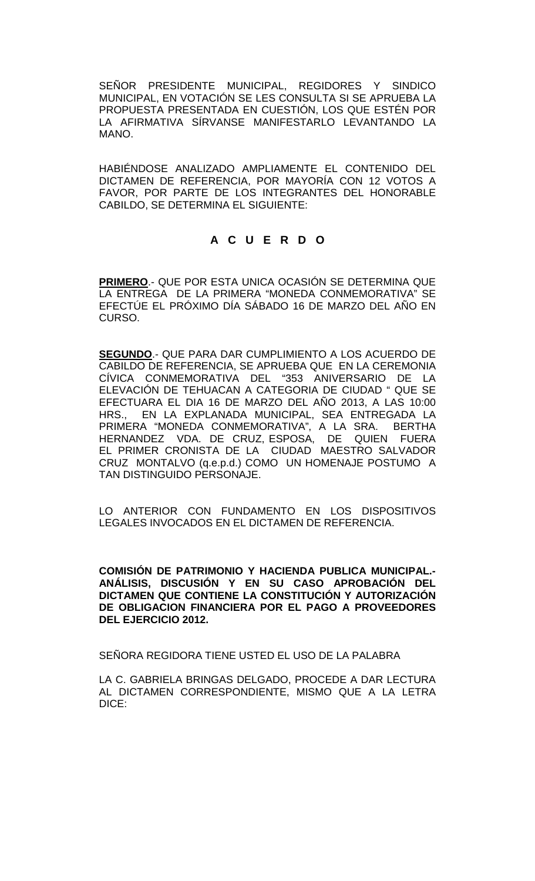SEÑOR PRESIDENTE MUNICIPAL, REGIDORES Y SINDICO MUNICIPAL, EN VOTACIÓN SE LES CONSULTA SI SE APRUEBA LA PROPUESTA PRESENTADA EN CUESTIÓN, LOS QUE ESTÉN POR LA AFIRMATIVA SÍRVANSE MANIFESTARLO LEVANTANDO LA MANO.

HABIÉNDOSE ANALIZADO AMPLIAMENTE EL CONTENIDO DEL DICTAMEN DE REFERENCIA, POR MAYORÍA CON 12 VOTOS A FAVOR, POR PARTE DE LOS INTEGRANTES DEL HONORABLE CABILDO, SE DETERMINA EL SIGUIENTE:

**A C U E R D O**

**PRIMERO**.- QUE POR ESTA UNICA OCASIÓN SE DETERMINA QUE LA ENTREGA DE LA PRIMERA "MONEDA CONMEMORATIVA" SE EFECTÚE EL PRÓXIMO DÍA SÁBADO 16 DE MARZO DEL AÑO EN CURSO.

**SEGUNDO**.- QUE PARA DAR CUMPLIMIENTO A LOS ACUERDO DE CABILDO DE REFERENCIA, SE APRUEBA QUE EN LA CEREMONIA CÍVICA CONMEMORATIVA DEL "353 ANIVERSARIO DE LA ELEVACIÓN DE TEHUACAN A CATEGORIA DE CIUDAD " QUE SE EFECTUARA EL DIA 16 DE MARZO DEL AÑO 2013, A LAS 10:00 HRS., EN LA EXPLANADA MUNICIPAL, SEA ENTREGADA LA PRIMERA "MONEDA CONMEMORATIVA", A LA SRA. BERTHA HERNANDEZ VDA. DE CRUZ, ESPOSA, DE QUIEN FUERA EL PRIMER CRONISTA DE LA CIUDAD MAESTRO SALVADOR CRUZ MONTALVO (q.e.p.d.) COMO UN HOMENAJE POSTUMO A TAN DISTINGUIDO PERSONAJE.

LO ANTERIOR CON FUNDAMENTO EN LOS DISPOSITIVOS LEGALES INVOCADOS EN EL DICTAMEN DE REFERENCIA.

**COMISIÓN DE PATRIMONIO Y HACIENDA PUBLICA MUNICIPAL.- ANÁLISIS, DISCUSIÓN Y EN SU CASO APROBACIÓN DEL DICTAMEN QUE CONTIENE LA CONSTITUCIÓN Y AUTORIZACIÓN DE OBLIGACION FINANCIERA POR EL PAGO A PROVEEDORES DEL EJERCICIO 2012.**

SEÑORA REGIDORA TIENE USTED EL USO DE LA PALABRA

LA C. GABRIELA BRINGAS DELGADO, PROCEDE A DAR LECTURA AL DICTAMEN CORRESPONDIENTE, MISMO QUE A LA LETRA DICE: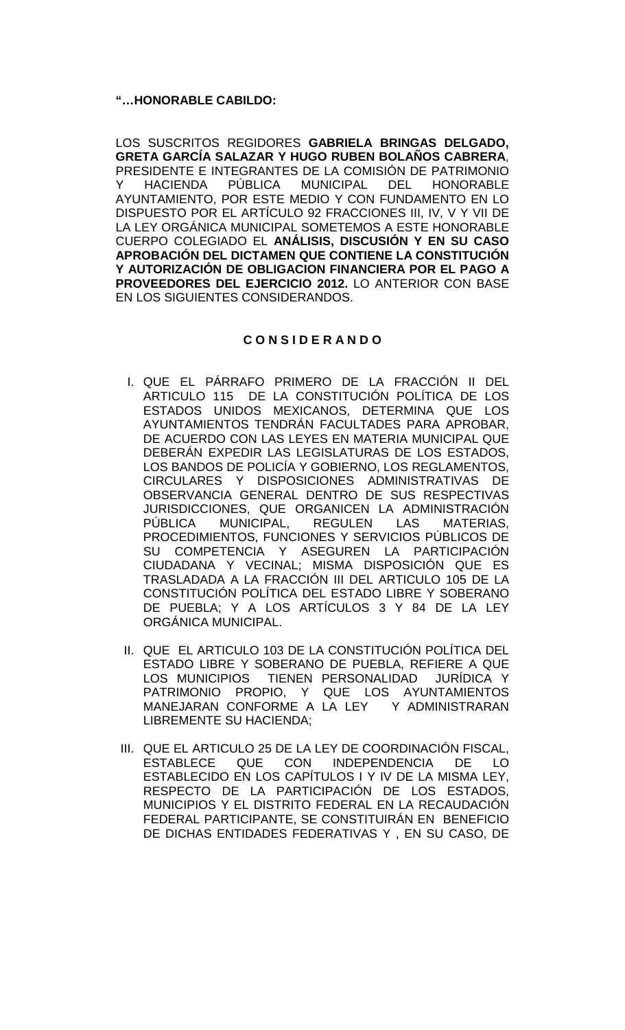**"…HONORABLE CABILDO:**

LOS SUSCRITOS REGIDORES **GABRIELA BRINGAS DELGADO, GRETA GARCÍA SALAZAR Y HUGO RUBEN BOLAÑOS CABRERA**, PRESIDENTE E INTEGRANTES DE LA COMISIÓN DE PATRIMONIO Y HACIENDA PÚBLICA MUNICIPAL DEL HONORABLE AYUNTAMIENTO, POR ESTE MEDIO Y CON FUNDAMENTO EN LO DISPUESTO POR EL ARTÍCULO 92 FRACCIONES III, IV, V Y VII DE LA LEY ORGÁNICA MUNICIPAL SOMETEMOS A ESTE HONORABLE CUERPO COLEGIADO EL **ANÁLISIS, DISCUSIÓN Y EN SU CASO APROBACIÓN DEL DICTAMEN QUE CONTIENE LA CONSTITUCIÓN Y AUTORIZACIÓN DE OBLIGACION FINANCIERA POR EL PAGO A PROVEEDORES DEL EJERCICIO 2012.** LO ANTERIOR CON BASE EN LOS SIGUIENTES CONSIDERANDOS.

**C O N S I D E R A N D O**

I. QUE EL PÁRRAFO PRIMERO DE LA FRACCIÓN II DEL ARTICULO 115 DE LA CONSTITUCIÓN POLÍTICA DE LOS ESTADOS UNIDOS MEXICANOS, DETERMINA QUE LOS AYUNTAMIENTOS TENDRÁN FACULTADES PARA APROBAR, DE ACUERDO CON LAS LEYES EN MATERIA MUNICIPAL QUE DEBERÁN EXPEDIR LAS LEGISLATURAS DE LOS ESTADOS, LOS BANDOS DE POLICÍA Y GOBIERNO, LOS REGLAMENTOS, CIRCULARES Y DISPOSICIONES ADMINISTRATIVAS DE OBSERVANCIA GENERAL DENTRO DE SUS RESPECTIVAS JURISDICCIONES, QUE ORGANICEN LA ADMINISTRACIÓN PÚBLICA MUNICIPAL, REGULEN LAS MATERIAS, PROCEDIMIENTOS, FUNCIONES Y SERVICIOS PÚBLICOS DE SU COMPETENCIA Y ASEGUREN LA PARTICIPACIÓN CIUDADANA Y VECINAL; MISMA DISPOSICIÓN QUE ES TRASLADADA A LA FRACCIÓN III DEL ARTICULO 105 DE LA CONSTITUCIÓN POLÍTICA DEL ESTADO LIBRE Y SOBERANO DE PUEBLA; Y A LOS ARTÍCULOS 3 Y 84 DE LA LEY ORGÁNICA MUNICIPAL.

II. QUE EL ARTICULO 103 DE LA CONSTITUCIÓN POLÍTICA DEL ESTADO LIBRE Y SOBERANO DE PUEBLA, REFIERE A QUE LOS MUNICIPIOS TIENEN PERSONALIDAD JURÍDICA Y PATRIMONIO PROPIO, Y QUE LOS AYUNTAMIENTOS MANEJARAN CONFORME A LA LEY Y ADMINISTRARAN LIBREMENTE SU HACIENDA;

III. QUE EL ARTICULO 25 DE LA LEY DE COORDINACIÓN FISCAL, ESTABLECE QUE CON INDEPENDENCIA DE LO ESTABLECIDO EN LOS CAPÍTULOS I Y IV DE LA MISMA LEY, RESPECTO DE LA PARTICIPACIÓN DE LOS ESTADOS, MUNICIPIOS Y EL DISTRITO FEDERAL EN LA RECAUDACIÓN FEDERAL PARTICIPANTE, SE CONSTITUIRÁN EN BENEFICIO DE DICHAS ENTIDADES FEDERATIVAS Y , EN SU CASO, DE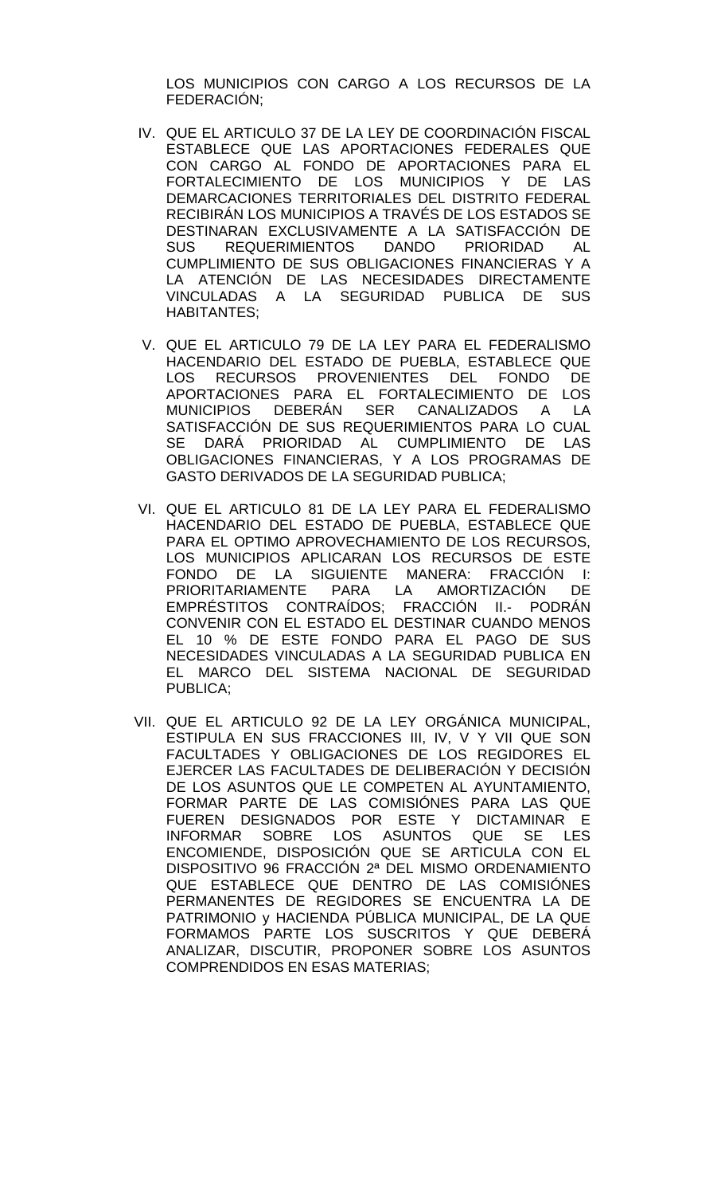LOS MUNICIPIOS CON CARGO A LOS RECURSOS DE LA FEDERACIÓN;

IV. QUE EL ARTICULO 37 DE LA LEY DE COORDINACIÓN FISCAL ESTABLECE QUE LAS APORTACIONES FEDERALES QUE CON CARGO AL FONDO DE APORTACIONES PARA EL FORTALECIMIENTO DE LOS MUNICIPIOS Y DE LAS DEMARCACIONES TERRITORIALES DEL DISTRITO FEDERAL RECIBIRÁN LOS MUNICIPIOS A TRAVÉS DE LOS ESTADOS SE DESTINARAN EXCLUSIVAMENTE A LA SATISFACCIÓN DE SUS REQUERIMIENTOS DANDO PRIORIDAD AL CUMPLIMIENTO DE SUS OBLIGACIONES FINANCIERAS Y A LA ATENCIÓN DE LAS NECESIDADES DIRECTAMENTE VINCULADAS A LA SEGURIDAD PUBLICA DE SUS HABITANTES;

V. QUE EL ARTICULO 79 DE LA LEY PARA EL FEDERALISMO HACENDARIO DEL ESTADO DE PUEBLA, ESTABLECE QUE LOS RECURSOS PROVENIENTES DEL FONDO DE APORTACIONES PARA EL FORTALECIMIENTO DE LOS MUNICIPIOS DEBERÁN SER CANALIZADOS A LA SATISFACCIÓN DE SUS REQUERIMIENTOS PARA LO CUAL SE DARÁ PRIORIDAD AL CUMPLIMIENTO DE LAS OBLIGACIONES FINANCIERAS, Y A LOS PROGRAMAS DE GASTO DERIVADOS DE LA SEGURIDAD PUBLICA;

VI. QUE EL ARTICULO 81 DE LA LEY PARA EL FEDERALISMO HACENDARIO DEL ESTADO DE PUEBLA, ESTABLECE QUE PARA EL OPTIMO APROVECHAMIENTO DE LOS RECURSOS, LOS MUNICIPIOS APLICARAN LOS RECURSOS DE ESTE FONDO DE LA SIGUIENTE MANERA: FRACCIÓN I: PRIORITARIAMENTE PARA LA AMORTIZACIÓN DE EMPRÉSTITOS CONTRAÍDOS; FRACCIÓN II.- PODRÁN CONVENIR CON EL ESTADO EL DESTINAR CUANDO MENOS EL 10 % DE ESTE FONDO PARA EL PAGO DE SUS NECESIDADES VINCULADAS A LA SEGURIDAD PUBLICA EN EL MARCO DEL SISTEMA NACIONAL DE SEGURIDAD PUBLICA;

VII. QUE EL ARTICULO 92 DE LA LEY ORGÁNICA MUNICIPAL, ESTIPULA EN SUS FRACCIONES III, IV, V Y VII QUE SON FACULTADES Y OBLIGACIONES DE LOS REGIDORES EL EJERCER LAS FACULTADES DE DELIBERACIÓN Y DECISIÓN DE LOS ASUNTOS QUE LE COMPETEN AL AYUNTAMIENTO, FORMAR PARTE DE LAS COMISIÓNES PARA LAS QUE FUEREN DESIGNADOS POR ESTE Y DICTAMINAR E INFORMAR SOBRE LOS ASUNTOS QUE SE LES ENCOMIENDE, DISPOSICIÓN QUE SE ARTICULA CON EL DISPOSITIVO 96 FRACCIÓN 2ª DEL MISMO ORDENAMIENTO QUE ESTABLECE QUE DENTRO DE LAS COMISIÓNES PERMANENTES DE REGIDORES SE ENCUENTRA LA DE PATRIMONIO y HACIENDA PÚBLICA MUNICIPAL, DE LA QUE FORMAMOS PARTE LOS SUSCRITOS Y QUE DEBERÁ ANALIZAR, DISCUTIR, PROPONER SOBRE LOS ASUNTOS COMPRENDIDOS EN ESAS MATERIAS;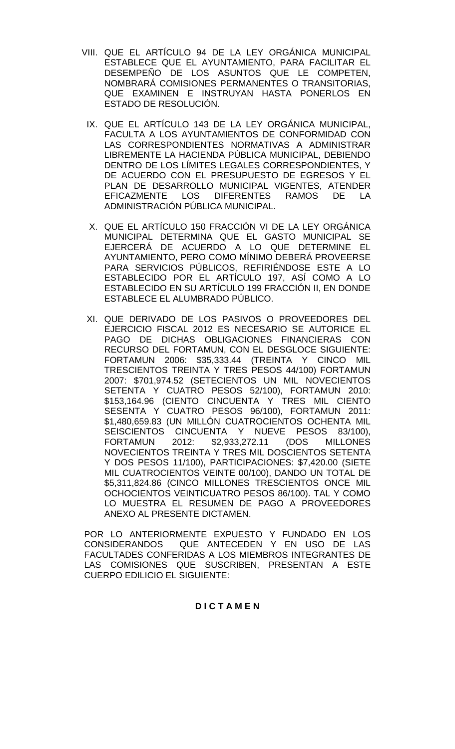VIII. QUE EL ARTÍCULO 94 DE LA LEY ORGÁNICA MUNICIPAL ESTABLECE QUE EL AYUNTAMIENTO, PARA FACILITAR EL DESEMPEÑO DE LOS ASUNTOS QUE LE COMPETEN, NOMBRARÁ COMISIONES PERMANENTES O TRANSITORIAS, QUE EXAMINEN E INSTRUYAN HASTA PONERLOS EN ESTADO DE RESOLUCIÓN.

IX. QUE EL ARTÍCULO 143 DE LA LEY ORGÁNICA MUNICIPAL, FACULTA A LOS AYUNTAMIENTOS DE CONFORMIDAD CON LAS CORRESPONDIENTES NORMATIVAS A ADMINISTRAR LIBREMENTE LA HACIENDA PÚBLICA MUNICIPAL, DEBIENDO DENTRO DE LOS LÍMITES LEGALES CORRESPONDIENTES, Y DE ACUERDO CON EL PRESUPUESTO DE EGRESOS Y EL PLAN DE DESARROLLO MUNICIPAL VIGENTES, ATENDER EFICAZMENTE LOS DIFERENTES RAMOS DE LA ADMINISTRACIÓN PÚBLICA MUNICIPAL.

X. QUE EL ARTÍCULO 150 FRACCIÓN VI DE LA LEY ORGÁNICA MUNICIPAL DETERMINA QUE EL GASTO MUNICIPAL SE EJERCERÁ DE ACUERDO A LO QUE DETERMINE EL AYUNTAMIENTO, PERO COMO MÍNIMO DEBERÁ PROVEERSE PARA SERVICIOS PÚBLICOS, REFIRIÉNDOSE ESTE A LO ESTABLECIDO POR EL ARTÍCULO 197, ASÍ COMO A LO ESTABLECIDO EN SU ARTÍCULO 199 FRACCIÓN II, EN DONDE ESTABLECE EL ALUMBRADO PÚBLICO.

XI. QUE DERIVADO DE LOS PASIVOS O PROVEEDORES DEL EJERCICIO FISCAL 2012 ES NECESARIO SE AUTORICE EL PAGO DE DICHAS OBLIGACIONES FINANCIERAS CON RECURSO DEL FORTAMUN, CON EL DESGLOCE SIGUIENTE: FORTAMUN 2006: $35,333.44 (TREINTA Y CINCO MIL TRESCIENTOS TREINTA Y TRES PESOS 44/100) FORTAMUN 2007: $701,974.52 (SETECIENTOS UN MIL NOVECIENTOS SETENTA Y CUATRO PESOS 52/100), FORTAMUN 2010: $153,164.96 (CIENTO CINCUENTA Y TRES MIL CIENTO SESENTA Y CUATRO PESOS 96/100), FORTAMUN 2011: $1,480,659.83 (UN MILLÓN CUATROCIENTOS OCHENTA MIL SEISCIENTOS CINCUENTA Y NUEVE PESOS 83/100), FORTAMUN 2012: $2,933,272.11 (DOS MILLONES NOVECIENTOS TREINTA Y TRES MIL DOSCIENTOS SETENTA Y DOS PESOS 11/100), PARTICIPACIONES: $7,420.00 (SIETE MIL CUATROCIENTOS VEINTE 00/100), DANDO UN TOTAL DE $5,311,824.86 (CINCO MILLONES TRESCIENTOS ONCE MIL OCHOCIENTOS VEINTICUATRO PESOS 86/100). TAL Y COMO LO MUESTRA EL RESUMEN DE PAGO A PROVEEDORES ANEXO AL PRESENTE DICTAMEN.

POR LO ANTERIORMENTE EXPUESTO Y FUNDADO EN LOS CONSIDERANDOS QUE ANTECEDEN Y EN USO DE LAS FACULTADES CONFERIDAS A LOS MIEMBROS INTEGRANTES DE LAS COMISIONES QUE SUSCRIBEN, PRESENTAN A ESTE CUERPO EDILICIO EL SIGUIENTE:

**D I C T A M E N**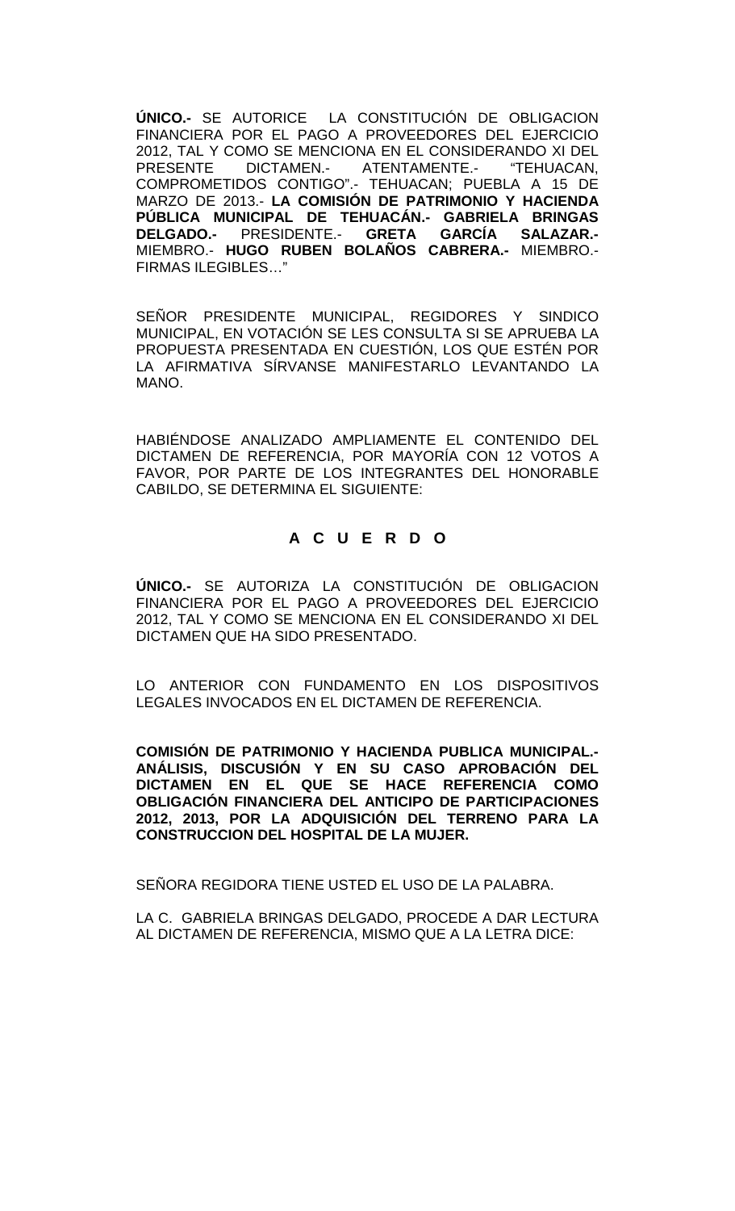**ÚNICO.-** SE AUTORICE LA CONSTITUCIÓN DE OBLIGACION FINANCIERA POR EL PAGO A PROVEEDORES DEL EJERCICIO 2012, TAL Y COMO SE MENCIONA EN EL CONSIDERANDO XI DEL PRESENTE DICTAMEN.- ATENTAMENTE.- "TEHUACAN, COMPROMETIDOS CONTIGO".- TEHUACAN; PUEBLA A 15 DE MARZO DE 2013.- **LA COMISIÓN DE PATRIMONIO Y HACIENDA PÚBLICA MUNICIPAL DE TEHUACÁN.- GABRIELA BRINGAS DELGADO.-** PRESIDENTE.- **GRETA GARCÍA SALAZAR.-** MIEMBRO.- **HUGO RUBEN BOLAÑOS CABRERA.-** MIEMBRO.- FIRMAS ILEGIBLES…"

SEÑOR PRESIDENTE MUNICIPAL, REGIDORES Y SINDICO MUNICIPAL, EN VOTACIÓN SE LES CONSULTA SI SE APRUEBA LA PROPUESTA PRESENTADA EN CUESTIÓN, LOS QUE ESTÉN POR LA AFIRMATIVA SÍRVANSE MANIFESTARLO LEVANTANDO LA MANO.

HABIÉNDOSE ANALIZADO AMPLIAMENTE EL CONTENIDO DEL DICTAMEN DE REFERENCIA, POR MAYORÍA CON 12 VOTOS A FAVOR, POR PARTE DE LOS INTEGRANTES DEL HONORABLE CABILDO, SE DETERMINA EL SIGUIENTE:

**A C U E R D O**

**ÚNICO.-** SE AUTORIZA LA CONSTITUCIÓN DE OBLIGACION FINANCIERA POR EL PAGO A PROVEEDORES DEL EJERCICIO 2012, TAL Y COMO SE MENCIONA EN EL CONSIDERANDO XI DEL DICTAMEN QUE HA SIDO PRESENTADO.

LO ANTERIOR CON FUNDAMENTO EN LOS DISPOSITIVOS LEGALES INVOCADOS EN EL DICTAMEN DE REFERENCIA.

**COMISIÓN DE PATRIMONIO Y HACIENDA PUBLICA MUNICIPAL.- ANÁLISIS, DISCUSIÓN Y EN SU CASO APROBACIÓN DEL DICTAMEN EN EL QUE SE HACE REFERENCIA COMO OBLIGACIÓN FINANCIERA DEL ANTICIPO DE PARTICIPACIONES 2012, 2013, POR LA ADQUISICIÓN DEL TERRENO PARA LA CONSTRUCCION DEL HOSPITAL DE LA MUJER.**

SEÑORA REGIDORA TIENE USTED EL USO DE LA PALABRA.

LA C. GABRIELA BRINGAS DELGADO, PROCEDE A DAR LECTURA AL DICTAMEN DE REFERENCIA, MISMO QUE A LA LETRA DICE: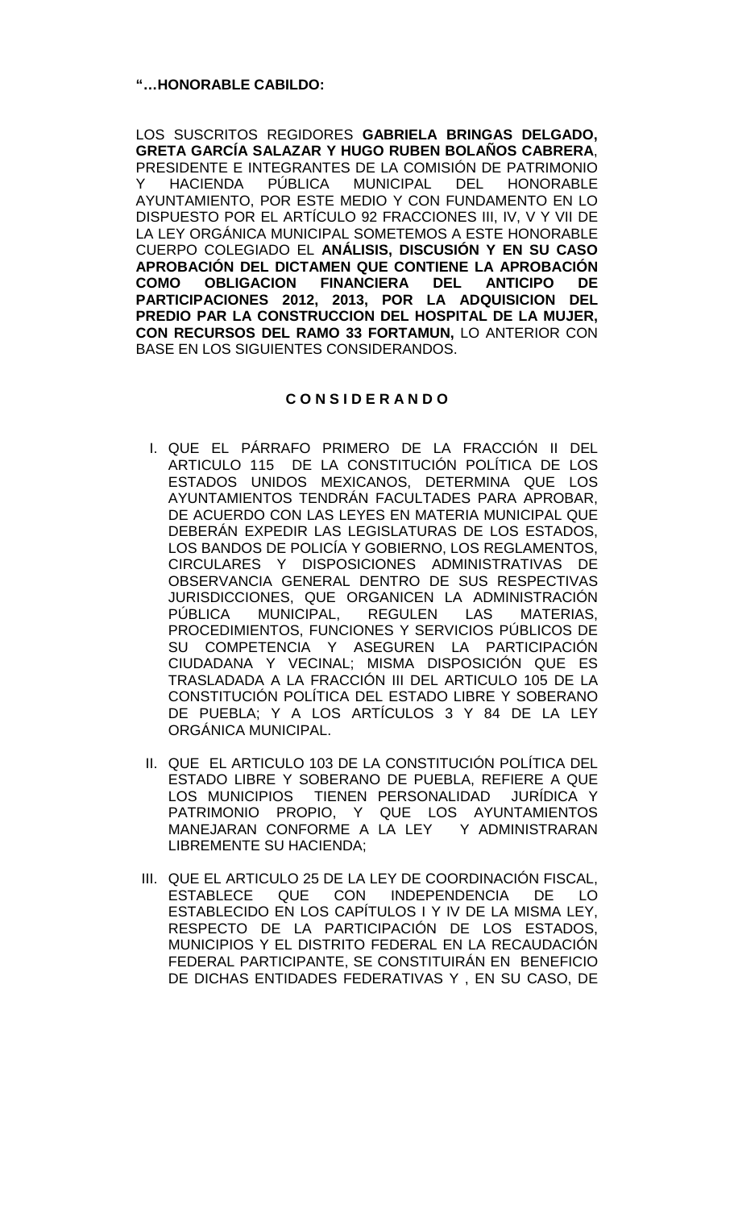**"…HONORABLE CABILDO:**

LOS SUSCRITOS REGIDORES **GABRIELA BRINGAS DELGADO, GRETA GARCÍA SALAZAR Y HUGO RUBEN BOLAÑOS CABRERA**, PRESIDENTE E INTEGRANTES DE LA COMISIÓN DE PATRIMONIO Y HACIENDA PÚBLICA MUNICIPAL DEL HONORABLE AYUNTAMIENTO, POR ESTE MEDIO Y CON FUNDAMENTO EN LO DISPUESTO POR EL ARTÍCULO 92 FRACCIONES III, IV, V Y VII DE LA LEY ORGÁNICA MUNICIPAL SOMETEMOS A ESTE HONORABLE CUERPO COLEGIADO EL **ANÁLISIS, DISCUSIÓN Y EN SU CASO APROBACIÓN DEL DICTAMEN QUE CONTIENE LA APROBACIÓN COMO OBLIGACION FINANCIERA DEL ANTICIPO DE PARTICIPACIONES 2012, 2013, POR LA ADQUISICION DEL PREDIO PAR LA CONSTRUCCION DEL HOSPITAL DE LA MUJER, CON RECURSOS DEL RAMO 33 FORTAMUN,** LO ANTERIOR CON BASE EN LOS SIGUIENTES CONSIDERANDOS.

**C O N S I D E R A N D O**

I. QUE EL PÁRRAFO PRIMERO DE LA FRACCIÓN II DEL ARTICULO 115 DE LA CONSTITUCIÓN POLÍTICA DE LOS ESTADOS UNIDOS MEXICANOS, DETERMINA QUE LOS AYUNTAMIENTOS TENDRÁN FACULTADES PARA APROBAR, DE ACUERDO CON LAS LEYES EN MATERIA MUNICIPAL QUE DEBERÁN EXPEDIR LAS LEGISLATURAS DE LOS ESTADOS, LOS BANDOS DE POLICÍA Y GOBIERNO, LOS REGLAMENTOS, CIRCULARES Y DISPOSICIONES ADMINISTRATIVAS DE OBSERVANCIA GENERAL DENTRO DE SUS RESPECTIVAS JURISDICCIONES, QUE ORGANICEN LA ADMINISTRACIÓN PÚBLICA MUNICIPAL, REGULEN LAS MATERIAS, PROCEDIMIENTOS, FUNCIONES Y SERVICIOS PÚBLICOS DE SU COMPETENCIA Y ASEGUREN LA PARTICIPACIÓN CIUDADANA Y VECINAL; MISMA DISPOSICIÓN QUE ES TRASLADADA A LA FRACCIÓN III DEL ARTICULO 105 DE LA CONSTITUCIÓN POLÍTICA DEL ESTADO LIBRE Y SOBERANO DE PUEBLA; Y A LOS ARTÍCULOS 3 Y 84 DE LA LEY ORGÁNICA MUNICIPAL.

II. QUE EL ARTICULO 103 DE LA CONSTITUCIÓN POLÍTICA DEL ESTADO LIBRE Y SOBERANO DE PUEBLA, REFIERE A QUE LOS MUNICIPIOS TIENEN PERSONALIDAD JURÍDICA Y PATRIMONIO PROPIO, Y QUE LOS AYUNTAMIENTOS MANEJARAN CONFORME A LA LEY Y ADMINISTRARAN LIBREMENTE SU HACIENDA;

III. QUE EL ARTICULO 25 DE LA LEY DE COORDINACIÓN FISCAL, ESTABLECE QUE CON INDEPENDENCIA DE LO ESTABLECIDO EN LOS CAPÍTULOS I Y IV DE LA MISMA LEY, RESPECTO DE LA PARTICIPACIÓN DE LOS ESTADOS, MUNICIPIOS Y EL DISTRITO FEDERAL EN LA RECAUDACIÓN FEDERAL PARTICIPANTE, SE CONSTITUIRÁN EN BENEFICIO DE DICHAS ENTIDADES FEDERATIVAS Y , EN SU CASO, DE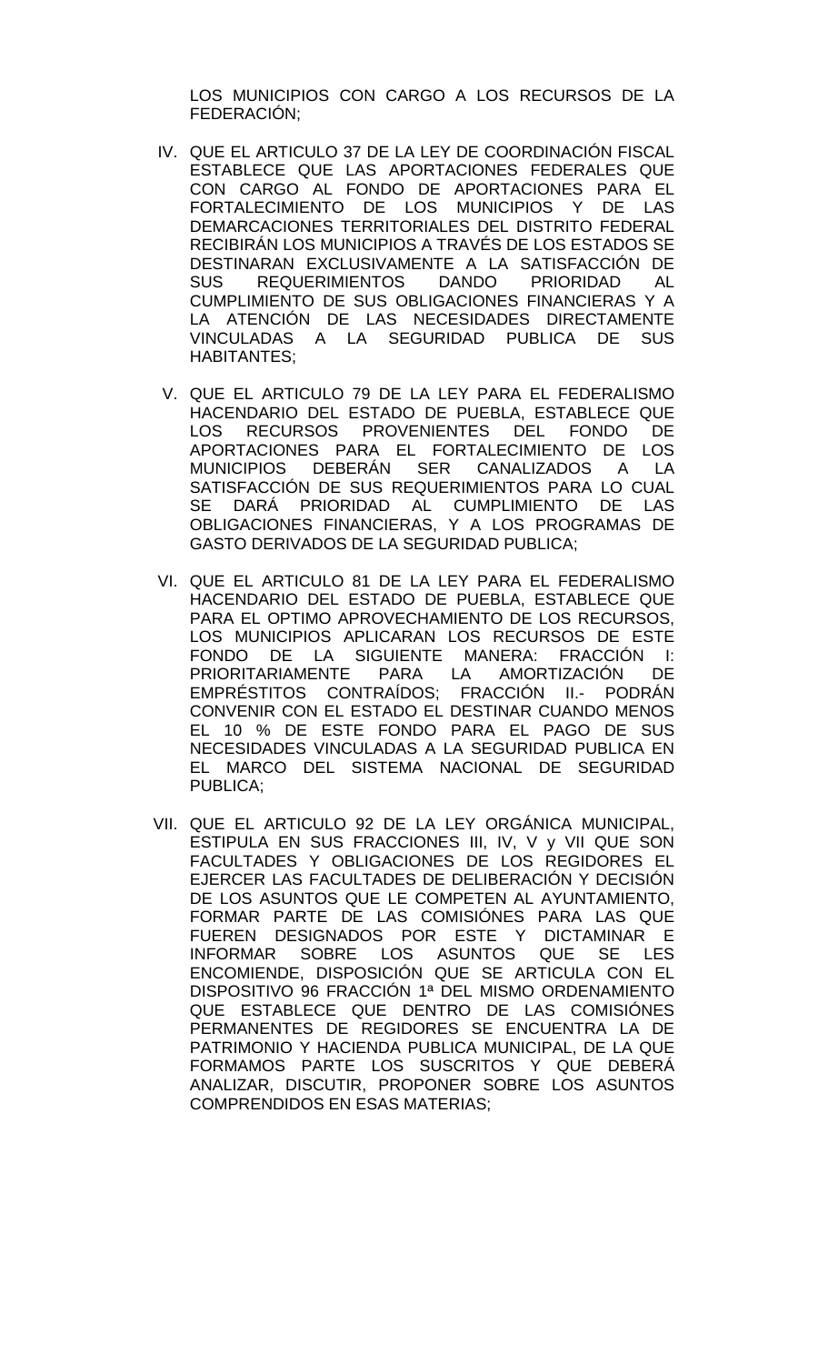LOS MUNICIPIOS CON CARGO A LOS RECURSOS DE LA FEDERACIÓN;

IV. QUE EL ARTICULO 37 DE LA LEY DE COORDINACIÓN FISCAL ESTABLECE QUE LAS APORTACIONES FEDERALES QUE CON CARGO AL FONDO DE APORTACIONES PARA EL FORTALECIMIENTO DE LOS MUNICIPIOS Y DE LAS DEMARCACIONES TERRITORIALES DEL DISTRITO FEDERAL RECIBIRÁN LOS MUNICIPIOS A TRAVÉS DE LOS ESTADOS SE DESTINARAN EXCLUSIVAMENTE A LA SATISFACCIÓN DE SUS REQUERIMIENTOS DANDO PRIORIDAD AL CUMPLIMIENTO DE SUS OBLIGACIONES FINANCIERAS Y A LA ATENCIÓN DE LAS NECESIDADES DIRECTAMENTE VINCULADAS A LA SEGURIDAD PUBLICA DE SUS HABITANTES;

V. QUE EL ARTICULO 79 DE LA LEY PARA EL FEDERALISMO HACENDARIO DEL ESTADO DE PUEBLA, ESTABLECE QUE LOS RECURSOS PROVENIENTES DEL FONDO DE APORTACIONES PARA EL FORTALECIMIENTO DE LOS MUNICIPIOS DEBERÁN SER CANALIZADOS A LA SATISFACCIÓN DE SUS REQUERIMIENTOS PARA LO CUAL SE DARÁ PRIORIDAD AL CUMPLIMIENTO DE LAS OBLIGACIONES FINANCIERAS, Y A LOS PROGRAMAS DE GASTO DERIVADOS DE LA SEGURIDAD PUBLICA;

VI. QUE EL ARTICULO 81 DE LA LEY PARA EL FEDERALISMO HACENDARIO DEL ESTADO DE PUEBLA, ESTABLECE QUE PARA EL OPTIMO APROVECHAMIENTO DE LOS RECURSOS, LOS MUNICIPIOS APLICARAN LOS RECURSOS DE ESTE FONDO DE LA SIGUIENTE MANERA: FRACCIÓN I: PRIORITARIAMENTE PARA LA AMORTIZACIÓN DE EMPRÉSTITOS CONTRAÍDOS; FRACCIÓN II.- PODRÁN CONVENIR CON EL ESTADO EL DESTINAR CUANDO MENOS EL 10 % DE ESTE FONDO PARA EL PAGO DE SUS NECESIDADES VINCULADAS A LA SEGURIDAD PUBLICA EN EL MARCO DEL SISTEMA NACIONAL DE SEGURIDAD PUBLICA;

VII. QUE EL ARTICULO 92 DE LA LEY ORGÁNICA MUNICIPAL, ESTIPULA EN SUS FRACCIONES III, IV, V y VII QUE SON FACULTADES Y OBLIGACIONES DE LOS REGIDORES EL EJERCER LAS FACULTADES DE DELIBERACIÓN Y DECISIÓN DE LOS ASUNTOS QUE LE COMPETEN AL AYUNTAMIENTO, FORMAR PARTE DE LAS COMISIÓNES PARA LAS QUE FUEREN DESIGNADOS POR ESTE Y DICTAMINAR E INFORMAR SOBRE LOS ASUNTOS QUE SE LES ENCOMIENDE, DISPOSICIÓN QUE SE ARTICULA CON EL DISPOSITIVO 96 FRACCIÓN 1ª DEL MISMO ORDENAMIENTO QUE ESTABLECE QUE DENTRO DE LAS COMISIÓNES PERMANENTES DE REGIDORES SE ENCUENTRA LA DE PATRIMONIO Y HACIENDA PUBLICA MUNICIPAL, DE LA QUE FORMAMOS PARTE LOS SUSCRITOS Y QUE DEBERÁ ANALIZAR, DISCUTIR, PROPONER SOBRE LOS ASUNTOS COMPRENDIDOS EN ESAS MATERIAS;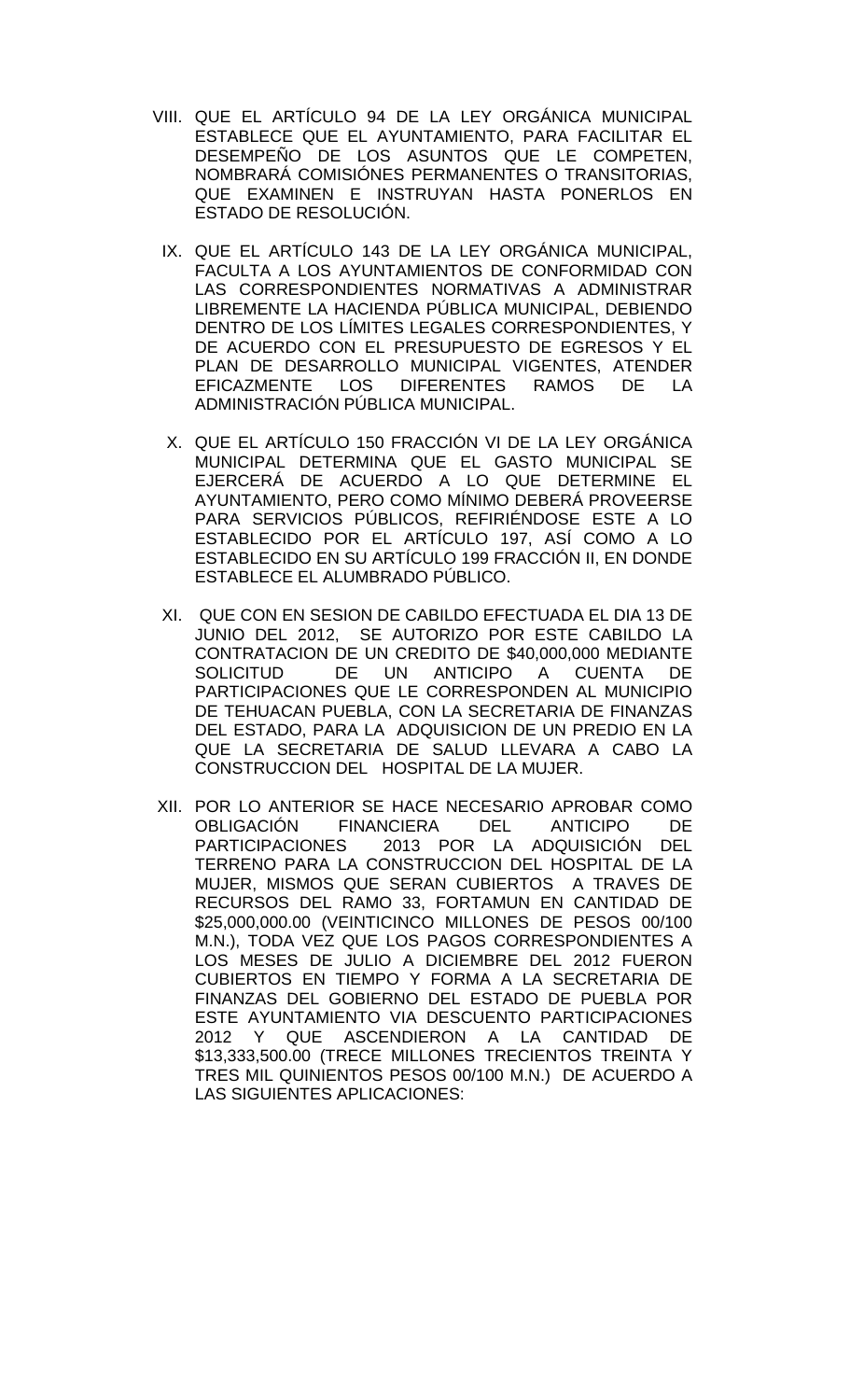VIII. QUE EL ARTÍCULO 94 DE LA LEY ORGÁNICA MUNICIPAL ESTABLECE QUE EL AYUNTAMIENTO, PARA FACILITAR EL DESEMPEÑO DE LOS ASUNTOS QUE LE COMPETEN, NOMBRARÁ COMISIÓNES PERMANENTES O TRANSITORIAS, QUE EXAMINEN E INSTRUYAN HASTA PONERLOS EN ESTADO DE RESOLUCIÓN.

IX. QUE EL ARTÍCULO 143 DE LA LEY ORGÁNICA MUNICIPAL, FACULTA A LOS AYUNTAMIENTOS DE CONFORMIDAD CON LAS CORRESPONDIENTES NORMATIVAS A ADMINISTRAR LIBREMENTE LA HACIENDA PÚBLICA MUNICIPAL, DEBIENDO DENTRO DE LOS LÍMITES LEGALES CORRESPONDIENTES, Y DE ACUERDO CON EL PRESUPUESTO DE EGRESOS Y EL PLAN DE DESARROLLO MUNICIPAL VIGENTES, ATENDER EFICAZMENTE LOS DIFERENTES RAMOS DE LA ADMINISTRACIÓN PÚBLICA MUNICIPAL.

X. QUE EL ARTÍCULO 150 FRACCIÓN VI DE LA LEY ORGÁNICA MUNICIPAL DETERMINA QUE EL GASTO MUNICIPAL SE EJERCERÁ DE ACUERDO A LO QUE DETERMINE EL AYUNTAMIENTO, PERO COMO MÍNIMO DEBERÁ PROVEERSE PARA SERVICIOS PÚBLICOS, REFIRIÉNDOSE ESTE A LO ESTABLECIDO POR EL ARTÍCULO 197, ASÍ COMO A LO ESTABLECIDO EN SU ARTÍCULO 199 FRACCIÓN II, EN DONDE ESTABLECE EL ALUMBRADO PÚBLICO.

XI. QUE CON EN SESION DE CABILDO EFECTUADA EL DIA 13 DE JUNIO DEL 2012, SE AUTORIZO POR ESTE CABILDO LA CONTRATACION DE UN CREDITO DE $40,000,000 MEDIANTE SOLICITUD DE UN ANTICIPO A CUENTA DE PARTICIPACIONES QUE LE CORRESPONDEN AL MUNICIPIO DE TEHUACAN PUEBLA, CON LA SECRETARIA DE FINANZAS DEL ESTADO, PARA LA ADQUISICION DE UN PREDIO EN LA QUE LA SECRETARIA DE SALUD LLEVARA A CABO LA CONSTRUCCION DEL HOSPITAL DE LA MUJER.

XII. POR LO ANTERIOR SE HACE NECESARIO APROBAR COMO OBLIGACIÓN FINANCIERA DEL ANTICIPO DE PARTICIPACIONES 2013 POR LA ADQUISICIÓN DEL TERRENO PARA LA CONSTRUCCION DEL HOSPITAL DE LA MUJER, MISMOS QUE SERAN CUBIERTOS A TRAVES DE RECURSOS DEL RAMO 33, FORTAMUN EN CANTIDAD DE $25,000,000.00 (VEINTICINCO MILLONES DE PESOS 00/100 M.N.), TODA VEZ QUE LOS PAGOS CORRESPONDIENTES A LOS MESES DE JULIO A DICIEMBRE DEL 2012 FUERON CUBIERTOS EN TIEMPO Y FORMA A LA SECRETARIA DE FINANZAS DEL GOBIERNO DEL ESTADO DE PUEBLA POR ESTE AYUNTAMIENTO VIA DESCUENTO PARTICIPACIONES 2012 Y QUE ASCENDIERON A LA CANTIDAD DE $13,333,500.00 (TRECE MILLONES TRECIENTOS TREINTA Y TRES MIL QUINIENTOS PESOS 00/100 M.N.) DE ACUERDO A LAS SIGUIENTES APLICACIONES: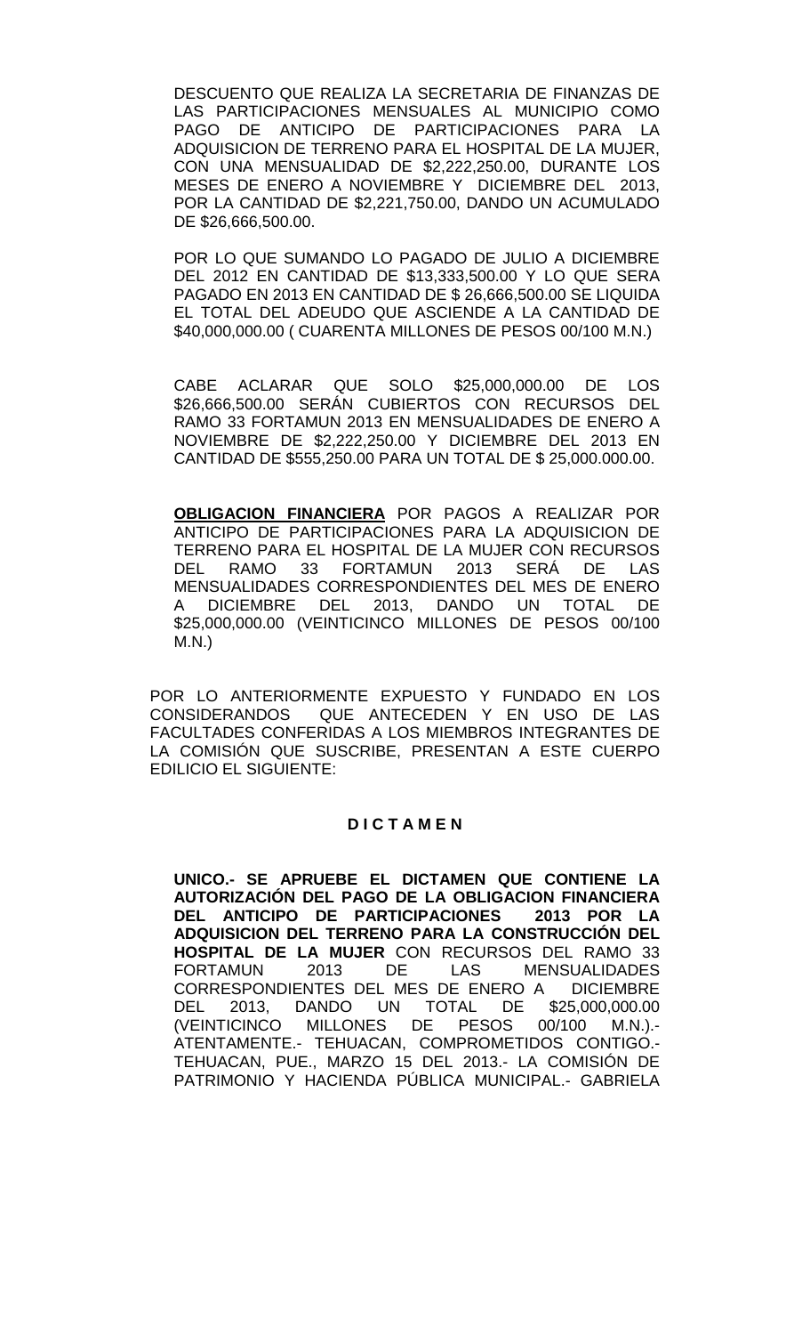DESCUENTO QUE REALIZA LA SECRETARIA DE FINANZAS DE LAS PARTICIPACIONES MENSUALES AL MUNICIPIO COMO PAGO DE ANTICIPO DE PARTICIPACIONES PARA LA ADQUISICION DE TERRENO PARA EL HOSPITAL DE LA MUJER, CON UNA MENSUALIDAD DE $2,222,250.00, DURANTE LOS MESES DE ENERO A NOVIEMBRE Y DICIEMBRE DEL 2013, POR LA CANTIDAD DE $2,221,750.00, DANDO UN ACUMULADO DE $26,666,500.00.

POR LO QUE SUMANDO LO PAGADO DE JULIO A DICIEMBRE DEL 2012 EN CANTIDAD DE $13,333,500.00 Y LO QUE SERA PAGADO EN 2013 EN CANTIDAD DE $ 26,666,500.00 SE LIQUIDA EL TOTAL DEL ADEUDO QUE ASCIENDE A LA CANTIDAD DE $40,000,000.00 ( CUARENTA MILLONES DE PESOS 00/100 M.N.)

CABE ACLARAR QUE SOLO $25,000,000.00 DE LOS $26,666,500.00 SERÁN CUBIERTOS CON RECURSOS DEL RAMO 33 FORTAMUN 2013 EN MENSUALIDADES DE ENERO A NOVIEMBRE DE $2,222,250.00 Y DICIEMBRE DEL 2013 EN CANTIDAD DE $555,250.00 PARA UN TOTAL DE $ 25,000.000.00.

**OBLIGACION FINANCIERA** POR PAGOS A REALIZAR POR ANTICIPO DE PARTICIPACIONES PARA LA ADQUISICION DE TERRENO PARA EL HOSPITAL DE LA MUJER CON RECURSOS DEL RAMO 33 FORTAMUN 2013 SERÁ DE LAS MENSUALIDADES CORRESPONDIENTES DEL MES DE ENERO A DICIEMBRE DEL 2013, DANDO UN TOTAL DE $25,000,000.00 (VEINTICINCO MILLONES DE PESOS 00/100 M.N.)

POR LO ANTERIORMENTE EXPUESTO Y FUNDADO EN LOS CONSIDERANDOS QUE ANTECEDEN Y EN USO DE LAS FACULTADES CONFERIDAS A LOS MIEMBROS INTEGRANTES DE LA COMISIÓN QUE SUSCRIBE, PRESENTAN A ESTE CUERPO EDILICIO EL SIGUIENTE:

**D I C T A M E N**

**UNICO.- SE APRUEBE EL DICTAMEN QUE CONTIENE LA AUTORIZACIÓN DEL PAGO DE LA OBLIGACION FINANCIERA DEL ANTICIPO DE PARTICIPACIONES 2013 POR LA ADQUISICION DEL TERRENO PARA LA CONSTRUCCIÓN DEL HOSPITAL DE LA MUJER** CON RECURSOS DEL RAMO 33 FORTAMUN 2013 DE LAS MENSUALIDADES CORRESPONDIENTES DEL MES DE ENERO A DICIEMBRE DEL 2013, DANDO UN TOTAL DE $25,000,000.00 (VEINTICINCO MILLONES DE PESOS 00/100 M.N.).- ATENTAMENTE.- TEHUACAN, COMPROMETIDOS CONTIGO.- TEHUACAN, PUE., MARZO 15 DEL 2013.- LA COMISIÓN DE PATRIMONIO Y HACIENDA PÚBLICA MUNICIPAL.- GABRIELA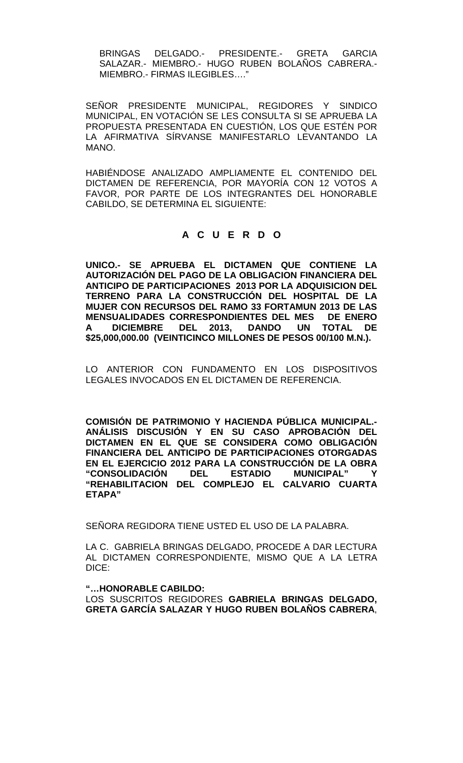BRINGAS DELGADO.- PRESIDENTE.- GRETA GARCIA SALAZAR.- MIEMBRO.- HUGO RUBEN BOLAÑOS CABRERA.- MIEMBRO.- FIRMAS ILEGIBLES…."

SEÑOR PRESIDENTE MUNICIPAL, REGIDORES Y SINDICO MUNICIPAL, EN VOTACIÓN SE LES CONSULTA SI SE APRUEBA LA PROPUESTA PRESENTADA EN CUESTIÓN, LOS QUE ESTÉN POR LA AFIRMATIVA SÍRVANSE MANIFESTARLO LEVANTANDO LA MANO.

HABIÉNDOSE ANALIZADO AMPLIAMENTE EL CONTENIDO DEL DICTAMEN DE REFERENCIA, POR MAYORÍA CON 12 VOTOS A FAVOR, POR PARTE DE LOS INTEGRANTES DEL HONORABLE CABILDO, SE DETERMINA EL SIGUIENTE:

**A C U E R D O**

**UNICO.- SE APRUEBA EL DICTAMEN QUE CONTIENE LA AUTORIZACIÓN DEL PAGO DE LA OBLIGACION FINANCIERA DEL ANTICIPO DE PARTICIPACIONES 2013 POR LA ADQUISICION DEL TERRENO PARA LA CONSTRUCCIÓN DEL HOSPITAL DE LA MUJER CON RECURSOS DEL RAMO 33 FORTAMUN 2013 DE LAS MENSUALIDADES CORRESPONDIENTES DEL MES DE ENERO A DICIEMBRE DEL 2013, DANDO UN TOTAL DE $25,000,000.00 (VEINTICINCO MILLONES DE PESOS 00/100 M.N.).**

LO ANTERIOR CON FUNDAMENTO EN LOS DISPOSITIVOS LEGALES INVOCADOS EN EL DICTAMEN DE REFERENCIA.

**COMISIÓN DE PATRIMONIO Y HACIENDA PÚBLICA MUNICIPAL.- ANÁLISIS DISCUSIÓN Y EN SU CASO APROBACIÓN DEL DICTAMEN EN EL QUE SE CONSIDERA COMO OBLIGACIÓN FINANCIERA DEL ANTICIPO DE PARTICIPACIONES OTORGADAS EN EL EJERCICIO 2012 PARA LA CONSTRUCCIÓN DE LA OBRA "CONSOLIDACIÓN DEL ESTADIO MUNICIPAL" Y "REHABILITACION DEL COMPLEJO EL CALVARIO CUARTA ETAPA"**

SEÑORA REGIDORA TIENE USTED EL USO DE LA PALABRA.

LA C. GABRIELA BRINGAS DELGADO, PROCEDE A DAR LECTURA AL DICTAMEN CORRESPONDIENTE, MISMO QUE A LA LETRA DICE:

**"…HONORABLE CABILDO:**
LOS SUSCRITOS REGIDORES **GABRIELA BRINGAS DELGADO, GRETA GARCÍA SALAZAR Y HUGO RUBEN BOLAÑOS CABRERA**,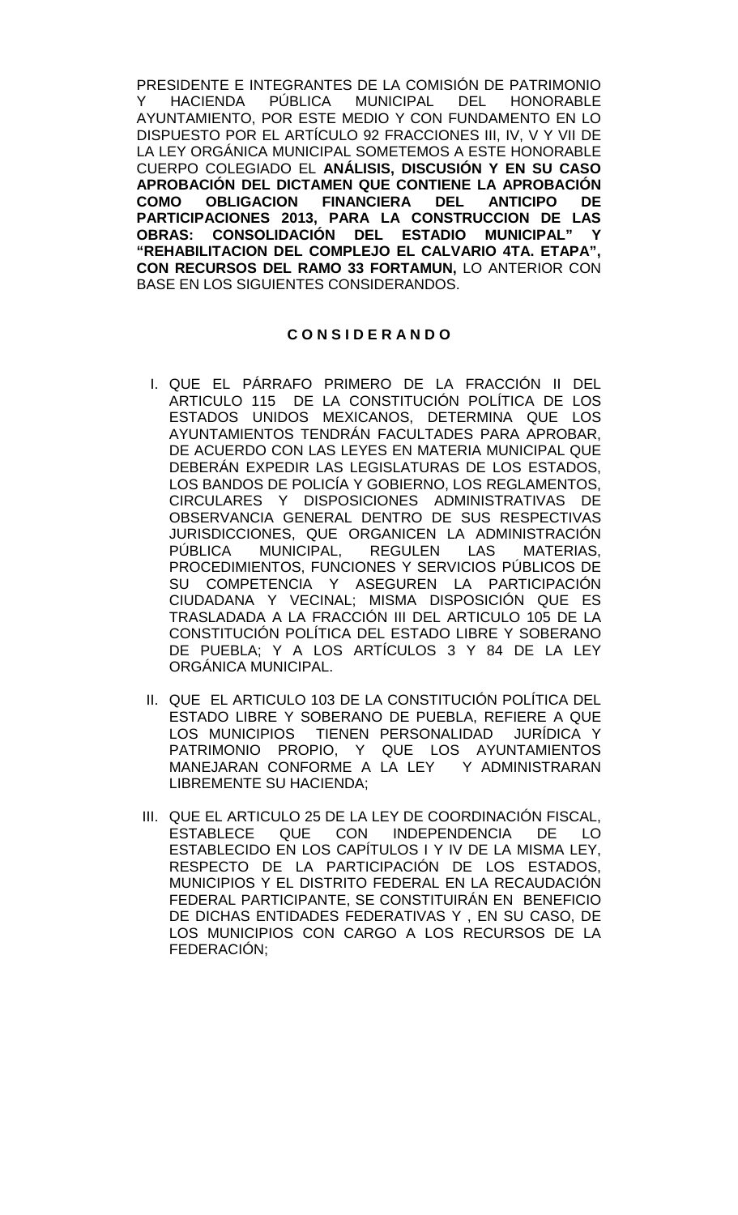PRESIDENTE E INTEGRANTES DE LA COMISIÓN DE PATRIMONIO Y HACIENDA PÚBLICA MUNICIPAL DEL HONORABLE AYUNTAMIENTO, POR ESTE MEDIO Y CON FUNDAMENTO EN LO DISPUESTO POR EL ARTÍCULO 92 FRACCIONES III, IV, V Y VII DE LA LEY ORGÁNICA MUNICIPAL SOMETEMOS A ESTE HONORABLE CUERPO COLEGIADO EL **ANÁLISIS, DISCUSIÓN Y EN SU CASO APROBACIÓN DEL DICTAMEN QUE CONTIENE LA APROBACIÓN COMO OBLIGACION FINANCIERA DEL ANTICIPO DE PARTICIPACIONES 2013, PARA LA CONSTRUCCION DE LAS OBRAS: CONSOLIDACIÓN DEL ESTADIO MUNICIPAL" Y "REHABILITACION DEL COMPLEJO EL CALVARIO 4TA. ETAPA", CON RECURSOS DEL RAMO 33 FORTAMUN,** LO ANTERIOR CON BASE EN LOS SIGUIENTES CONSIDERANDOS.

**C O N S I D E R A N D O**

I. QUE EL PÁRRAFO PRIMERO DE LA FRACCIÓN II DEL ARTICULO 115 DE LA CONSTITUCIÓN POLÍTICA DE LOS ESTADOS UNIDOS MEXICANOS, DETERMINA QUE LOS AYUNTAMIENTOS TENDRÁN FACULTADES PARA APROBAR, DE ACUERDO CON LAS LEYES EN MATERIA MUNICIPAL QUE DEBERÁN EXPEDIR LAS LEGISLATURAS DE LOS ESTADOS, LOS BANDOS DE POLICÍA Y GOBIERNO, LOS REGLAMENTOS, CIRCULARES Y DISPOSICIONES ADMINISTRATIVAS DE OBSERVANCIA GENERAL DENTRO DE SUS RESPECTIVAS JURISDICCIONES, QUE ORGANICEN LA ADMINISTRACIÓN PÚBLICA MUNICIPAL, REGULEN LAS MATERIAS, PROCEDIMIENTOS, FUNCIONES Y SERVICIOS PÚBLICOS DE SU COMPETENCIA Y ASEGUREN LA PARTICIPACIÓN CIUDADANA Y VECINAL; MISMA DISPOSICIÓN QUE ES TRASLADADA A LA FRACCIÓN III DEL ARTICULO 105 DE LA CONSTITUCIÓN POLÍTICA DEL ESTADO LIBRE Y SOBERANO DE PUEBLA; Y A LOS ARTÍCULOS 3 Y 84 DE LA LEY ORGÁNICA MUNICIPAL.

II. QUE EL ARTICULO 103 DE LA CONSTITUCIÓN POLÍTICA DEL ESTADO LIBRE Y SOBERANO DE PUEBLA, REFIERE A QUE LOS MUNICIPIOS TIENEN PERSONALIDAD JURÍDICA Y PATRIMONIO PROPIO, Y QUE LOS AYUNTAMIENTOS MANEJARAN CONFORME A LA LEY Y ADMINISTRARAN LIBREMENTE SU HACIENDA;

III. QUE EL ARTICULO 25 DE LA LEY DE COORDINACIÓN FISCAL, ESTABLECE QUE CON INDEPENDENCIA DE LO ESTABLECIDO EN LOS CAPÍTULOS I Y IV DE LA MISMA LEY, RESPECTO DE LA PARTICIPACIÓN DE LOS ESTADOS, MUNICIPIOS Y EL DISTRITO FEDERAL EN LA RECAUDACIÓN FEDERAL PARTICIPANTE, SE CONSTITUIRÁN EN BENEFICIO DE DICHAS ENTIDADES FEDERATIVAS Y , EN SU CASO, DE LOS MUNICIPIOS CON CARGO A LOS RECURSOS DE LA FEDERACIÓN;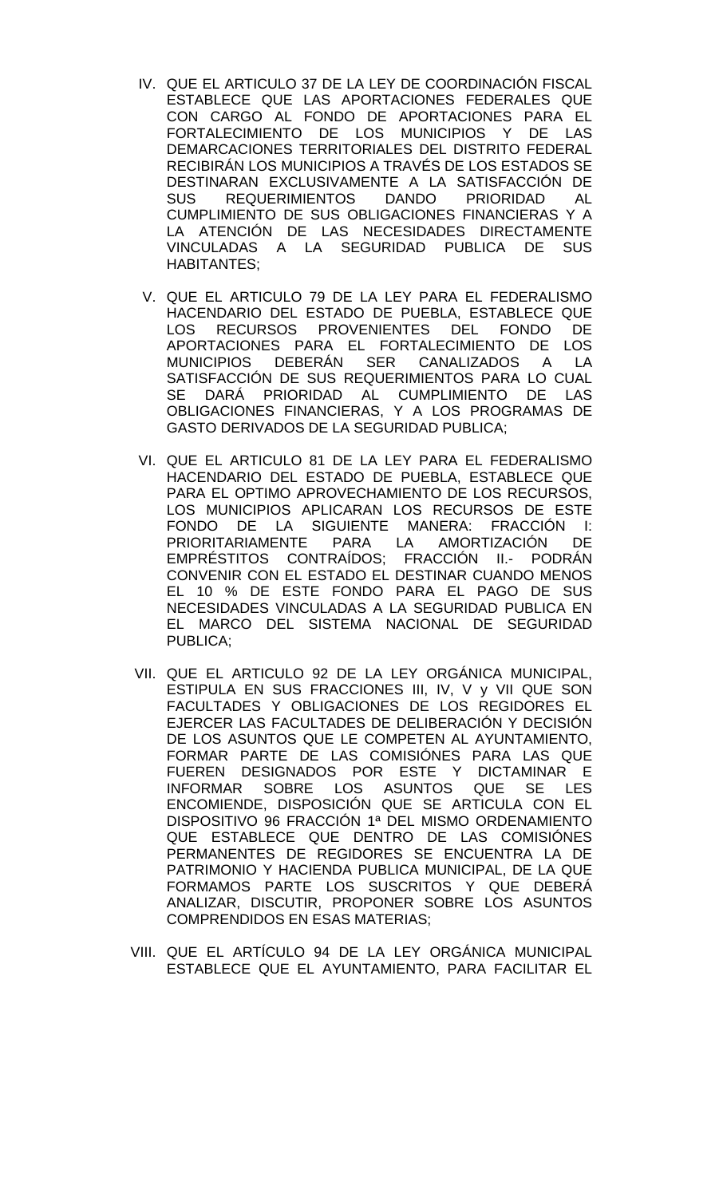IV. QUE EL ARTICULO 37 DE LA LEY DE COORDINACIÓN FISCAL ESTABLECE QUE LAS APORTACIONES FEDERALES QUE CON CARGO AL FONDO DE APORTACIONES PARA EL FORTALECIMIENTO DE LOS MUNICIPIOS Y DE LAS DEMARCACIONES TERRITORIALES DEL DISTRITO FEDERAL RECIBIRÁN LOS MUNICIPIOS A TRAVÉS DE LOS ESTADOS SE DESTINARAN EXCLUSIVAMENTE A LA SATISFACCIÓN DE SUS REQUERIMIENTOS DANDO PRIORIDAD AL CUMPLIMIENTO DE SUS OBLIGACIONES FINANCIERAS Y A LA ATENCIÓN DE LAS NECESIDADES DIRECTAMENTE VINCULADAS A LA SEGURIDAD PUBLICA DE SUS HABITANTES;

V. QUE EL ARTICULO 79 DE LA LEY PARA EL FEDERALISMO HACENDARIO DEL ESTADO DE PUEBLA, ESTABLECE QUE LOS RECURSOS PROVENIENTES DEL FONDO DE APORTACIONES PARA EL FORTALECIMIENTO DE LOS MUNICIPIOS DEBERÁN SER CANALIZADOS A LA SATISFACCIÓN DE SUS REQUERIMIENTOS PARA LO CUAL SE DARÁ PRIORIDAD AL CUMPLIMIENTO DE LAS OBLIGACIONES FINANCIERAS, Y A LOS PROGRAMAS DE GASTO DERIVADOS DE LA SEGURIDAD PUBLICA;

VI. QUE EL ARTICULO 81 DE LA LEY PARA EL FEDERALISMO HACENDARIO DEL ESTADO DE PUEBLA, ESTABLECE QUE PARA EL OPTIMO APROVECHAMIENTO DE LOS RECURSOS, LOS MUNICIPIOS APLICARAN LOS RECURSOS DE ESTE FONDO DE LA SIGUIENTE MANERA: FRACCIÓN I: PRIORITARIAMENTE PARA LA AMORTIZACIÓN DE EMPRÉSTITOS CONTRAÍDOS; FRACCIÓN II.- PODRÁN CONVENIR CON EL ESTADO EL DESTINAR CUANDO MENOS EL 10 % DE ESTE FONDO PARA EL PAGO DE SUS NECESIDADES VINCULADAS A LA SEGURIDAD PUBLICA EN EL MARCO DEL SISTEMA NACIONAL DE SEGURIDAD PUBLICA;

VII. QUE EL ARTICULO 92 DE LA LEY ORGÁNICA MUNICIPAL, ESTIPULA EN SUS FRACCIONES III, IV, V y VII QUE SON FACULTADES Y OBLIGACIONES DE LOS REGIDORES EL EJERCER LAS FACULTADES DE DELIBERACIÓN Y DECISIÓN DE LOS ASUNTOS QUE LE COMPETEN AL AYUNTAMIENTO, FORMAR PARTE DE LAS COMISIÓNES PARA LAS QUE FUEREN DESIGNADOS POR ESTE Y DICTAMINAR E INFORMAR SOBRE LOS ASUNTOS QUE SE LES ENCOMIENDE, DISPOSICIÓN QUE SE ARTICULA CON EL DISPOSITIVO 96 FRACCIÓN 1ª DEL MISMO ORDENAMIENTO QUE ESTABLECE QUE DENTRO DE LAS COMISIÓNES PERMANENTES DE REGIDORES SE ENCUENTRA LA DE PATRIMONIO Y HACIENDA PUBLICA MUNICIPAL, DE LA QUE FORMAMOS PARTE LOS SUSCRITOS Y QUE DEBERÁ ANALIZAR, DISCUTIR, PROPONER SOBRE LOS ASUNTOS COMPRENDIDOS EN ESAS MATERIAS;

VIII. QUE EL ARTÍCULO 94 DE LA LEY ORGÁNICA MUNICIPAL ESTABLECE QUE EL AYUNTAMIENTO, PARA FACILITAR EL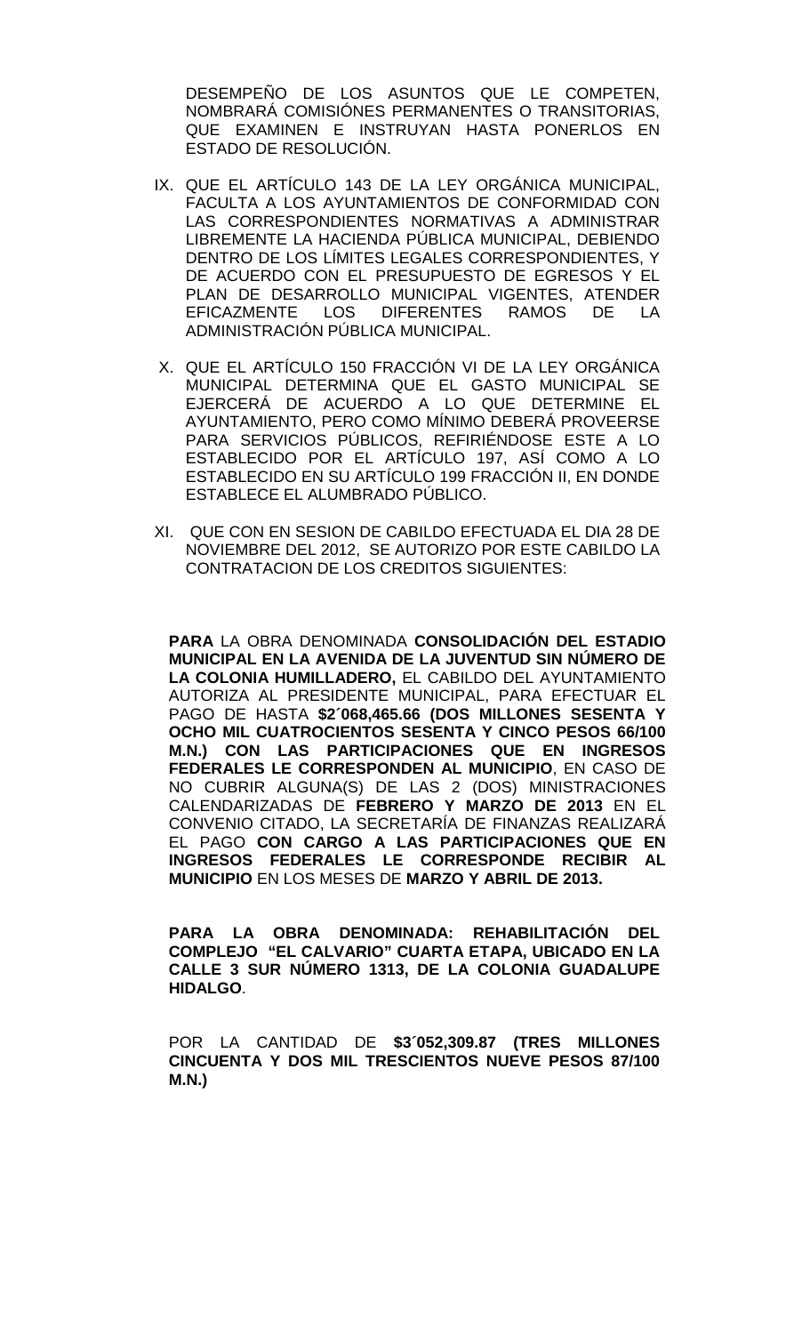DESEMPEÑO DE LOS ASUNTOS QUE LE COMPETEN, NOMBRARÁ COMISIÓNES PERMANENTES O TRANSITORIAS, QUE EXAMINEN E INSTRUYAN HASTA PONERLOS EN ESTADO DE RESOLUCIÓN.

IX. QUE EL ARTÍCULO 143 DE LA LEY ORGÁNICA MUNICIPAL, FACULTA A LOS AYUNTAMIENTOS DE CONFORMIDAD CON LAS CORRESPONDIENTES NORMATIVAS A ADMINISTRAR LIBREMENTE LA HACIENDA PÚBLICA MUNICIPAL, DEBIENDO DENTRO DE LOS LÍMITES LEGALES CORRESPONDIENTES, Y DE ACUERDO CON EL PRESUPUESTO DE EGRESOS Y EL PLAN DE DESARROLLO MUNICIPAL VIGENTES, ATENDER EFICAZMENTE LOS DIFERENTES RAMOS DE LA ADMINISTRACIÓN PÚBLICA MUNICIPAL.

X. QUE EL ARTÍCULO 150 FRACCIÓN VI DE LA LEY ORGÁNICA MUNICIPAL DETERMINA QUE EL GASTO MUNICIPAL SE EJERCERÁ DE ACUERDO A LO QUE DETERMINE EL AYUNTAMIENTO, PERO COMO MÍNIMO DEBERÁ PROVEERSE PARA SERVICIOS PÚBLICOS, REFIRIÉNDOSE ESTE A LO ESTABLECIDO POR EL ARTÍCULO 197, ASÍ COMO A LO ESTABLECIDO EN SU ARTÍCULO 199 FRACCIÓN II, EN DONDE ESTABLECE EL ALUMBRADO PÚBLICO.

XI. QUE CON EN SESION DE CABILDO EFECTUADA EL DIA 28 DE NOVIEMBRE DEL 2012, SE AUTORIZO POR ESTE CABILDO LA CONTRATACION DE LOS CREDITOS SIGUIENTES:

**PARA** LA OBRA DENOMINADA **CONSOLIDACIÓN DEL ESTADIO MUNICIPAL EN LA AVENIDA DE LA JUVENTUD SIN NÚMERO DE LA COLONIA HUMILLADERO,** EL CABILDO DEL AYUNTAMIENTO AUTORIZA AL PRESIDENTE MUNICIPAL, PARA EFECTUAR EL PAGO DE HASTA **$2´068,465.66 (DOS MILLONES SESENTA Y OCHO MIL CUATROCIENTOS SESENTA Y CINCO PESOS 66/100 M.N.) CON LAS PARTICIPACIONES QUE EN INGRESOS FEDERALES LE CORRESPONDEN AL MUNICIPIO**, EN CASO DE NO CUBRIR ALGUNA(S) DE LAS 2 (DOS) MINISTRACIONES CALENDARIZADAS DE **FEBRERO Y MARZO DE 2013** EN EL CONVENIO CITADO, LA SECRETARÍA DE FINANZAS REALIZARÁ EL PAGO **CON CARGO A LAS PARTICIPACIONES QUE EN INGRESOS FEDERALES LE CORRESPONDE RECIBIR AL MUNICIPIO** EN LOS MESES DE **MARZO Y ABRIL DE 2013.**

**PARA LA OBRA DENOMINADA: REHABILITACIÓN DEL COMPLEJO "EL CALVARIO" CUARTA ETAPA, UBICADO EN LA CALLE 3 SUR NÚMERO 1313, DE LA COLONIA GUADALUPE HIDALGO**.

POR LA CANTIDAD DE **$3´052,309.87 (TRES MILLONES CINCUENTA Y DOS MIL TRESCIENTOS NUEVE PESOS 87/100 M.N.)**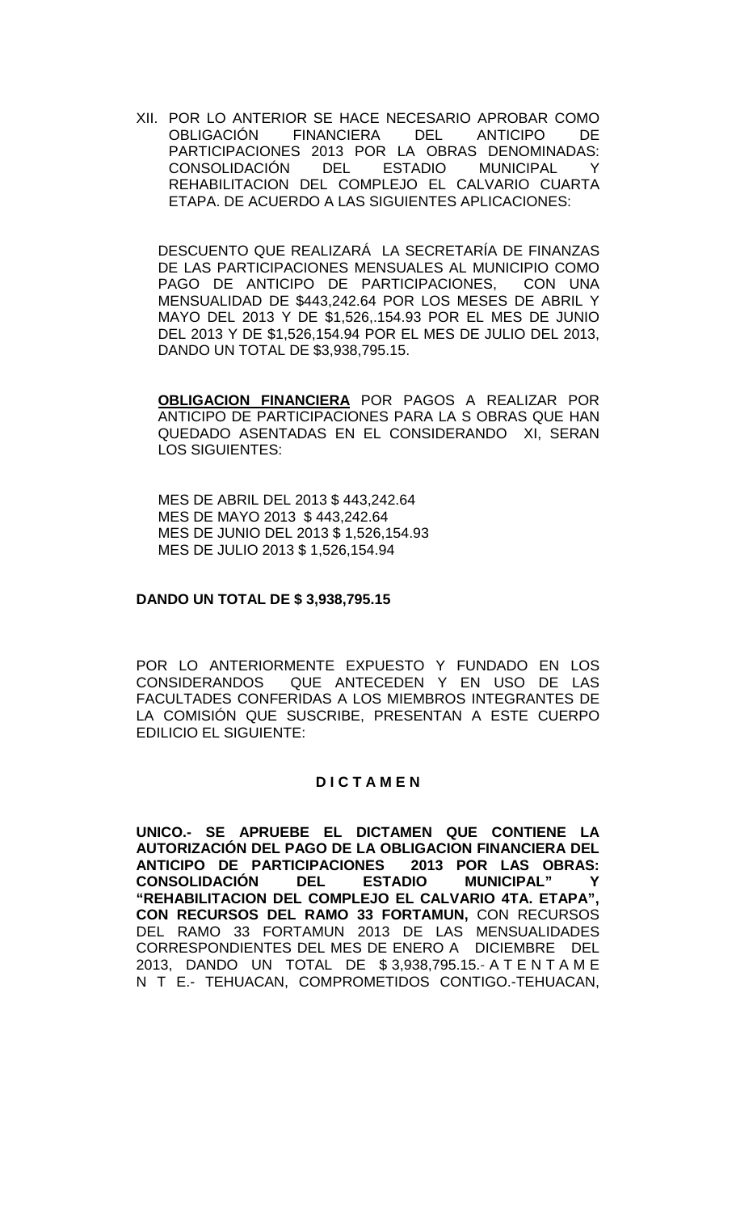XII. POR LO ANTERIOR SE HACE NECESARIO APROBAR COMO OBLIGACIÓN FINANCIERA DEL ANTICIPO DE PARTICIPACIONES 2013 POR LA OBRAS DENOMINADAS: CONSOLIDACIÓN DEL ESTADIO MUNICIPAL Y REHABILITACION DEL COMPLEJO EL CALVARIO CUARTA ETAPA. DE ACUERDO A LAS SIGUIENTES APLICACIONES:

DESCUENTO QUE REALIZARÁ LA SECRETARÍA DE FINANZAS DE LAS PARTICIPACIONES MENSUALES AL MUNICIPIO COMO PAGO DE ANTICIPO DE PARTICIPACIONES, CON UNA MENSUALIDAD DE $443,242.64 POR LOS MESES DE ABRIL Y MAYO DEL 2013 Y DE $1,526,.154.93 POR EL MES DE JUNIO DEL 2013 Y DE $1,526,154.94 POR EL MES DE JULIO DEL 2013, DANDO UN TOTAL DE $3,938,795.15.

**OBLIGACION FINANCIERA** POR PAGOS A REALIZAR POR ANTICIPO DE PARTICIPACIONES PARA LA S OBRAS QUE HAN QUEDADO ASENTADAS EN EL CONSIDERANDO XI, SERAN LOS SIGUIENTES:

MES DE ABRIL DEL 2013 $ 443,242.64
MES DE MAYO 2013 $ 443,242.64
MES DE JUNIO DEL 2013 $ 1,526,154.93
MES DE JULIO 2013 $ 1,526,154.94

**DANDO UN TOTAL DE $ 3,938,795.15**

POR LO ANTERIORMENTE EXPUESTO Y FUNDADO EN LOS CONSIDERANDOS QUE ANTECEDEN Y EN USO DE LAS FACULTADES CONFERIDAS A LOS MIEMBROS INTEGRANTES DE LA COMISIÓN QUE SUSCRIBE, PRESENTAN A ESTE CUERPO EDILICIO EL SIGUIENTE:

**D I C T A M E N**

**UNICO.- SE APRUEBE EL DICTAMEN QUE CONTIENE LA AUTORIZACIÓN DEL PAGO DE LA OBLIGACION FINANCIERA DEL ANTICIPO DE PARTICIPACIONES 2013 POR LAS OBRAS: CONSOLIDACIÓN DEL ESTADIO MUNICIPAL" Y "REHABILITACION DEL COMPLEJO EL CALVARIO 4TA. ETAPA", CON RECURSOS DEL RAMO 33 FORTAMUN,** CON RECURSOS DEL RAMO 33 FORTAMUN 2013 DE LAS MENSUALIDADES CORRESPONDIENTES DEL MES DE ENERO A DICIEMBRE DEL 2013, DANDO UN TOTAL DE $ 3,938,795.15.- A T E N T A M E N T E.- TEHUACAN, COMPROMETIDOS CONTIGO.-TEHUACAN,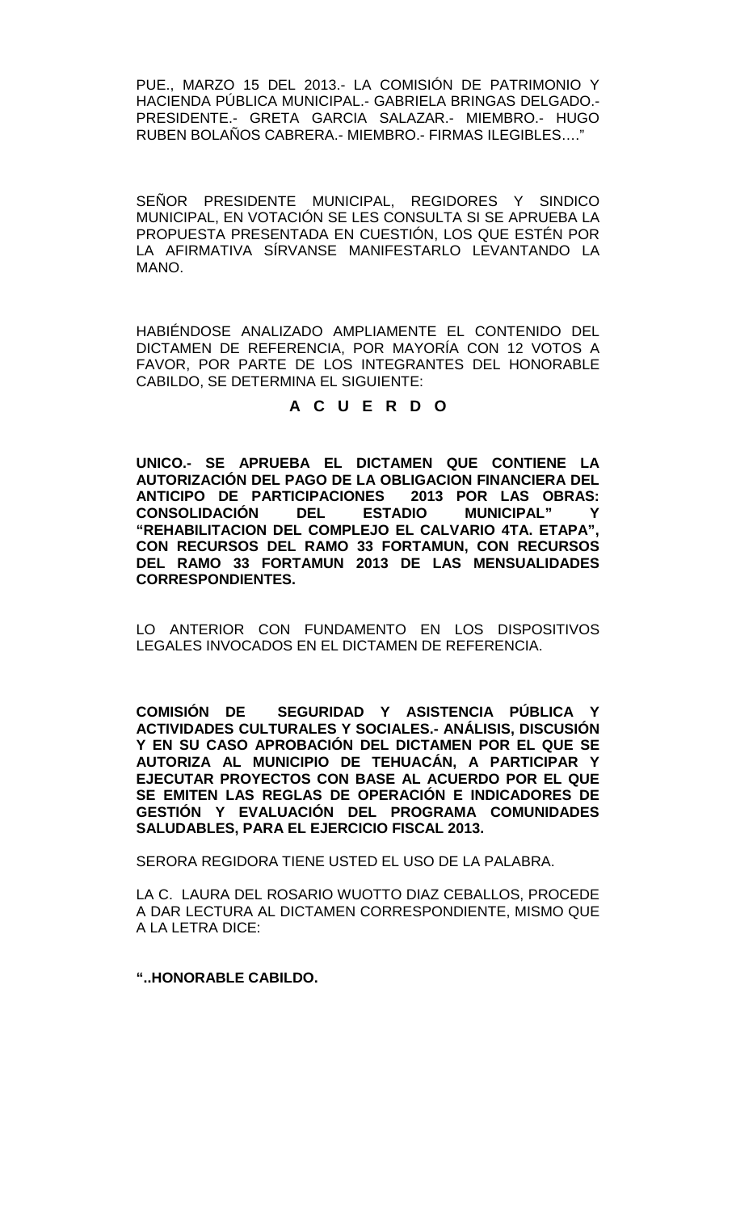PUE., MARZO 15 DEL 2013.- LA COMISIÓN DE PATRIMONIO Y HACIENDA PÚBLICA MUNICIPAL.- GABRIELA BRINGAS DELGADO.- PRESIDENTE.- GRETA GARCIA SALAZAR.- MIEMBRO.- HUGO RUBEN BOLAÑOS CABRERA.- MIEMBRO.- FIRMAS ILEGIBLES…."

SEÑOR PRESIDENTE MUNICIPAL, REGIDORES Y SINDICO MUNICIPAL, EN VOTACIÓN SE LES CONSULTA SI SE APRUEBA LA PROPUESTA PRESENTADA EN CUESTIÓN, LOS QUE ESTÉN POR LA AFIRMATIVA SÍRVANSE MANIFESTARLO LEVANTANDO LA MANO.

HABIÉNDOSE ANALIZADO AMPLIAMENTE EL CONTENIDO DEL DICTAMEN DE REFERENCIA, POR MAYORÍA CON 12 VOTOS A FAVOR, POR PARTE DE LOS INTEGRANTES DEL HONORABLE CABILDO, SE DETERMINA EL SIGUIENTE:

**A C U E R D O**

**UNICO.- SE APRUEBA EL DICTAMEN QUE CONTIENE LA AUTORIZACIÓN DEL PAGO DE LA OBLIGACION FINANCIERA DEL ANTICIPO DE PARTICIPACIONES 2013 POR LAS OBRAS: CONSOLIDACIÓN DEL ESTADIO MUNICIPAL" Y "REHABILITACION DEL COMPLEJO EL CALVARIO 4TA. ETAPA", CON RECURSOS DEL RAMO 33 FORTAMUN, CON RECURSOS DEL RAMO 33 FORTAMUN 2013 DE LAS MENSUALIDADES CORRESPONDIENTES.**

LO ANTERIOR CON FUNDAMENTO EN LOS DISPOSITIVOS LEGALES INVOCADOS EN EL DICTAMEN DE REFERENCIA.

**COMISIÓN DE SEGURIDAD Y ASISTENCIA PÚBLICA Y ACTIVIDADES CULTURALES Y SOCIALES.- ANÁLISIS, DISCUSIÓN Y EN SU CASO APROBACIÓN DEL DICTAMEN POR EL QUE SE AUTORIZA AL MUNICIPIO DE TEHUACÁN, A PARTICIPAR Y EJECUTAR PROYECTOS CON BASE AL ACUERDO POR EL QUE SE EMITEN LAS REGLAS DE OPERACIÓN E INDICADORES DE GESTIÓN Y EVALUACIÓN DEL PROGRAMA COMUNIDADES SALUDABLES, PARA EL EJERCICIO FISCAL 2013.**

SERORA REGIDORA TIENE USTED EL USO DE LA PALABRA.

LA C. LAURA DEL ROSARIO WUOTTO DIAZ CEBALLOS, PROCEDE A DAR LECTURA AL DICTAMEN CORRESPONDIENTE, MISMO QUE A LA LETRA DICE:

**"..HONORABLE CABILDO.**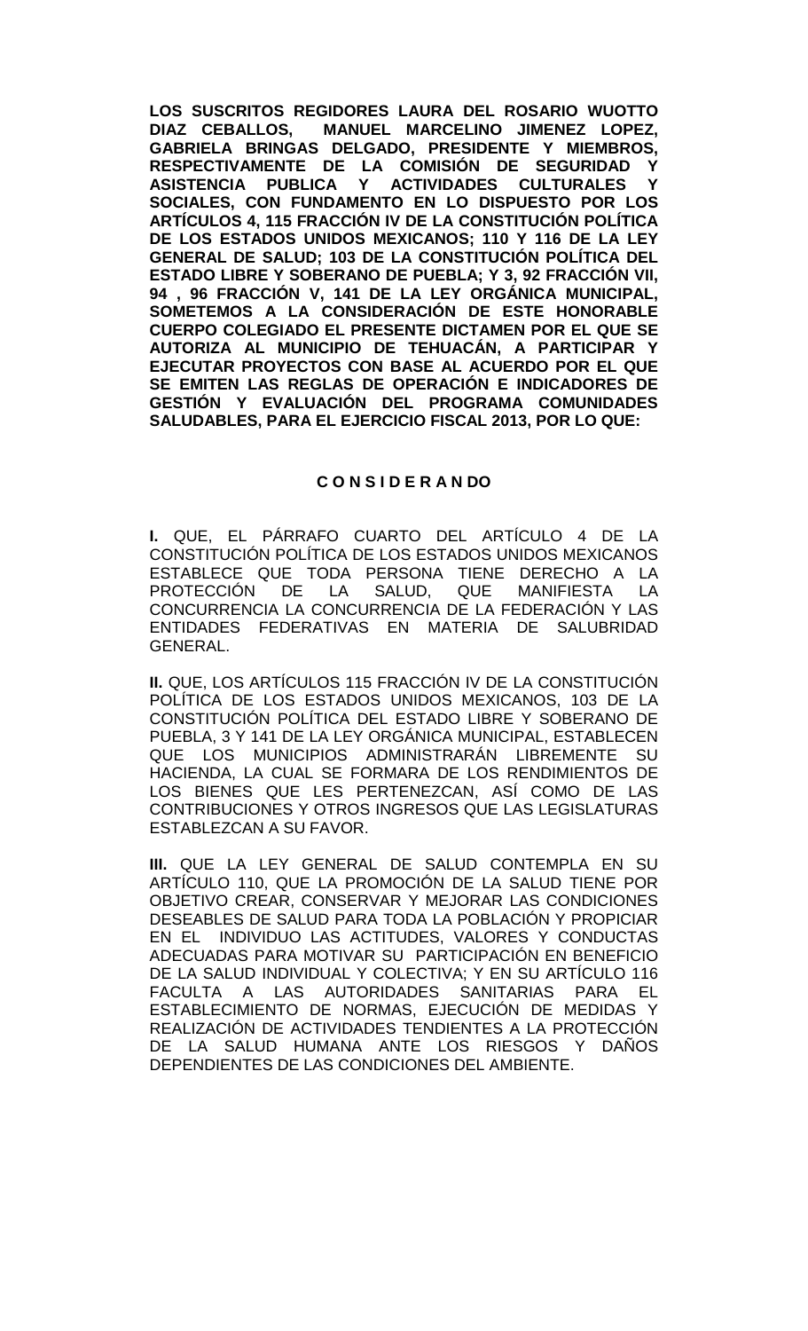**LOS SUSCRITOS REGIDORES LAURA DEL ROSARIO WUOTTO DIAZ CEBALLOS, MANUEL MARCELINO JIMENEZ LOPEZ, GABRIELA BRINGAS DELGADO, PRESIDENTE Y MIEMBROS, RESPECTIVAMENTE DE LA COMISIÓN DE SEGURIDAD Y ASISTENCIA PUBLICA Y ACTIVIDADES CULTURALES Y SOCIALES, CON FUNDAMENTO EN LO DISPUESTO POR LOS ARTÍCULOS 4, 115 FRACCIÓN IV DE LA CONSTITUCIÓN POLÍTICA DE LOS ESTADOS UNIDOS MEXICANOS; 110 Y 116 DE LA LEY GENERAL DE SALUD; 103 DE LA CONSTITUCIÓN POLÍTICA DEL ESTADO LIBRE Y SOBERANO DE PUEBLA; Y 3, 92 FRACCIÓN VII, 94 , 96 FRACCIÓN V, 141 DE LA LEY ORGÁNICA MUNICIPAL, SOMETEMOS A LA CONSIDERACIÓN DE ESTE HONORABLE CUERPO COLEGIADO EL PRESENTE DICTAMEN POR EL QUE SE AUTORIZA AL MUNICIPIO DE TEHUACÁN, A PARTICIPAR Y EJECUTAR PROYECTOS CON BASE AL ACUERDO POR EL QUE SE EMITEN LAS REGLAS DE OPERACIÓN E INDICADORES DE GESTIÓN Y EVALUACIÓN DEL PROGRAMA COMUNIDADES SALUDABLES, PARA EL EJERCICIO FISCAL 2013, POR LO QUE:**

**C O N S I D E R A N DO**

**I.** QUE, EL PÁRRAFO CUARTO DEL ARTÍCULO 4 DE LA CONSTITUCIÓN POLÍTICA DE LOS ESTADOS UNIDOS MEXICANOS ESTABLECE QUE TODA PERSONA TIENE DERECHO A LA PROTECCIÓN DE LA SALUD, QUE MANIFIESTA LA CONCURRENCIA LA CONCURRENCIA DE LA FEDERACIÓN Y LAS ENTIDADES FEDERATIVAS EN MATERIA DE SALUBRIDAD GENERAL.

**II.** QUE, LOS ARTÍCULOS 115 FRACCIÓN IV DE LA CONSTITUCIÓN POLÍTICA DE LOS ESTADOS UNIDOS MEXICANOS, 103 DE LA CONSTITUCIÓN POLÍTICA DEL ESTADO LIBRE Y SOBERANO DE PUEBLA, 3 Y 141 DE LA LEY ORGÁNICA MUNICIPAL, ESTABLECEN QUE LOS MUNICIPIOS ADMINISTRARÁN LIBREMENTE SU HACIENDA, LA CUAL SE FORMARA DE LOS RENDIMIENTOS DE LOS BIENES QUE LES PERTENEZCAN, ASÍ COMO DE LAS CONTRIBUCIONES Y OTROS INGRESOS QUE LAS LEGISLATURAS ESTABLEZCAN A SU FAVOR.

**III.** QUE LA LEY GENERAL DE SALUD CONTEMPLA EN SU ARTÍCULO 110, QUE LA PROMOCIÓN DE LA SALUD TIENE POR OBJETIVO CREAR, CONSERVAR Y MEJORAR LAS CONDICIONES DESEABLES DE SALUD PARA TODA LA POBLACIÓN Y PROPICIAR EN EL INDIVIDUO LAS ACTITUDES, VALORES Y CONDUCTAS ADECUADAS PARA MOTIVAR SU PARTICIPACIÓN EN BENEFICIO DE LA SALUD INDIVIDUAL Y COLECTIVA; Y EN SU ARTÍCULO 116 FACULTA A LAS AUTORIDADES SANITARIAS PARA EL ESTABLECIMIENTO DE NORMAS, EJECUCIÓN DE MEDIDAS Y REALIZACIÓN DE ACTIVIDADES TENDIENTES A LA PROTECCIÓN DE LA SALUD HUMANA ANTE LOS RIESGOS Y DAÑOS DEPENDIENTES DE LAS CONDICIONES DEL AMBIENTE.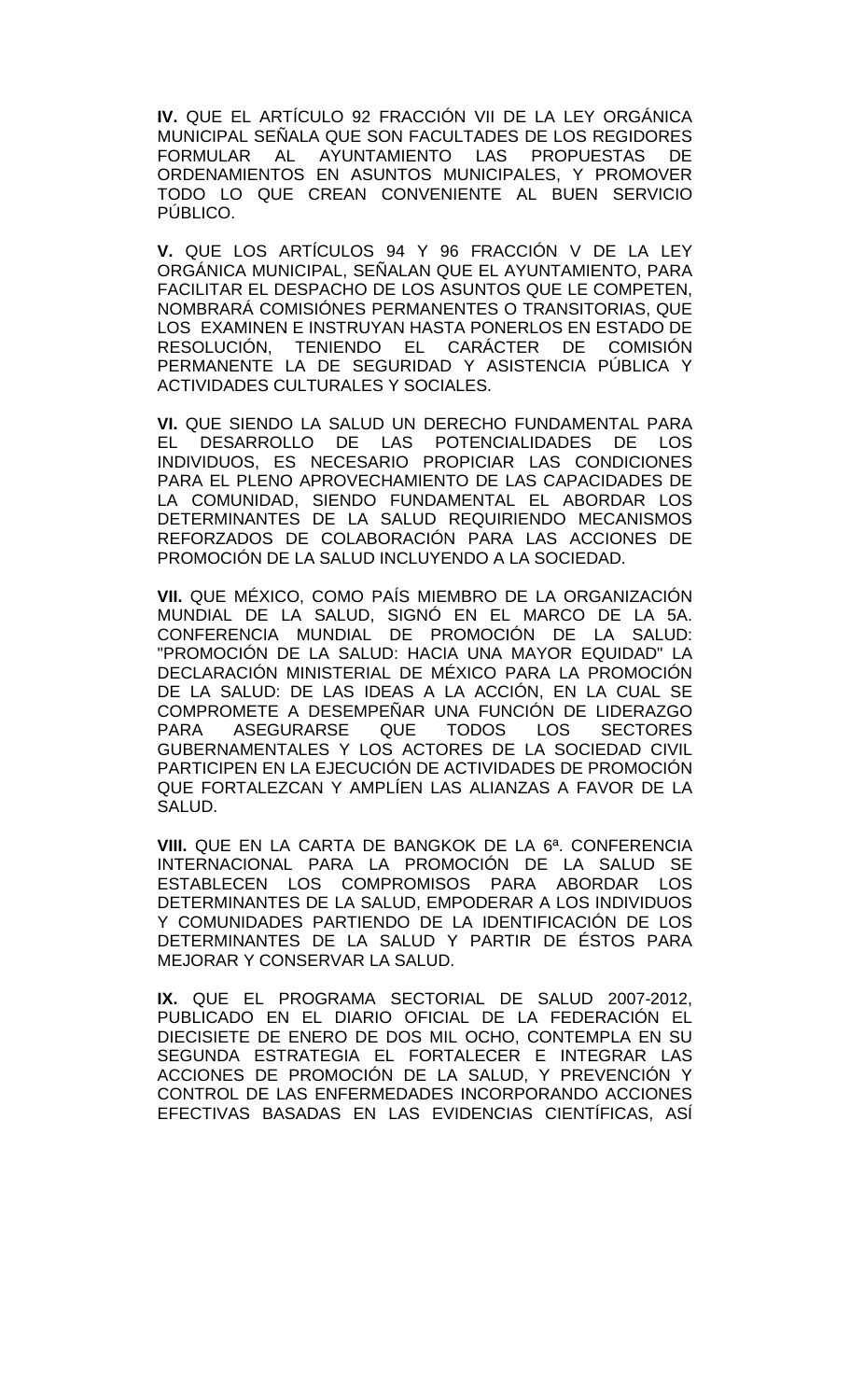**IV.** QUE EL ARTÍCULO 92 FRACCIÓN VII DE LA LEY ORGÁNICA MUNICIPAL SEÑALA QUE SON FACULTADES DE LOS REGIDORES FORMULAR AL AYUNTAMIENTO LAS PROPUESTAS DE ORDENAMIENTOS EN ASUNTOS MUNICIPALES, Y PROMOVER TODO LO QUE CREAN CONVENIENTE AL BUEN SERVICIO PÚBLICO.

**V.** QUE LOS ARTÍCULOS 94 Y 96 FRACCIÓN V DE LA LEY ORGÁNICA MUNICIPAL, SEÑALAN QUE EL AYUNTAMIENTO, PARA FACILITAR EL DESPACHO DE LOS ASUNTOS QUE LE COMPETEN, NOMBRARÁ COMISIÓNES PERMANENTES O TRANSITORIAS, QUE LOS EXAMINEN E INSTRUYAN HASTA PONERLOS EN ESTADO DE RESOLUCIÓN, TENIENDO EL CARÁCTER DE COMISIÓN PERMANENTE LA DE SEGURIDAD Y ASISTENCIA PÚBLICA Y ACTIVIDADES CULTURALES Y SOCIALES.

**VI.** QUE SIENDO LA SALUD UN DERECHO FUNDAMENTAL PARA EL DESARROLLO DE LAS POTENCIALIDADES DE LOS INDIVIDUOS, ES NECESARIO PROPICIAR LAS CONDICIONES PARA EL PLENO APROVECHAMIENTO DE LAS CAPACIDADES DE LA COMUNIDAD, SIENDO FUNDAMENTAL EL ABORDAR LOS DETERMINANTES DE LA SALUD REQUIRIENDO MECANISMOS REFORZADOS DE COLABORACIÓN PARA LAS ACCIONES DE PROMOCIÓN DE LA SALUD INCLUYENDO A LA SOCIEDAD.

**VII.** QUE MÉXICO, COMO PAÍS MIEMBRO DE LA ORGANIZACIÓN MUNDIAL DE LA SALUD, SIGNÓ EN EL MARCO DE LA 5A. CONFERENCIA MUNDIAL DE PROMOCIÓN DE LA SALUD: "PROMOCIÓN DE LA SALUD: HACIA UNA MAYOR EQUIDAD" LA DECLARACIÓN MINISTERIAL DE MÉXICO PARA LA PROMOCIÓN DE LA SALUD: DE LAS IDEAS A LA ACCIÓN, EN LA CUAL SE COMPROMETE A DESEMPEÑAR UNA FUNCIÓN DE LIDERAZGO PARA ASEGURARSE QUE TODOS LOS SECTORES GUBERNAMENTALES Y LOS ACTORES DE LA SOCIEDAD CIVIL PARTICIPEN EN LA EJECUCIÓN DE ACTIVIDADES DE PROMOCIÓN QUE FORTALEZCAN Y AMPLÍEN LAS ALIANZAS A FAVOR DE LA SALUD.

**VIII.** QUE EN LA CARTA DE BANGKOK DE LA 6ª. CONFERENCIA INTERNACIONAL PARA LA PROMOCIÓN DE LA SALUD SE ESTABLECEN LOS COMPROMISOS PARA ABORDAR LOS DETERMINANTES DE LA SALUD, EMPODERAR A LOS INDIVIDUOS Y COMUNIDADES PARTIENDO DE LA IDENTIFICACIÓN DE LOS DETERMINANTES DE LA SALUD Y PARTIR DE ÉSTOS PARA MEJORAR Y CONSERVAR LA SALUD.

**IX.** QUE EL PROGRAMA SECTORIAL DE SALUD 2007-2012, PUBLICADO EN EL DIARIO OFICIAL DE LA FEDERACIÓN EL DIECISIETE DE ENERO DE DOS MIL OCHO, CONTEMPLA EN SU SEGUNDA ESTRATEGIA EL FORTALECER E INTEGRAR LAS ACCIONES DE PROMOCIÓN DE LA SALUD, Y PREVENCIÓN Y CONTROL DE LAS ENFERMEDADES INCORPORANDO ACCIONES EFECTIVAS BASADAS EN LAS EVIDENCIAS CIENTÍFICAS, ASÍ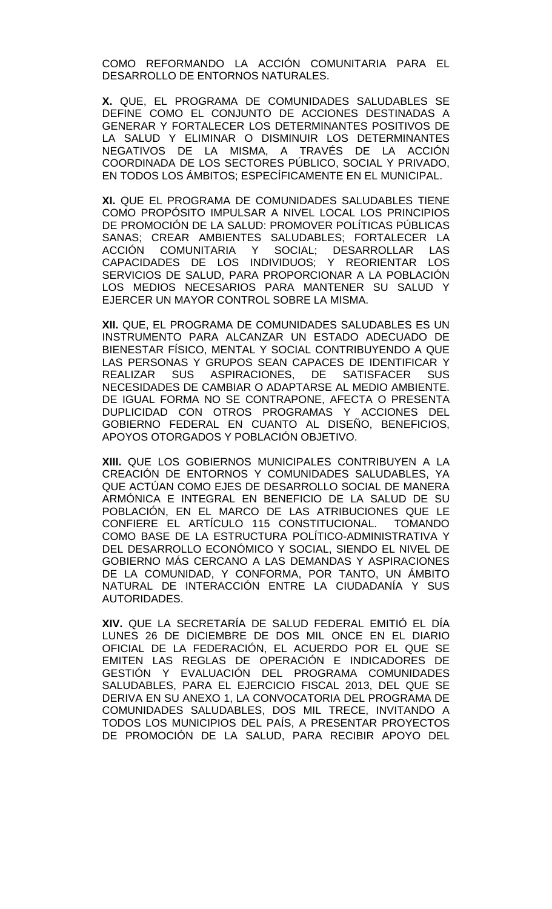COMO REFORMANDO LA ACCIÓN COMUNITARIA PARA EL DESARROLLO DE ENTORNOS NATURALES.

**X.** QUE, EL PROGRAMA DE COMUNIDADES SALUDABLES SE DEFINE COMO EL CONJUNTO DE ACCIONES DESTINADAS A GENERAR Y FORTALECER LOS DETERMINANTES POSITIVOS DE LA SALUD Y ELIMINAR O DISMINUIR LOS DETERMINANTES NEGATIVOS DE LA MISMA, A TRAVÉS DE LA ACCIÓN COORDINADA DE LOS SECTORES PÚBLICO, SOCIAL Y PRIVADO, EN TODOS LOS ÁMBITOS; ESPECÍFICAMENTE EN EL MUNICIPAL.

**XI.** QUE EL PROGRAMA DE COMUNIDADES SALUDABLES TIENE COMO PROPÓSITO IMPULSAR A NIVEL LOCAL LOS PRINCIPIOS DE PROMOCIÓN DE LA SALUD: PROMOVER POLÍTICAS PÚBLICAS SANAS; CREAR AMBIENTES SALUDABLES; FORTALECER LA ACCIÓN COMUNITARIA Y SOCIAL; DESARROLLAR LAS CAPACIDADES DE LOS INDIVIDUOS; Y REORIENTAR LOS SERVICIOS DE SALUD, PARA PROPORCIONAR A LA POBLACIÓN LOS MEDIOS NECESARIOS PARA MANTENER SU SALUD Y EJERCER UN MAYOR CONTROL SOBRE LA MISMA.

**XII.** QUE, EL PROGRAMA DE COMUNIDADES SALUDABLES ES UN INSTRUMENTO PARA ALCANZAR UN ESTADO ADECUADO DE BIENESTAR FÍSICO, MENTAL Y SOCIAL CONTRIBUYENDO A QUE LAS PERSONAS Y GRUPOS SEAN CAPACES DE IDENTIFICAR Y REALIZAR SUS ASPIRACIONES, DE SATISFACER SUS NECESIDADES DE CAMBIAR O ADAPTARSE AL MEDIO AMBIENTE. DE IGUAL FORMA NO SE CONTRAPONE, AFECTA O PRESENTA DUPLICIDAD CON OTROS PROGRAMAS Y ACCIONES DEL GOBIERNO FEDERAL EN CUANTO AL DISEÑO, BENEFICIOS, APOYOS OTORGADOS Y POBLACIÓN OBJETIVO.

**XIII.** QUE LOS GOBIERNOS MUNICIPALES CONTRIBUYEN A LA CREACIÓN DE ENTORNOS Y COMUNIDADES SALUDABLES, YA QUE ACTÚAN COMO EJES DE DESARROLLO SOCIAL DE MANERA ARMÓNICA E INTEGRAL EN BENEFICIO DE LA SALUD DE SU POBLACIÓN, EN EL MARCO DE LAS ATRIBUCIONES QUE LE CONFIERE EL ARTÍCULO 115 CONSTITUCIONAL. TOMANDO COMO BASE DE LA ESTRUCTURA POLÍTICO-ADMINISTRATIVA Y DEL DESARROLLO ECONÓMICO Y SOCIAL, SIENDO EL NIVEL DE GOBIERNO MÁS CERCANO A LAS DEMANDAS Y ASPIRACIONES DE LA COMUNIDAD, Y CONFORMA, POR TANTO, UN ÁMBITO NATURAL DE INTERACCIÓN ENTRE LA CIUDADANÍA Y SUS AUTORIDADES.

**XIV.** QUE LA SECRETARÍA DE SALUD FEDERAL EMITIÓ EL DÍA LUNES 26 DE DICIEMBRE DE DOS MIL ONCE EN EL DIARIO OFICIAL DE LA FEDERACIÓN, EL ACUERDO POR EL QUE SE EMITEN LAS REGLAS DE OPERACIÓN E INDICADORES DE GESTIÓN Y EVALUACIÓN DEL PROGRAMA COMUNIDADES SALUDABLES, PARA EL EJERCICIO FISCAL 2013, DEL QUE SE DERIVA EN SU ANEXO 1, LA CONVOCATORIA DEL PROGRAMA DE COMUNIDADES SALUDABLES, DOS MIL TRECE, INVITANDO A TODOS LOS MUNICIPIOS DEL PAÍS, A PRESENTAR PROYECTOS DE PROMOCIÓN DE LA SALUD, PARA RECIBIR APOYO DEL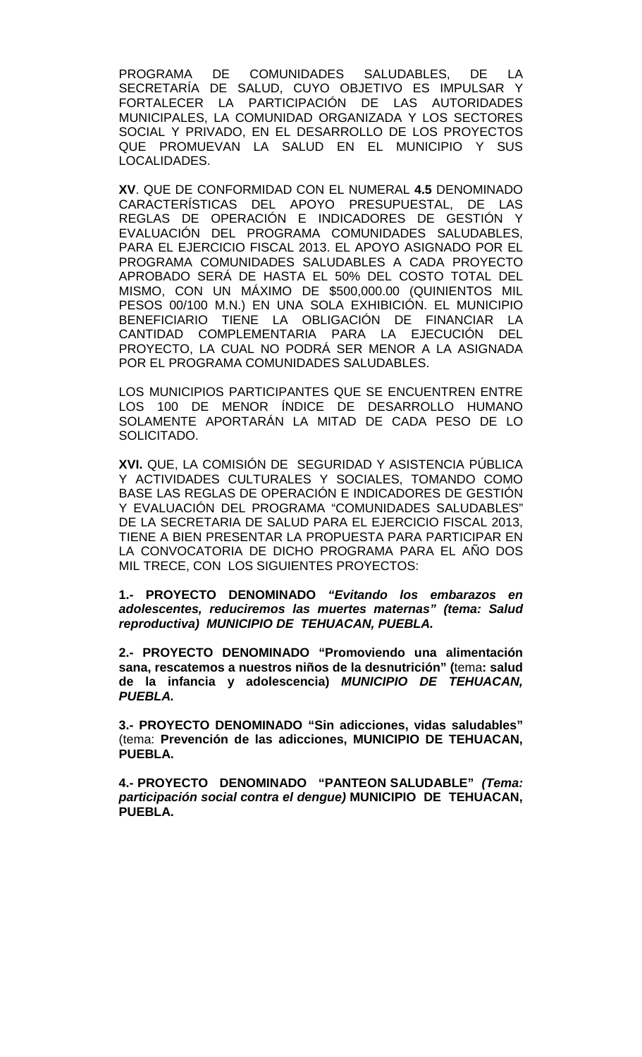PROGRAMA DE COMUNIDADES SALUDABLES, DE LA SECRETARÍA DE SALUD, CUYO OBJETIVO ES IMPULSAR Y FORTALECER LA PARTICIPACIÓN DE LAS AUTORIDADES MUNICIPALES, LA COMUNIDAD ORGANIZADA Y LOS SECTORES SOCIAL Y PRIVADO, EN EL DESARROLLO DE LOS PROYECTOS QUE PROMUEVAN LA SALUD EN EL MUNICIPIO Y SUS LOCALIDADES.

**XV**. QUE DE CONFORMIDAD CON EL NUMERAL **4.5** DENOMINADO CARACTERÍSTICAS DEL APOYO PRESUPUESTAL, DE LAS REGLAS DE OPERACIÓN E INDICADORES DE GESTIÓN Y EVALUACIÓN DEL PROGRAMA COMUNIDADES SALUDABLES, PARA EL EJERCICIO FISCAL 2013. EL APOYO ASIGNADO POR EL PROGRAMA COMUNIDADES SALUDABLES A CADA PROYECTO APROBADO SERÁ DE HASTA EL 50% DEL COSTO TOTAL DEL MISMO, CON UN MÁXIMO DE $500,000.00 (QUINIENTOS MIL PESOS 00/100 M.N.) EN UNA SOLA EXHIBICIÓN. EL MUNICIPIO BENEFICIARIO TIENE LA OBLIGACIÓN DE FINANCIAR LA CANTIDAD COMPLEMENTARIA PARA LA EJECUCIÓN DEL PROYECTO, LA CUAL NO PODRÁ SER MENOR A LA ASIGNADA POR EL PROGRAMA COMUNIDADES SALUDABLES.

LOS MUNICIPIOS PARTICIPANTES QUE SE ENCUENTREN ENTRE LOS 100 DE MENOR ÍNDICE DE DESARROLLO HUMANO SOLAMENTE APORTARÁN LA MITAD DE CADA PESO DE LO SOLICITADO.

**XVI.** QUE, LA COMISIÓN DE SEGURIDAD Y ASISTENCIA PÚBLICA Y ACTIVIDADES CULTURALES Y SOCIALES, TOMANDO COMO BASE LAS REGLAS DE OPERACIÓN E INDICADORES DE GESTIÓN Y EVALUACIÓN DEL PROGRAMA "COMUNIDADES SALUDABLES" DE LA SECRETARIA DE SALUD PARA EL EJERCICIO FISCAL 2013, TIENE A BIEN PRESENTAR LA PROPUESTA PARA PARTICIPAR EN LA CONVOCATORIA DE DICHO PROGRAMA PARA EL AÑO DOS MIL TRECE, CON LOS SIGUIENTES PROYECTOS:

**1.- PROYECTO DENOMINADO** ***"Evitando los embarazos en adolescentes, reduciremos las muertes maternas" (tema: Salud reproductiva) MUNICIPIO DE TEHUACAN, PUEBLA.***

**2.- PROYECTO DENOMINADO "Promoviendo una alimentación sana, rescatemos a nuestros niños de la desnutrición" (**tema**: salud de la infancia y adolescencia)** ***MUNICIPIO DE TEHUACAN, PUEBLA.***

**3.- PROYECTO DENOMINADO "Sin adicciones, vidas saludables"** (tema: **Prevención de las adicciones, MUNICIPIO DE TEHUACAN, PUEBLA.**

**4.- PROYECTO DENOMINADO "PANTEON SALUDABLE"** ***(Tema: participación social contra el dengue)*** **MUNICIPIO DE TEHUACAN, PUEBLA.**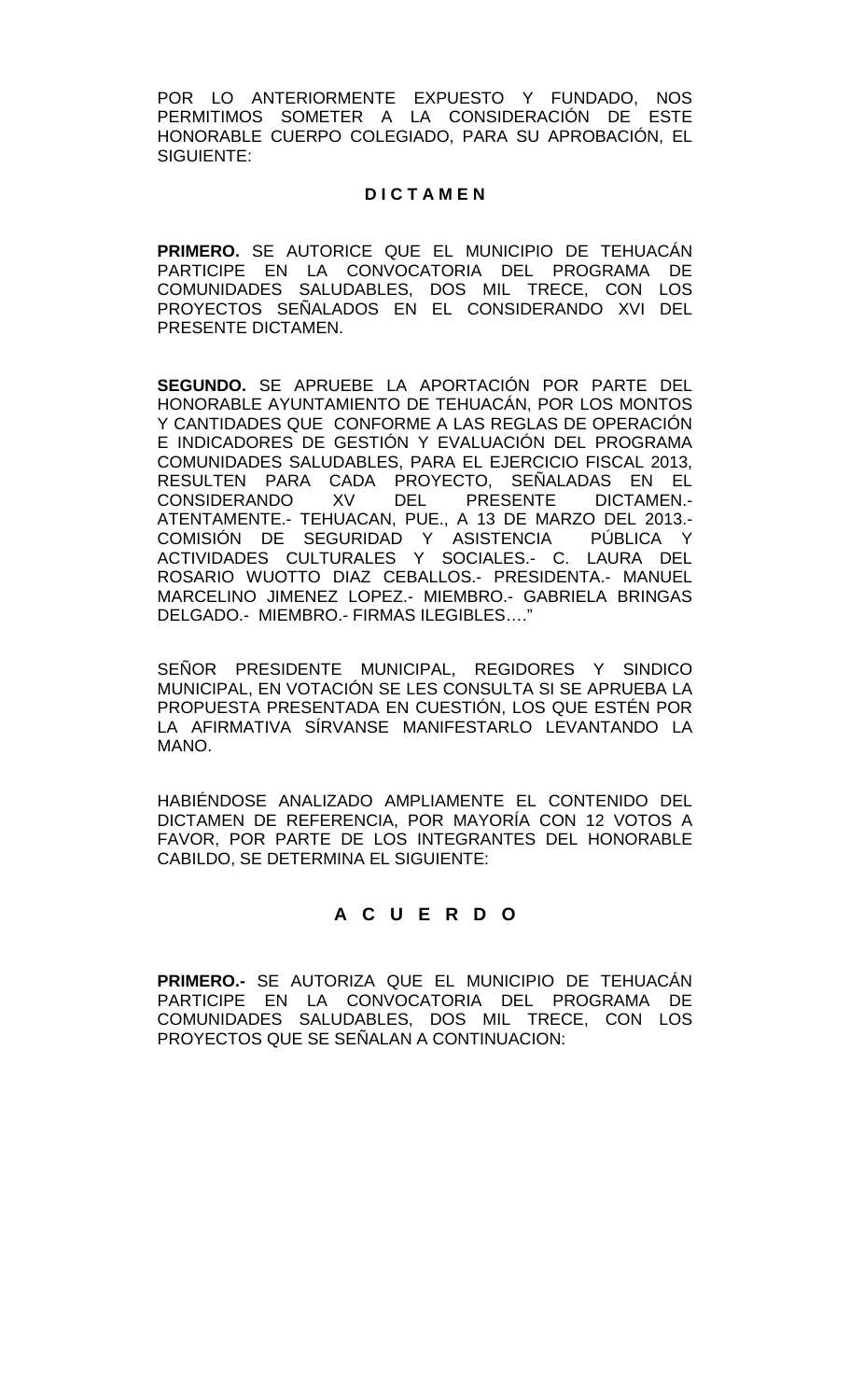POR LO ANTERIORMENTE EXPUESTO Y FUNDADO, NOS PERMITIMOS SOMETER A LA CONSIDERACIÓN DE ESTE HONORABLE CUERPO COLEGIADO, PARA SU APROBACIÓN, EL SIGUIENTE:

**D I C T A M E N**

**PRIMERO.** SE AUTORICE QUE EL MUNICIPIO DE TEHUACÁN PARTICIPE EN LA CONVOCATORIA DEL PROGRAMA DE COMUNIDADES SALUDABLES, DOS MIL TRECE, CON LOS PROYECTOS SEÑALADOS EN EL CONSIDERANDO XVI DEL PRESENTE DICTAMEN.

**SEGUNDO.** SE APRUEBE LA APORTACIÓN POR PARTE DEL HONORABLE AYUNTAMIENTO DE TEHUACÁN, POR LOS MONTOS Y CANTIDADES QUE CONFORME A LAS REGLAS DE OPERACIÓN E INDICADORES DE GESTIÓN Y EVALUACIÓN DEL PROGRAMA COMUNIDADES SALUDABLES, PARA EL EJERCICIO FISCAL 2013, RESULTEN PARA CADA PROYECTO, SEÑALADAS EN EL CONSIDERANDO XV DEL PRESENTE DICTAMEN.- ATENTAMENTE.- TEHUACAN, PUE., A 13 DE MARZO DEL 2013.- COMISIÓN DE SEGURIDAD Y ASISTENCIA PÚBLICA Y ACTIVIDADES CULTURALES Y SOCIALES.- C. LAURA DEL ROSARIO WUOTTO DIAZ CEBALLOS.- PRESIDENTA.- MANUEL MARCELINO JIMENEZ LOPEZ.- MIEMBRO.- GABRIELA BRINGAS DELGADO.- MIEMBRO.- FIRMAS ILEGIBLES…."

SEÑOR PRESIDENTE MUNICIPAL, REGIDORES Y SINDICO MUNICIPAL, EN VOTACIÓN SE LES CONSULTA SI SE APRUEBA LA PROPUESTA PRESENTADA EN CUESTIÓN, LOS QUE ESTÉN POR LA AFIRMATIVA SÍRVANSE MANIFESTARLO LEVANTANDO LA MANO.

HABIÉNDOSE ANALIZADO AMPLIAMENTE EL CONTENIDO DEL DICTAMEN DE REFERENCIA, POR MAYORÍA CON 12 VOTOS A FAVOR, POR PARTE DE LOS INTEGRANTES DEL HONORABLE CABILDO, SE DETERMINA EL SIGUIENTE:

**A C U E R D O**

**PRIMERO.-** SE AUTORIZA QUE EL MUNICIPIO DE TEHUACÁN PARTICIPE EN LA CONVOCATORIA DEL PROGRAMA DE COMUNIDADES SALUDABLES, DOS MIL TRECE, CON LOS PROYECTOS QUE SE SEÑALAN A CONTINUACION: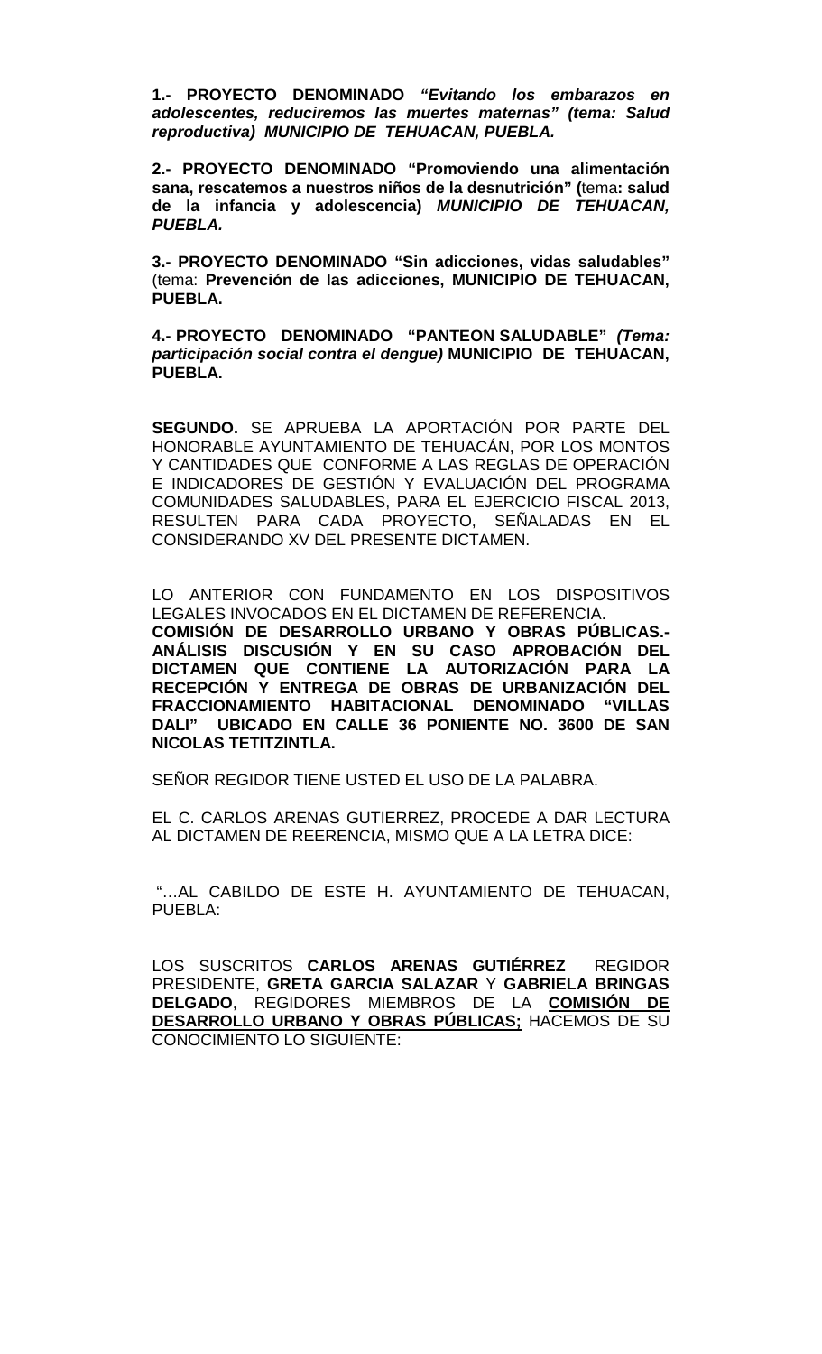**1.- PROYECTO DENOMINADO** ***"Evitando los embarazos en adolescentes, reduciremos las muertes maternas" (tema: Salud reproductiva) MUNICIPIO DE TEHUACAN, PUEBLA.***

**2.- PROYECTO DENOMINADO "Promoviendo una alimentación sana, rescatemos a nuestros niños de la desnutrición" (**tema**: salud de la infancia y adolescencia)** ***MUNICIPIO DE TEHUACAN, PUEBLA.***

**3.- PROYECTO DENOMINADO "Sin adicciones, vidas saludables"** (tema: **Prevención de las adicciones, MUNICIPIO DE TEHUACAN, PUEBLA.**

**4.- PROYECTO DENOMINADO "PANTEON SALUDABLE"** ***(Tema: participación social contra el dengue)*** **MUNICIPIO DE TEHUACAN, PUEBLA.**

**SEGUNDO.** SE APRUEBA LA APORTACIÓN POR PARTE DEL HONORABLE AYUNTAMIENTO DE TEHUACÁN, POR LOS MONTOS Y CANTIDADES QUE CONFORME A LAS REGLAS DE OPERACIÓN E INDICADORES DE GESTIÓN Y EVALUACIÓN DEL PROGRAMA COMUNIDADES SALUDABLES, PARA EL EJERCICIO FISCAL 2013, RESULTEN PARA CADA PROYECTO, SEÑALADAS EN EL CONSIDERANDO XV DEL PRESENTE DICTAMEN.

LO ANTERIOR CON FUNDAMENTO EN LOS DISPOSITIVOS LEGALES INVOCADOS EN EL DICTAMEN DE REFERENCIA.
**COMISIÓN DE DESARROLLO URBANO Y OBRAS PÚBLICAS.- ANÁLISIS DISCUSIÓN Y EN SU CASO APROBACIÓN DEL DICTAMEN QUE CONTIENE LA AUTORIZACIÓN PARA LA RECEPCIÓN Y ENTREGA DE OBRAS DE URBANIZACIÓN DEL FRACCIONAMIENTO HABITACIONAL DENOMINADO "VILLAS DALI" UBICADO EN CALLE 36 PONIENTE NO. 3600 DE SAN NICOLAS TETITZINTLA.**

SEÑOR REGIDOR TIENE USTED EL USO DE LA PALABRA.

EL C. CARLOS ARENAS GUTIERREZ, PROCEDE A DAR LECTURA AL DICTAMEN DE REERENCIA, MISMO QUE A LA LETRA DICE:

"…AL CABILDO DE ESTE H. AYUNTAMIENTO DE TEHUACAN, PUEBLA:

LOS SUSCRITOS **CARLOS ARENAS GUTIÉRREZ** REGIDOR PRESIDENTE, **GRETA GARCIA SALAZAR** Y **GABRIELA BRINGAS DELGADO**, REGIDORES MIEMBROS DE LA **COMISIÓN DE DESARROLLO URBANO Y OBRAS PÚBLICAS;** HACEMOS DE SU CONOCIMIENTO LO SIGUIENTE: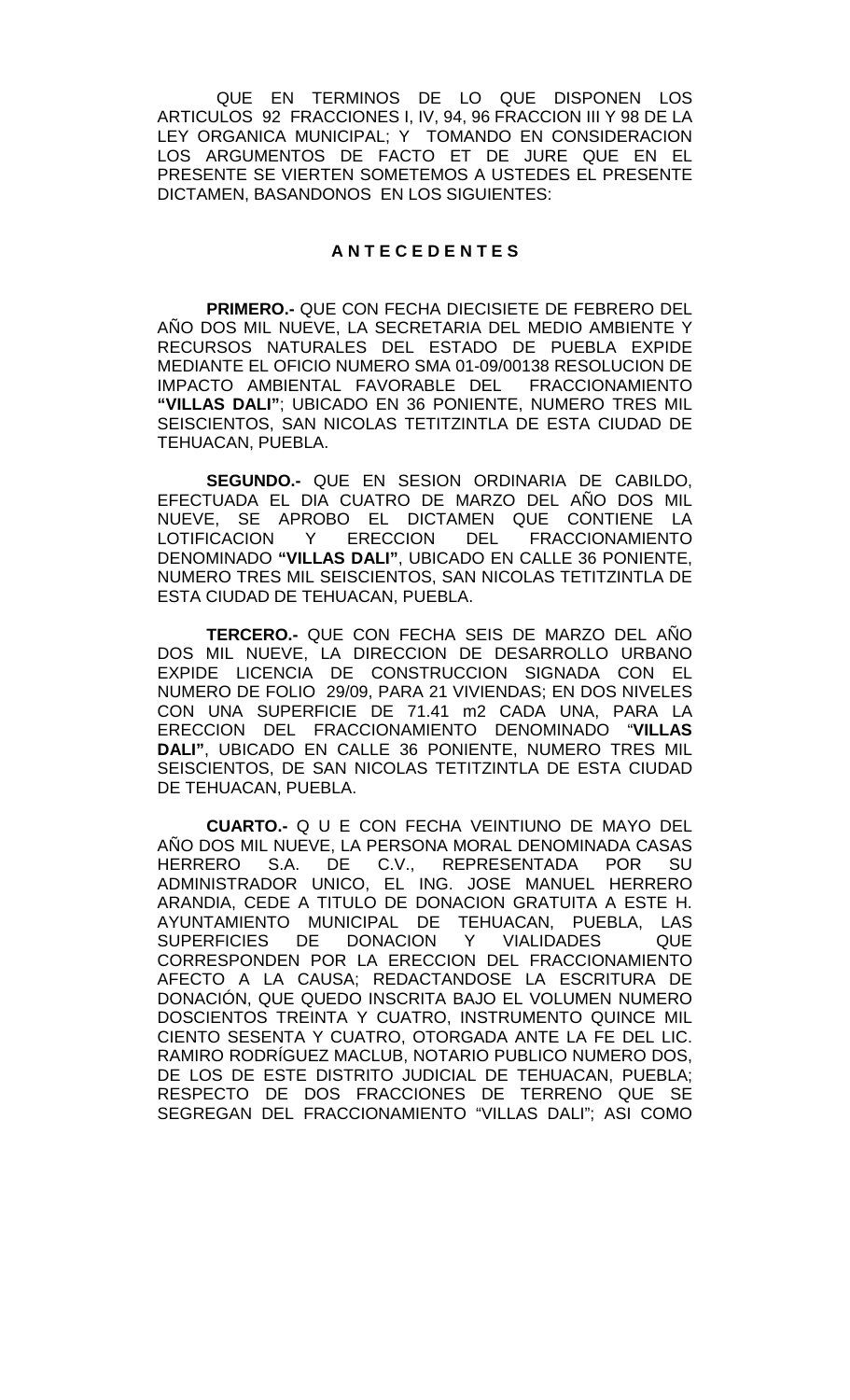QUE EN TERMINOS DE LO QUE DISPONEN LOS ARTICULOS 92 FRACCIONES I, IV, 94, 96 FRACCION III Y 98 DE LA LEY ORGANICA MUNICIPAL; Y TOMANDO EN CONSIDERACION LOS ARGUMENTOS DE FACTO ET DE JURE QUE EN EL PRESENTE SE VIERTEN SOMETEMOS A USTEDES EL PRESENTE DICTAMEN, BASANDONOS EN LOS SIGUIENTES:

## A N T E C E D E N T E S

**PRIMERO.-** QUE CON FECHA DIECISIETE DE FEBRERO DEL AÑO DOS MIL NUEVE, LA SECRETARIA DEL MEDIO AMBIENTE Y RECURSOS NATURALES DEL ESTADO DE PUEBLA EXPIDE MEDIANTE EL OFICIO NUMERO SMA 01-09/00138 RESOLUCION DE IMPACTO AMBIENTAL FAVORABLE DEL FRACCIONAMIENTO **"VILLAS DALI"**; UBICADO EN 36 PONIENTE, NUMERO TRES MIL SEISCIENTOS, SAN NICOLAS TETITZINTLA DE ESTA CIUDAD DE TEHUACAN, PUEBLA.

**SEGUNDO.-** QUE EN SESION ORDINARIA DE CABILDO, EFECTUADA EL DIA CUATRO DE MARZO DEL AÑO DOS MIL NUEVE, SE APROBO EL DICTAMEN QUE CONTIENE LA LOTIFICACION Y ERECCION DEL FRACCIONAMIENTO DENOMINADO **"VILLAS DALI"**, UBICADO EN CALLE 36 PONIENTE, NUMERO TRES MIL SEISCIENTOS, SAN NICOLAS TETITZINTLA DE ESTA CIUDAD DE TEHUACAN, PUEBLA.

**TERCERO.-** QUE CON FECHA SEIS DE MARZO DEL AÑO DOS MIL NUEVE, LA DIRECCION DE DESARROLLO URBANO EXPIDE LICENCIA DE CONSTRUCCION SIGNADA CON EL NUMERO DE FOLIO 29/09, PARA 21 VIVIENDAS; EN DOS NIVELES CON UNA SUPERFICIE DE 71.41 m2 CADA UNA, PARA LA ERECCION DEL FRACCIONAMIENTO DENOMINADO "**VILLAS DALI"**, UBICADO EN CALLE 36 PONIENTE, NUMERO TRES MIL SEISCIENTOS, DE SAN NICOLAS TETITZINTLA DE ESTA CIUDAD DE TEHUACAN, PUEBLA.

**CUARTO.-** Q U E CON FECHA VEINTIUNO DE MAYO DEL AÑO DOS MIL NUEVE, LA PERSONA MORAL DENOMINADA CASAS HERRERO S.A. DE C.V., REPRESENTADA POR SU ADMINISTRADOR UNICO, EL ING. JOSE MANUEL HERRERO ARANDIA, CEDE A TITULO DE DONACION GRATUITA A ESTE H. AYUNTAMIENTO MUNICIPAL DE TEHUACAN, PUEBLA, LAS SUPERFICIES DE DONACION Y VIALIDADES QUE CORRESPONDEN POR LA ERECCION DEL FRACCIONAMIENTO AFECTO A LA CAUSA; REDACTANDOSE LA ESCRITURA DE DONACIÓN, QUE QUEDO INSCRITA BAJO EL VOLUMEN NUMERO DOSCIENTOS TREINTA Y CUATRO, INSTRUMENTO QUINCE MIL CIENTO SESENTA Y CUATRO, OTORGADA ANTE LA FE DEL LIC. RAMIRO RODRÍGUEZ MACLUB, NOTARIO PUBLICO NUMERO DOS, DE LOS DE ESTE DISTRITO JUDICIAL DE TEHUACAN, PUEBLA; RESPECTO DE DOS FRACCIONES DE TERRENO QUE SE SEGREGAN DEL FRACCIONAMIENTO "VILLAS DALI"; ASI COMO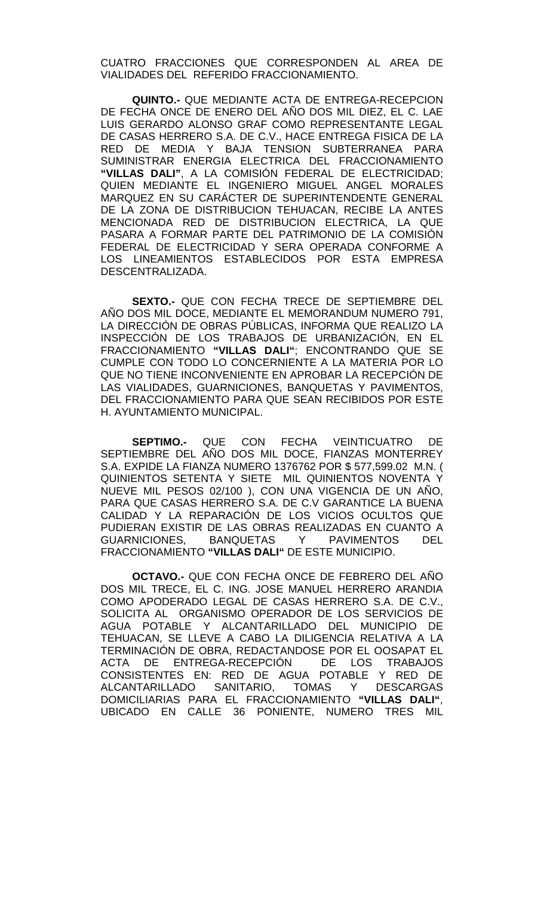CUATRO FRACCIONES QUE CORRESPONDEN AL AREA DE VIALIDADES DEL REFERIDO FRACCIONAMIENTO.

**QUINTO.-** QUE MEDIANTE ACTA DE ENTREGA-RECEPCION DE FECHA ONCE DE ENERO DEL AÑO DOS MIL DIEZ, EL C. LAE LUIS GERARDO ALONSO GRAF COMO REPRESENTANTE LEGAL DE CASAS HERRERO S.A. DE C.V., HACE ENTREGA FISICA DE LA RED DE MEDIA Y BAJA TENSION SUBTERRANEA PARA SUMINISTRAR ENERGIA ELECTRICA DEL FRACCIONAMIENTO **"VILLAS DALI"**, A LA COMISIÓN FEDERAL DE ELECTRICIDAD; QUIEN MEDIANTE EL INGENIERO MIGUEL ANGEL MORALES MARQUEZ EN SU CARÁCTER DE SUPERINTENDENTE GENERAL DE LA ZONA DE DISTRIBUCION TEHUACAN, RECIBE LA ANTES MENCIONADA RED DE DISTRIBUCION ELECTRICA, LA QUE PASARA A FORMAR PARTE DEL PATRIMONIO DE LA COMISIÓN FEDERAL DE ELECTRICIDAD Y SERA OPERADA CONFORME A LOS LINEAMIENTOS ESTABLECIDOS POR ESTA EMPRESA DESCENTRALIZADA.

**SEXTO.-** QUE CON FECHA TRECE DE SEPTIEMBRE DEL AÑO DOS MIL DOCE, MEDIANTE EL MEMORANDUM NUMERO 791, LA DIRECCIÓN DE OBRAS PÚBLICAS, INFORMA QUE REALIZO LA INSPECCIÓN DE LOS TRABAJOS DE URBANIZACIÓN, EN EL FRACCIONAMIENTO **"VILLAS DALI"**; ENCONTRANDO QUE SE CUMPLE CON TODO LO CONCERNIENTE A LA MATERIA POR LO QUE NO TIENE INCONVENIENTE EN APROBAR LA RECEPCIÓN DE LAS VIALIDADES, GUARNICIONES, BANQUETAS Y PAVIMENTOS, DEL FRACCIONAMIENTO PARA QUE SEAN RECIBIDOS POR ESTE H. AYUNTAMIENTO MUNICIPAL.

**SEPTIMO.-** QUE CON FECHA VEINTICUATRO DE SEPTIEMBRE DEL AÑO DOS MIL DOCE, FIANZAS MONTERREY S.A. EXPIDE LA FIANZA NUMERO 1376762 POR $ 577,599.02 M.N. ( QUINIENTOS SETENTA Y SIETE MIL QUINIENTOS NOVENTA Y NUEVE MIL PESOS 02/100 ), CON UNA VIGENCIA DE UN AÑO, PARA QUE CASAS HERRERO S.A. DE C.V GARANTICE LA BUENA CALIDAD Y LA REPARACIÓN DE LOS VICIOS OCULTOS QUE PUDIERAN EXISTIR DE LAS OBRAS REALIZADAS EN CUANTO A GUARNICIONES, BANQUETAS Y PAVIMENTOS DEL FRACCIONAMIENTO **"VILLAS DALI"** DE ESTE MUNICIPIO.

**OCTAVO.-** QUE CON FECHA ONCE DE FEBRERO DEL AÑO DOS MIL TRECE, EL C. ING. JOSE MANUEL HERRERO ARANDIA COMO APODERADO LEGAL DE CASAS HERRERO S.A. DE C.V., SOLICITA AL ORGANISMO OPERADOR DE LOS SERVICIOS DE AGUA POTABLE Y ALCANTARILLADO DEL MUNICIPIO DE TEHUACAN, SE LLEVE A CABO LA DILIGENCIA RELATIVA A LA TERMINACIÓN DE OBRA, REDACTANDOSE POR EL OOSAPAT EL ACTA DE ENTREGA-RECEPCIÓN DE LOS TRABAJOS CONSISTENTES EN: RED DE AGUA POTABLE Y RED DE ALCANTARILLADO SANITARIO, TOMAS Y DESCARGAS DOMICILIARIAS PARA EL FRACCIONAMIENTO **"VILLAS DALI"**, UBICADO EN CALLE 36 PONIENTE, NUMERO TRES MIL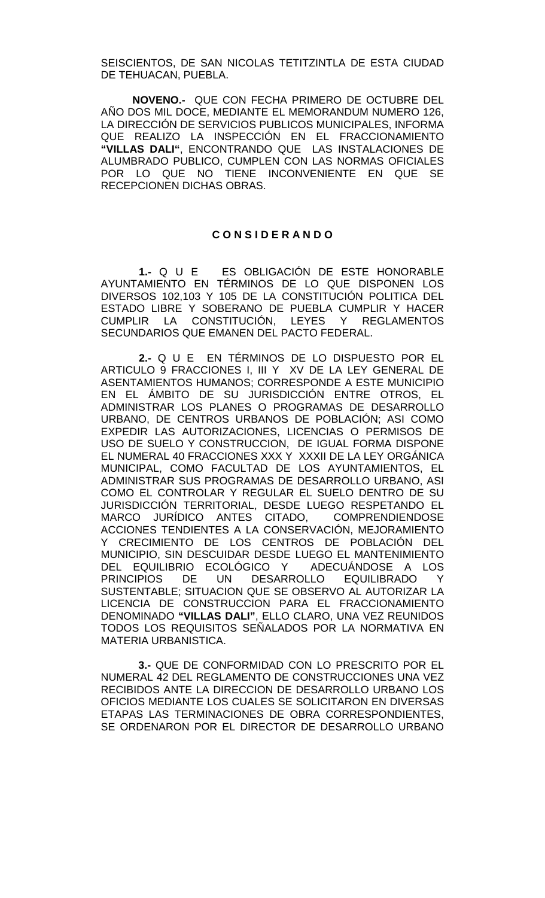SEISCIENTOS, DE SAN NICOLAS TETITZINTLA DE ESTA CIUDAD DE TEHUACAN, PUEBLA.

**NOVENO.-** QUE CON FECHA PRIMERO DE OCTUBRE DEL AÑO DOS MIL DOCE, MEDIANTE EL MEMORANDUM NUMERO 126, LA DIRECCIÓN DE SERVICIOS PUBLICOS MUNICIPALES, INFORMA QUE REALIZO LA INSPECCIÓN EN EL FRACCIONAMIENTO **"VILLAS DALI"**, ENCONTRANDO QUE LAS INSTALACIONES DE ALUMBRADO PUBLICO, CUMPLEN CON LAS NORMAS OFICIALES POR LO QUE NO TIENE INCONVENIENTE EN QUE SE RECEPCIONEN DICHAS OBRAS.

## C O N S I D E R A N D O

**1.-** Q U E ES OBLIGACIÓN DE ESTE HONORABLE AYUNTAMIENTO EN TÉRMINOS DE LO QUE DISPONEN LOS DIVERSOS 102,103 Y 105 DE LA CONSTITUCIÓN POLITICA DEL ESTADO LIBRE Y SOBERANO DE PUEBLA CUMPLIR Y HACER CUMPLIR LA CONSTITUCIÓN, LEYES Y REGLAMENTOS SECUNDARIOS QUE EMANEN DEL PACTO FEDERAL.

**2.-** Q U E EN TÉRMINOS DE LO DISPUESTO POR EL ARTICULO 9 FRACCIONES I, III Y XV DE LA LEY GENERAL DE ASENTAMIENTOS HUMANOS; CORRESPONDE A ESTE MUNICIPIO EN EL ÁMBITO DE SU JURISDICCIÓN ENTRE OTROS, EL ADMINISTRAR LOS PLANES O PROGRAMAS DE DESARROLLO URBANO, DE CENTROS URBANOS DE POBLACIÓN; ASI COMO EXPEDIR LAS AUTORIZACIONES, LICENCIAS O PERMISOS DE USO DE SUELO Y CONSTRUCCION, DE IGUAL FORMA DISPONE EL NUMERAL 40 FRACCIONES XXX Y XXXII DE LA LEY ORGÁNICA MUNICIPAL, COMO FACULTAD DE LOS AYUNTAMIENTOS, EL ADMINISTRAR SUS PROGRAMAS DE DESARROLLO URBANO, ASI COMO EL CONTROLAR Y REGULAR EL SUELO DENTRO DE SU JURISDICCIÓN TERRITORIAL, DESDE LUEGO RESPETANDO EL MARCO JURÍDICO ANTES CITADO, COMPRENDIENDOSE ACCIONES TENDIENTES A LA CONSERVACIÓN, MEJORAMIENTO Y CRECIMIENTO DE LOS CENTROS DE POBLACIÓN DEL MUNICIPIO, SIN DESCUIDAR DESDE LUEGO EL MANTENIMIENTO DEL EQUILIBRIO ECOLÓGICO Y ADECUÁNDOSE A LOS PRINCIPIOS DE UN DESARROLLO EQUILIBRADO Y SUSTENTABLE; SITUACION QUE SE OBSERVO AL AUTORIZAR LA LICENCIA DE CONSTRUCCION PARA EL FRACCIONAMIENTO DENOMINADO **"VILLAS DALI"**, ELLO CLARO, UNA VEZ REUNIDOS TODOS LOS REQUISITOS SEÑALADOS POR LA NORMATIVA EN MATERIA URBANISTICA.

**3.-** QUE DE CONFORMIDAD CON LO PRESCRITO POR EL NUMERAL 42 DEL REGLAMENTO DE CONSTRUCCIONES UNA VEZ RECIBIDOS ANTE LA DIRECCION DE DESARROLLO URBANO LOS OFICIOS MEDIANTE LOS CUALES SE SOLICITARON EN DIVERSAS ETAPAS LAS TERMINACIONES DE OBRA CORRESPONDIENTES, SE ORDENARON POR EL DIRECTOR DE DESARROLLO URBANO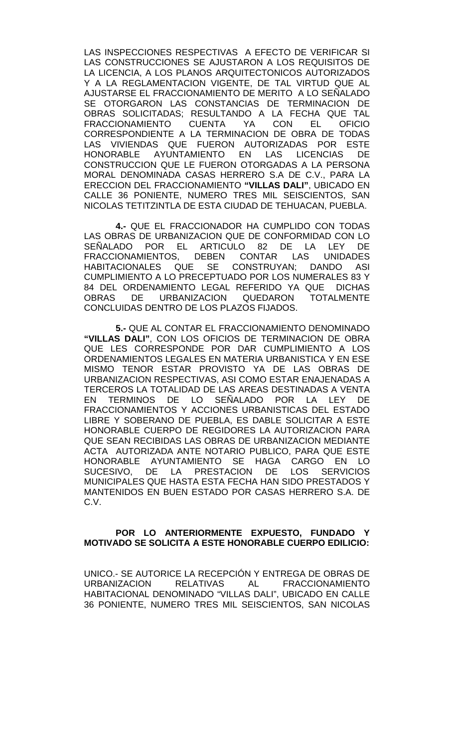LAS INSPECCIONES RESPECTIVAS A EFECTO DE VERIFICAR SI LAS CONSTRUCCIONES SE AJUSTARON A LOS REQUISITOS DE LA LICENCIA, A LOS PLANOS ARQUITECTONICOS AUTORIZADOS Y A LA REGLAMENTACION VIGENTE, DE TAL VIRTUD QUE AL AJUSTARSE EL FRACCIONAMIENTO DE MERITO A LO SEÑALADO SE OTORGARON LAS CONSTANCIAS DE TERMINACION DE OBRAS SOLICITADAS; RESULTANDO A LA FECHA QUE TAL FRACCIONAMIENTO CUENTA YA CON EL OFICIO CORRESPONDIENTE A LA TERMINACION DE OBRA DE TODAS LAS VIVIENDAS QUE FUERON AUTORIZADAS POR ESTE HONORABLE AYUNTAMIENTO EN LAS LICENCIAS DE CONSTRUCCION QUE LE FUERON OTORGADAS A LA PERSONA MORAL DENOMINADA CASAS HERRERO S.A DE C.V., PARA LA ERECCION DEL FRACCIONAMIENTO **"VILLAS DALI"**, UBICADO EN CALLE 36 PONIENTE, NUMERO TRES MIL SEISCIENTOS, SAN NICOLAS TETITZINTLA DE ESTA CIUDAD DE TEHUACAN, PUEBLA.

**4.-** QUE EL FRACCIONADOR HA CUMPLIDO CON TODAS LAS OBRAS DE URBANIZACION QUE DE CONFORMIDAD CON LO SEÑALADO POR EL ARTICULO 82 DE LA LEY DE FRACCIONAMIENTOS, DEBEN CONTAR LAS UNIDADES HABITACIONALES QUE SE CONSTRUYAN; DANDO ASI CUMPLIMIENTO A LO PRECEPTUADO POR LOS NUMERALES 83 Y 84 DEL ORDENAMIENTO LEGAL REFERIDO YA QUE DICHAS OBRAS DE URBANIZACION QUEDARON TOTALMENTE CONCLUIDAS DENTRO DE LOS PLAZOS FIJADOS.

**5.-** QUE AL CONTAR EL FRACCIONAMIENTO DENOMINADO **"VILLAS DALI"**, CON LOS OFICIOS DE TERMINACION DE OBRA QUE LES CORRESPONDE POR DAR CUMPLIMIENTO A LOS ORDENAMIENTOS LEGALES EN MATERIA URBANISTICA Y EN ESE MISMO TENOR ESTAR PROVISTO YA DE LAS OBRAS DE URBANIZACION RESPECTIVAS, ASI COMO ESTAR ENAJENADAS A TERCEROS LA TOTALIDAD DE LAS AREAS DESTINADAS A VENTA EN TERMINOS DE LO SEÑALADO POR LA LEY DE FRACCIONAMIENTOS Y ACCIONES URBANISTICAS DEL ESTADO LIBRE Y SOBERANO DE PUEBLA, ES DABLE SOLICITAR A ESTE HONORABLE CUERPO DE REGIDORES LA AUTORIZACION PARA QUE SEAN RECIBIDAS LAS OBRAS DE URBANIZACION MEDIANTE ACTA AUTORIZADA ANTE NOTARIO PUBLICO, PARA QUE ESTE HONORABLE AYUNTAMIENTO SE HAGA CARGO EN LO SUCESIVO, DE LA PRESTACION DE LOS SERVICIOS MUNICIPALES QUE HASTA ESTA FECHA HAN SIDO PRESTADOS Y MANTENIDOS EN BUEN ESTADO POR CASAS HERRERO S.A. DE C.V.

**POR LO ANTERIORMENTE EXPUESTO, FUNDADO Y MOTIVADO SE SOLICITA A ESTE HONORABLE CUERPO EDILICIO:**

UNICO.- SE AUTORICE LA RECEPCIÓN Y ENTREGA DE OBRAS DE URBANIZACION RELATIVAS AL FRACCIONAMIENTO HABITACIONAL DENOMINADO "VILLAS DALI", UBICADO EN CALLE 36 PONIENTE, NUMERO TRES MIL SEISCIENTOS, SAN NICOLAS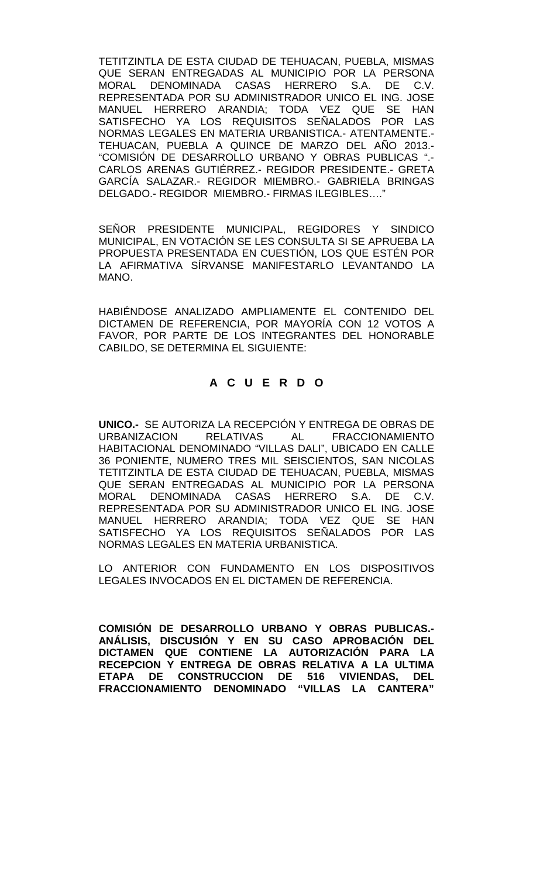TETITZINTLA DE ESTA CIUDAD DE TEHUACAN, PUEBLA, MISMAS QUE SERAN ENTREGADAS AL MUNICIPIO POR LA PERSONA MORAL DENOMINADA CASAS HERRERO S.A. DE C.V. REPRESENTADA POR SU ADMINISTRADOR UNICO EL ING. JOSE MANUEL HERRERO ARANDIA; TODA VEZ QUE SE HAN SATISFECHO YA LOS REQUISITOS SEÑALADOS POR LAS NORMAS LEGALES EN MATERIA URBANISTICA.- ATENTAMENTE.- TEHUACAN, PUEBLA A QUINCE DE MARZO DEL AÑO 2013.- "COMISIÓN DE DESARROLLO URBANO Y OBRAS PUBLICAS ".- CARLOS ARENAS GUTIÉRREZ.- REGIDOR PRESIDENTE.- GRETA GARCÍA SALAZAR.- REGIDOR MIEMBRO.- GABRIELA BRINGAS DELGADO.- REGIDOR MIEMBRO.- FIRMAS ILEGIBLES…."

SEÑOR PRESIDENTE MUNICIPAL, REGIDORES Y SINDICO MUNICIPAL, EN VOTACIÓN SE LES CONSULTA SI SE APRUEBA LA PROPUESTA PRESENTADA EN CUESTIÓN, LOS QUE ESTÉN POR LA AFIRMATIVA SÍRVANSE MANIFESTARLO LEVANTANDO LA MANO.

HABIÉNDOSE ANALIZADO AMPLIAMENTE EL CONTENIDO DEL DICTAMEN DE REFERENCIA, POR MAYORÍA CON 12 VOTOS A FAVOR, POR PARTE DE LOS INTEGRANTES DEL HONORABLE CABILDO, SE DETERMINA EL SIGUIENTE:

**A C U E R D O**

**UNICO.-** SE AUTORIZA LA RECEPCIÓN Y ENTREGA DE OBRAS DE URBANIZACION RELATIVAS AL FRACCIONAMIENTO HABITACIONAL DENOMINADO "VILLAS DALI", UBICADO EN CALLE 36 PONIENTE, NUMERO TRES MIL SEISCIENTOS, SAN NICOLAS TETITZINTLA DE ESTA CIUDAD DE TEHUACAN, PUEBLA, MISMAS QUE SERAN ENTREGADAS AL MUNICIPIO POR LA PERSONA MORAL DENOMINADA CASAS HERRERO S.A. DE C.V. REPRESENTADA POR SU ADMINISTRADOR UNICO EL ING. JOSE MANUEL HERRERO ARANDIA; TODA VEZ QUE SE HAN SATISFECHO YA LOS REQUISITOS SEÑALADOS POR LAS NORMAS LEGALES EN MATERIA URBANISTICA.

LO ANTERIOR CON FUNDAMENTO EN LOS DISPOSITIVOS LEGALES INVOCADOS EN EL DICTAMEN DE REFERENCIA.

**COMISIÓN DE DESARROLLO URBANO Y OBRAS PUBLICAS.- ANÁLISIS, DISCUSIÓN Y EN SU CASO APROBACIÓN DEL DICTAMEN QUE CONTIENE LA AUTORIZACIÓN PARA LA RECEPCION Y ENTREGA DE OBRAS RELATIVA A LA ULTIMA ETAPA DE CONSTRUCCION DE 516 VIVIENDAS, DEL FRACCIONAMIENTO DENOMINADO "VILLAS LA CANTERA"**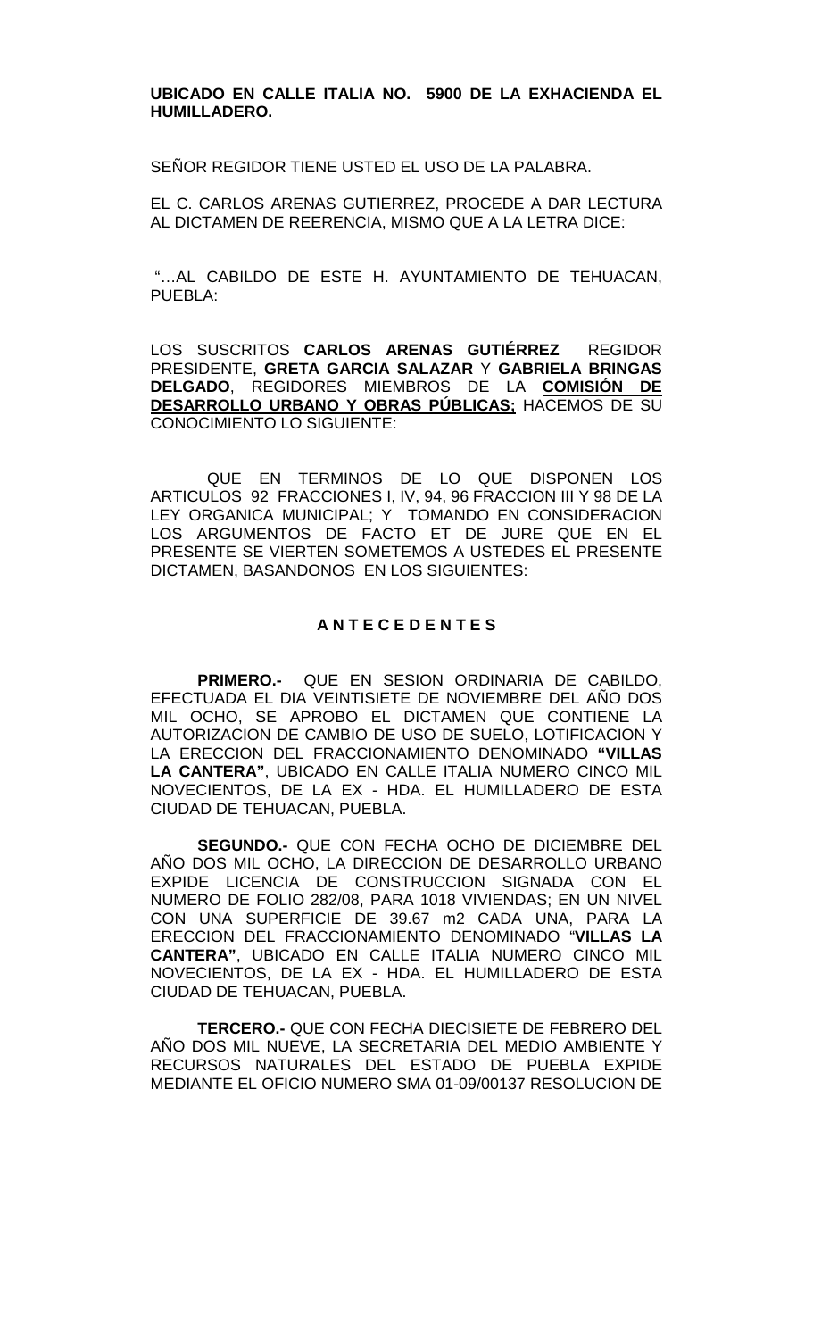**UBICADO EN CALLE ITALIA NO. 5900 DE LA EXHACIENDA EL HUMILLADERO.**

SEÑOR REGIDOR TIENE USTED EL USO DE LA PALABRA.

EL C. CARLOS ARENAS GUTIERREZ, PROCEDE A DAR LECTURA AL DICTAMEN DE REERENCIA, MISMO QUE A LA LETRA DICE:

"…AL CABILDO DE ESTE H. AYUNTAMIENTO DE TEHUACAN, PUEBLA:

LOS SUSCRITOS **CARLOS ARENAS GUTIÉRREZ** REGIDOR PRESIDENTE, **GRETA GARCIA SALAZAR** Y **GABRIELA BRINGAS DELGADO**, REGIDORES MIEMBROS DE LA **COMISIÓN DE DESARROLLO URBANO Y OBRAS PÚBLICAS;** HACEMOS DE SU CONOCIMIENTO LO SIGUIENTE:

QUE EN TERMINOS DE LO QUE DISPONEN LOS ARTICULOS 92 FRACCIONES I, IV, 94, 96 FRACCION III Y 98 DE LA LEY ORGANICA MUNICIPAL; Y TOMANDO EN CONSIDERACION LOS ARGUMENTOS DE FACTO ET DE JURE QUE EN EL PRESENTE SE VIERTEN SOMETEMOS A USTEDES EL PRESENTE DICTAMEN, BASANDONOS EN LOS SIGUIENTES:

**A N T E C E D E N T E S**

**PRIMERO.-** QUE EN SESION ORDINARIA DE CABILDO, EFECTUADA EL DIA VEINTISIETE DE NOVIEMBRE DEL AÑO DOS MIL OCHO, SE APROBO EL DICTAMEN QUE CONTIENE LA AUTORIZACION DE CAMBIO DE USO DE SUELO, LOTIFICACION Y LA ERECCION DEL FRACCIONAMIENTO DENOMINADO **"VILLAS LA CANTERA"**, UBICADO EN CALLE ITALIA NUMERO CINCO MIL NOVECIENTOS, DE LA EX - HDA. EL HUMILLADERO DE ESTA CIUDAD DE TEHUACAN, PUEBLA.

**SEGUNDO.-** QUE CON FECHA OCHO DE DICIEMBRE DEL AÑO DOS MIL OCHO, LA DIRECCION DE DESARROLLO URBANO EXPIDE LICENCIA DE CONSTRUCCION SIGNADA CON EL NUMERO DE FOLIO 282/08, PARA 1018 VIVIENDAS; EN UN NIVEL CON UNA SUPERFICIE DE 39.67 m2 CADA UNA, PARA LA ERECCION DEL FRACCIONAMIENTO DENOMINADO "**VILLAS LA CANTERA"**, UBICADO EN CALLE ITALIA NUMERO CINCO MIL NOVECIENTOS, DE LA EX - HDA. EL HUMILLADERO DE ESTA CIUDAD DE TEHUACAN, PUEBLA.

**TERCERO.-** QUE CON FECHA DIECISIETE DE FEBRERO DEL AÑO DOS MIL NUEVE, LA SECRETARIA DEL MEDIO AMBIENTE Y RECURSOS NATURALES DEL ESTADO DE PUEBLA EXPIDE MEDIANTE EL OFICIO NUMERO SMA 01-09/00137 RESOLUCION DE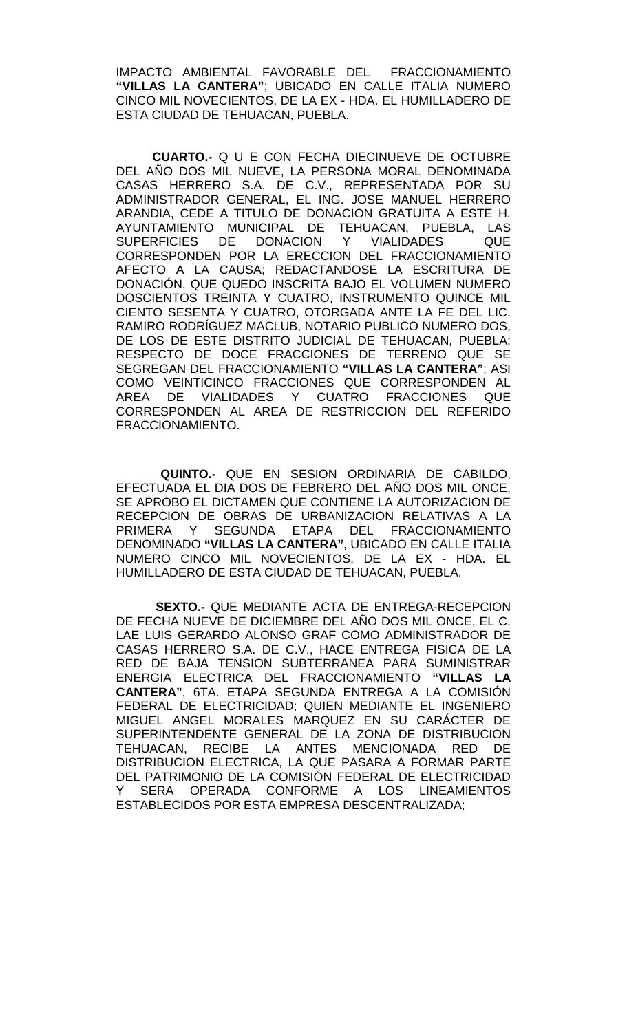IMPACTO AMBIENTAL FAVORABLE DEL FRACCIONAMIENTO **"VILLAS LA CANTERA"**; UBICADO EN CALLE ITALIA NUMERO CINCO MIL NOVECIENTOS, DE LA EX - HDA. EL HUMILLADERO DE ESTA CIUDAD DE TEHUACAN, PUEBLA.

**CUARTO.-** Q U E CON FECHA DIECINUEVE DE OCTUBRE DEL AÑO DOS MIL NUEVE, LA PERSONA MORAL DENOMINADA CASAS HERRERO S.A. DE C.V., REPRESENTADA POR SU ADMINISTRADOR GENERAL, EL ING. JOSE MANUEL HERRERO ARANDIA, CEDE A TITULO DE DONACION GRATUITA A ESTE H. AYUNTAMIENTO MUNICIPAL DE TEHUACAN, PUEBLA, LAS SUPERFICIES DE DONACION Y VIALIDADES QUE CORRESPONDEN POR LA ERECCION DEL FRACCIONAMIENTO AFECTO A LA CAUSA; REDACTANDOSE LA ESCRITURA DE DONACIÓN, QUE QUEDO INSCRITA BAJO EL VOLUMEN NUMERO DOSCIENTOS TREINTA Y CUATRO, INSTRUMENTO QUINCE MIL CIENTO SESENTA Y CUATRO, OTORGADA ANTE LA FE DEL LIC. RAMIRO RODRÍGUEZ MACLUB, NOTARIO PUBLICO NUMERO DOS, DE LOS DE ESTE DISTRITO JUDICIAL DE TEHUACAN, PUEBLA; RESPECTO DE DOCE FRACCIONES DE TERRENO QUE SE SEGREGAN DEL FRACCIONAMIENTO **"VILLAS LA CANTERA"**; ASI COMO VEINTICINCO FRACCIONES QUE CORRESPONDEN AL AREA DE VIALIDADES Y CUATRO FRACCIONES QUE CORRESPONDEN AL AREA DE RESTRICCION DEL REFERIDO FRACCIONAMIENTO.

**QUINTO.-** QUE EN SESION ORDINARIA DE CABILDO, EFECTUADA EL DIA DOS DE FEBRERO DEL AÑO DOS MIL ONCE, SE APROBO EL DICTAMEN QUE CONTIENE LA AUTORIZACION DE RECEPCION DE OBRAS DE URBANIZACION RELATIVAS A LA PRIMERA Y SEGUNDA ETAPA DEL FRACCIONAMIENTO DENOMINADO **"VILLAS LA CANTERA"**, UBICADO EN CALLE ITALIA NUMERO CINCO MIL NOVECIENTOS, DE LA EX - HDA. EL HUMILLADERO DE ESTA CIUDAD DE TEHUACAN, PUEBLA.

**SEXTO.-** QUE MEDIANTE ACTA DE ENTREGA-RECEPCION DE FECHA NUEVE DE DICIEMBRE DEL AÑO DOS MIL ONCE, EL C. LAE LUIS GERARDO ALONSO GRAF COMO ADMINISTRADOR DE CASAS HERRERO S.A. DE C.V., HACE ENTREGA FISICA DE LA RED DE BAJA TENSION SUBTERRANEA PARA SUMINISTRAR ENERGIA ELECTRICA DEL FRACCIONAMIENTO **"VILLAS LA CANTERA"**, 6TA. ETAPA SEGUNDA ENTREGA A LA COMISIÓN FEDERAL DE ELECTRICIDAD; QUIEN MEDIANTE EL INGENIERO MIGUEL ANGEL MORALES MARQUEZ EN SU CARÁCTER DE SUPERINTENDENTE GENERAL DE LA ZONA DE DISTRIBUCION TEHUACAN, RECIBE LA ANTES MENCIONADA RED DE DISTRIBUCION ELECTRICA, LA QUE PASARA A FORMAR PARTE DEL PATRIMONIO DE LA COMISIÓN FEDERAL DE ELECTRICIDAD Y SERA OPERADA CONFORME A LOS LINEAMIENTOS ESTABLECIDOS POR ESTA EMPRESA DESCENTRALIZADA;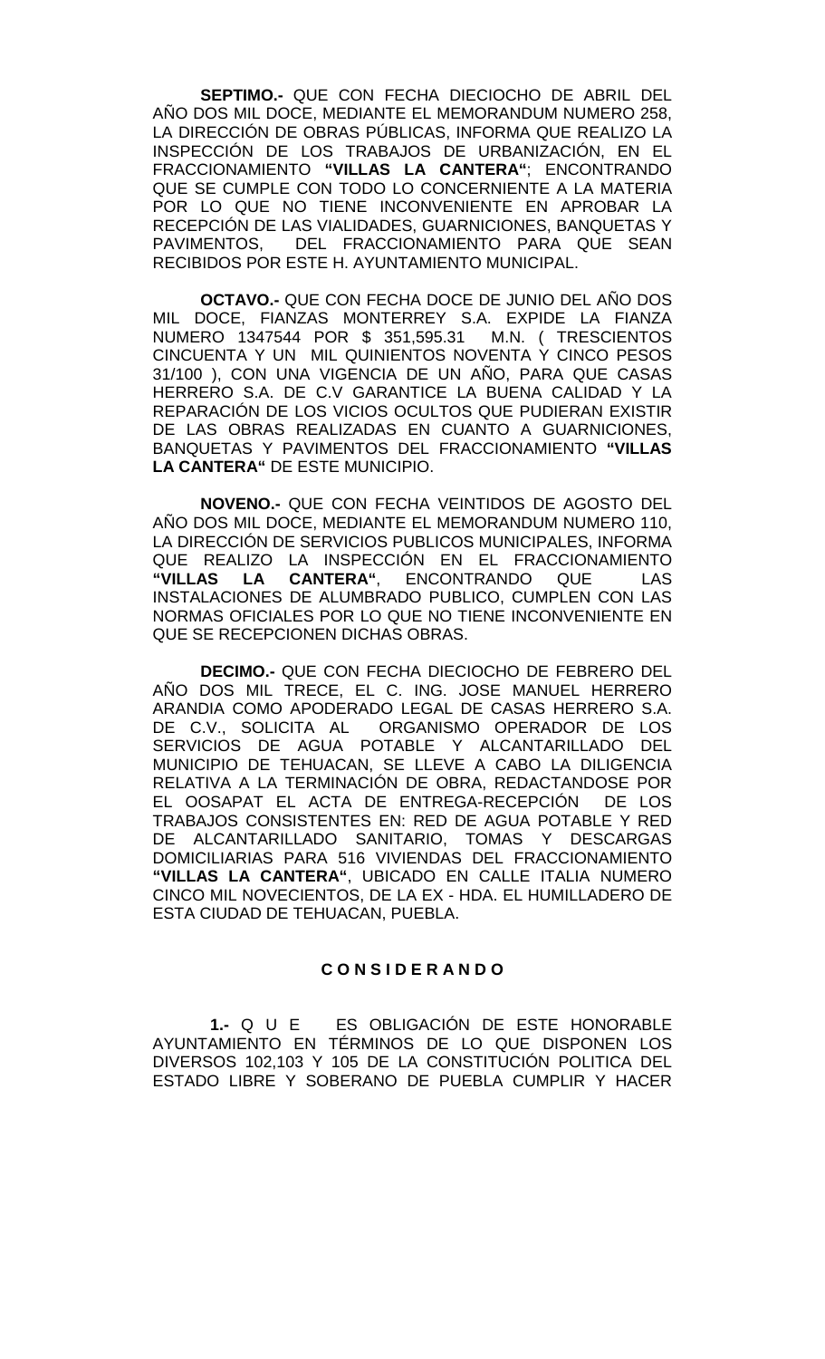**SEPTIMO.-** QUE CON FECHA DIECIOCHO DE ABRIL DEL AÑO DOS MIL DOCE, MEDIANTE EL MEMORANDUM NUMERO 258, LA DIRECCIÓN DE OBRAS PÚBLICAS, INFORMA QUE REALIZO LA INSPECCIÓN DE LOS TRABAJOS DE URBANIZACIÓN, EN EL FRACCIONAMIENTO **"VILLAS LA CANTERA"**; ENCONTRANDO QUE SE CUMPLE CON TODO LO CONCERNIENTE A LA MATERIA POR LO QUE NO TIENE INCONVENIENTE EN APROBAR LA RECEPCIÓN DE LAS VIALIDADES, GUARNICIONES, BANQUETAS Y PAVIMENTOS, DEL FRACCIONAMIENTO PARA QUE SEAN RECIBIDOS POR ESTE H. AYUNTAMIENTO MUNICIPAL.

**OCTAVO.-** QUE CON FECHA DOCE DE JUNIO DEL AÑO DOS MIL DOCE, FIANZAS MONTERREY S.A. EXPIDE LA FIANZA NUMERO 1347544 POR $ 351,595.31 M.N. ( TRESCIENTOS CINCUENTA Y UN MIL QUINIENTOS NOVENTA Y CINCO PESOS 31/100 ), CON UNA VIGENCIA DE UN AÑO, PARA QUE CASAS HERRERO S.A. DE C.V GARANTICE LA BUENA CALIDAD Y LA REPARACIÓN DE LOS VICIOS OCULTOS QUE PUDIERAN EXISTIR DE LAS OBRAS REALIZADAS EN CUANTO A GUARNICIONES, BANQUETAS Y PAVIMENTOS DEL FRACCIONAMIENTO **"VILLAS LA CANTERA"** DE ESTE MUNICIPIO.

**NOVENO.-** QUE CON FECHA VEINTIDOS DE AGOSTO DEL AÑO DOS MIL DOCE, MEDIANTE EL MEMORANDUM NUMERO 110, LA DIRECCIÓN DE SERVICIOS PUBLICOS MUNICIPALES, INFORMA QUE REALIZO LA INSPECCIÓN EN EL FRACCIONAMIENTO **"VILLAS LA CANTERA"**, ENCONTRANDO QUE LAS INSTALACIONES DE ALUMBRADO PUBLICO, CUMPLEN CON LAS NORMAS OFICIALES POR LO QUE NO TIENE INCONVENIENTE EN QUE SE RECEPCIONEN DICHAS OBRAS.

**DECIMO.-** QUE CON FECHA DIECIOCHO DE FEBRERO DEL AÑO DOS MIL TRECE, EL C. ING. JOSE MANUEL HERRERO ARANDIA COMO APODERADO LEGAL DE CASAS HERRERO S.A. DE C.V., SOLICITA AL ORGANISMO OPERADOR DE LOS SERVICIOS DE AGUA POTABLE Y ALCANTARILLADO DEL MUNICIPIO DE TEHUACAN, SE LLEVE A CABO LA DILIGENCIA RELATIVA A LA TERMINACIÓN DE OBRA, REDACTANDOSE POR EL OOSAPAT EL ACTA DE ENTREGA-RECEPCIÓN DE LOS TRABAJOS CONSISTENTES EN: RED DE AGUA POTABLE Y RED DE ALCANTARILLADO SANITARIO, TOMAS Y DESCARGAS DOMICILIARIAS PARA 516 VIVIENDAS DEL FRACCIONAMIENTO **"VILLAS LA CANTERA"**, UBICADO EN CALLE ITALIA NUMERO CINCO MIL NOVECIENTOS, DE LA EX - HDA. EL HUMILLADERO DE ESTA CIUDAD DE TEHUACAN, PUEBLA.

## C O N S I D E R A N D O

**1.-** Q U E ES OBLIGACIÓN DE ESTE HONORABLE AYUNTAMIENTO EN TÉRMINOS DE LO QUE DISPONEN LOS DIVERSOS 102,103 Y 105 DE LA CONSTITUCIÓN POLITICA DEL ESTADO LIBRE Y SOBERANO DE PUEBLA CUMPLIR Y HACER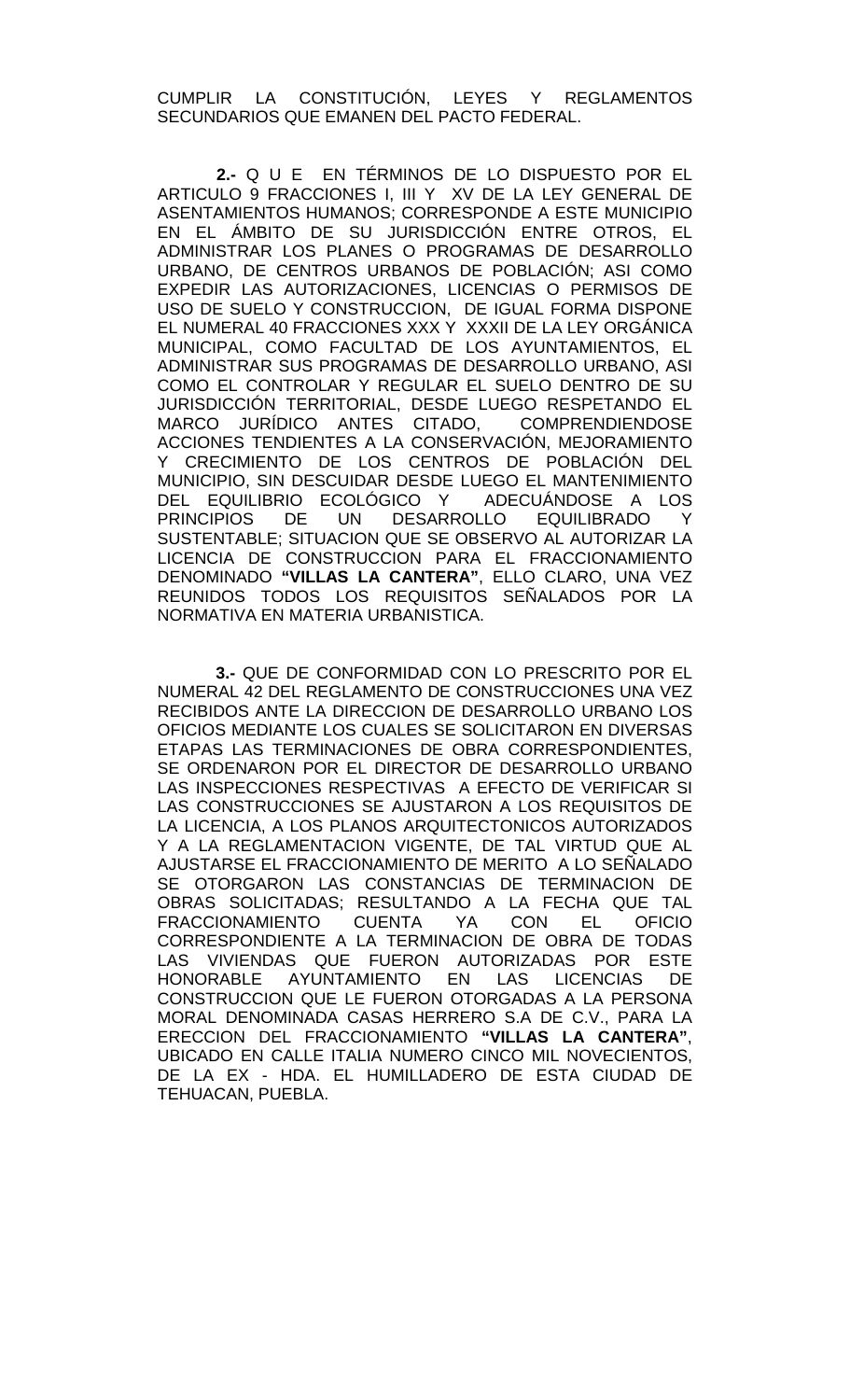CUMPLIR LA CONSTITUCIÓN, LEYES Y REGLAMENTOS SECUNDARIOS QUE EMANEN DEL PACTO FEDERAL.

**2.-** Q U E EN TÉRMINOS DE LO DISPUESTO POR EL ARTICULO 9 FRACCIONES I, III Y XV DE LA LEY GENERAL DE ASENTAMIENTOS HUMANOS; CORRESPONDE A ESTE MUNICIPIO EN EL ÁMBITO DE SU JURISDICCIÓN ENTRE OTROS, EL ADMINISTRAR LOS PLANES O PROGRAMAS DE DESARROLLO URBANO, DE CENTROS URBANOS DE POBLACIÓN; ASI COMO EXPEDIR LAS AUTORIZACIONES, LICENCIAS O PERMISOS DE USO DE SUELO Y CONSTRUCCION, DE IGUAL FORMA DISPONE EL NUMERAL 40 FRACCIONES XXX Y XXXII DE LA LEY ORGÁNICA MUNICIPAL, COMO FACULTAD DE LOS AYUNTAMIENTOS, EL ADMINISTRAR SUS PROGRAMAS DE DESARROLLO URBANO, ASI COMO EL CONTROLAR Y REGULAR EL SUELO DENTRO DE SU JURISDICCIÓN TERRITORIAL, DESDE LUEGO RESPETANDO EL MARCO JURÍDICO ANTES CITADO, COMPRENDIENDOSE ACCIONES TENDIENTES A LA CONSERVACIÓN, MEJORAMIENTO Y CRECIMIENTO DE LOS CENTROS DE POBLACIÓN DEL MUNICIPIO, SIN DESCUIDAR DESDE LUEGO EL MANTENIMIENTO DEL EQUILIBRIO ECOLÓGICO Y ADECUÁNDOSE A LOS PRINCIPIOS DE UN DESARROLLO EQUILIBRADO Y SUSTENTABLE; SITUACION QUE SE OBSERVO AL AUTORIZAR LA LICENCIA DE CONSTRUCCION PARA EL FRACCIONAMIENTO DENOMINADO **"VILLAS LA CANTERA"**, ELLO CLARO, UNA VEZ REUNIDOS TODOS LOS REQUISITOS SEÑALADOS POR LA NORMATIVA EN MATERIA URBANISTICA.

**3.-** QUE DE CONFORMIDAD CON LO PRESCRITO POR EL NUMERAL 42 DEL REGLAMENTO DE CONSTRUCCIONES UNA VEZ RECIBIDOS ANTE LA DIRECCION DE DESARROLLO URBANO LOS OFICIOS MEDIANTE LOS CUALES SE SOLICITARON EN DIVERSAS ETAPAS LAS TERMINACIONES DE OBRA CORRESPONDIENTES, SE ORDENARON POR EL DIRECTOR DE DESARROLLO URBANO LAS INSPECCIONES RESPECTIVAS A EFECTO DE VERIFICAR SI LAS CONSTRUCCIONES SE AJUSTARON A LOS REQUISITOS DE LA LICENCIA, A LOS PLANOS ARQUITECTONICOS AUTORIZADOS Y A LA REGLAMENTACION VIGENTE, DE TAL VIRTUD QUE AL AJUSTARSE EL FRACCIONAMIENTO DE MERITO A LO SEÑALADO SE OTORGARON LAS CONSTANCIAS DE TERMINACION DE OBRAS SOLICITADAS; RESULTANDO A LA FECHA QUE TAL FRACCIONAMIENTO CUENTA YA CON EL OFICIO CORRESPONDIENTE A LA TERMINACION DE OBRA DE TODAS LAS VIVIENDAS QUE FUERON AUTORIZADAS POR ESTE HONORABLE AYUNTAMIENTO EN LAS LICENCIAS DE CONSTRUCCION QUE LE FUERON OTORGADAS A LA PERSONA MORAL DENOMINADA CASAS HERRERO S.A DE C.V., PARA LA ERECCION DEL FRACCIONAMIENTO **"VILLAS LA CANTERA"**, UBICADO EN CALLE ITALIA NUMERO CINCO MIL NOVECIENTOS, DE LA EX - HDA. EL HUMILLADERO DE ESTA CIUDAD DE TEHUACAN, PUEBLA.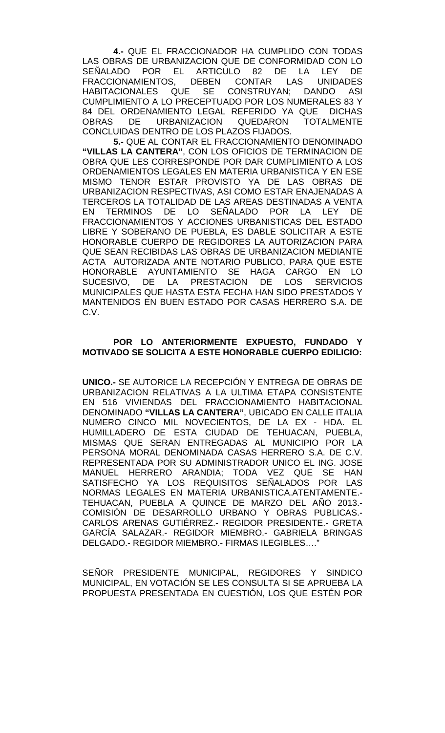**4.-** QUE EL FRACCIONADOR HA CUMPLIDO CON TODAS LAS OBRAS DE URBANIZACION QUE DE CONFORMIDAD CON LO SEÑALADO POR EL ARTICULO 82 DE LA LEY DE FRACCIONAMIENTOS, DEBEN CONTAR LAS UNIDADES HABITACIONALES QUE SE CONSTRUYAN; DANDO ASI CUMPLIMIENTO A LO PRECEPTUADO POR LOS NUMERALES 83 Y 84 DEL ORDENAMIENTO LEGAL REFERIDO YA QUE DICHAS OBRAS DE URBANIZACION QUEDARON TOTALMENTE CONCLUIDAS DENTRO DE LOS PLAZOS FIJADOS.

**5.-** QUE AL CONTAR EL FRACCIONAMIENTO DENOMINADO **"VILLAS LA CANTERA"**, CON LOS OFICIOS DE TERMINACION DE OBRA QUE LES CORRESPONDE POR DAR CUMPLIMIENTO A LOS ORDENAMIENTOS LEGALES EN MATERIA URBANISTICA Y EN ESE MISMO TENOR ESTAR PROVISTO YA DE LAS OBRAS DE URBANIZACION RESPECTIVAS, ASI COMO ESTAR ENAJENADAS A TERCEROS LA TOTALIDAD DE LAS AREAS DESTINADAS A VENTA EN TERMINOS DE LO SEÑALADO POR LA LEY DE FRACCIONAMIENTOS Y ACCIONES URBANISTICAS DEL ESTADO LIBRE Y SOBERANO DE PUEBLA, ES DABLE SOLICITAR A ESTE HONORABLE CUERPO DE REGIDORES LA AUTORIZACION PARA QUE SEAN RECIBIDAS LAS OBRAS DE URBANIZACION MEDIANTE ACTA AUTORIZADA ANTE NOTARIO PUBLICO, PARA QUE ESTE HONORABLE AYUNTAMIENTO SE HAGA CARGO EN LO SUCESIVO, DE LA PRESTACION DE LOS SERVICIOS MUNICIPALES QUE HASTA ESTA FECHA HAN SIDO PRESTADOS Y MANTENIDOS EN BUEN ESTADO POR CASAS HERRERO S.A. DE C.V.

**POR LO ANTERIORMENTE EXPUESTO, FUNDADO Y MOTIVADO SE SOLICITA A ESTE HONORABLE CUERPO EDILICIO:**

**UNICO.-** SE AUTORICE LA RECEPCIÓN Y ENTREGA DE OBRAS DE URBANIZACION RELATIVAS A LA ULTIMA ETAPA CONSISTENTE EN 516 VIVIENDAS DEL FRACCIONAMIENTO HABITACIONAL DENOMINADO **"VILLAS LA CANTERA"**, UBICADO EN CALLE ITALIA NUMERO CINCO MIL NOVECIENTOS, DE LA EX - HDA. EL HUMILLADERO DE ESTA CIUDAD DE TEHUACAN, PUEBLA, MISMAS QUE SERAN ENTREGADAS AL MUNICIPIO POR LA PERSONA MORAL DENOMINADA CASAS HERRERO S.A. DE C.V. REPRESENTADA POR SU ADMINISTRADOR UNICO EL ING. JOSE MANUEL HERRERO ARANDIA; TODA VEZ QUE SE HAN SATISFECHO YA LOS REQUISITOS SEÑALADOS POR LAS NORMAS LEGALES EN MATERIA URBANISTICA.ATENTAMENTE.- TEHUACAN, PUEBLA A QUINCE DE MARZO DEL AÑO 2013.- COMISIÓN DE DESARROLLO URBANO Y OBRAS PUBLICAS.- CARLOS ARENAS GUTIÉRREZ.- REGIDOR PRESIDENTE.- GRETA GARCÍA SALAZAR.- REGIDOR MIEMBRO.- GABRIELA BRINGAS DELGADO.- REGIDOR MIEMBRO.- FIRMAS ILEGIBLES…."

SEÑOR PRESIDENTE MUNICIPAL, REGIDORES Y SINDICO MUNICIPAL, EN VOTACIÓN SE LES CONSULTA SI SE APRUEBA LA PROPUESTA PRESENTADA EN CUESTIÓN, LOS QUE ESTÉN POR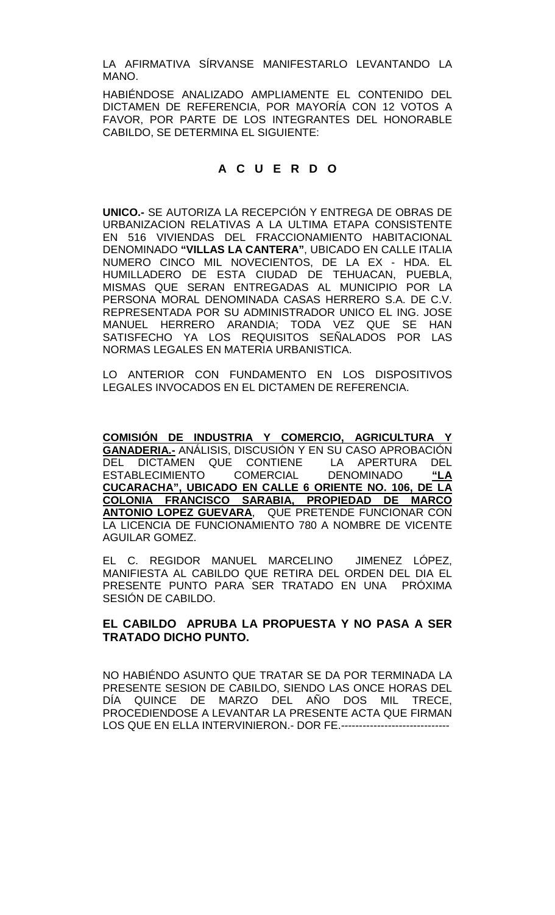LA AFIRMATIVA SÍRVANSE MANIFESTARLO LEVANTANDO LA MANO.

HABIÉNDOSE ANALIZADO AMPLIAMENTE EL CONTENIDO DEL DICTAMEN DE REFERENCIA, POR MAYORÍA CON 12 VOTOS A FAVOR, POR PARTE DE LOS INTEGRANTES DEL HONORABLE CABILDO, SE DETERMINA EL SIGUIENTE:

**A C U E R D O**

**UNICO.-** SE AUTORIZA LA RECEPCIÓN Y ENTREGA DE OBRAS DE URBANIZACION RELATIVAS A LA ULTIMA ETAPA CONSISTENTE EN 516 VIVIENDAS DEL FRACCIONAMIENTO HABITACIONAL DENOMINADO **"VILLAS LA CANTERA"**, UBICADO EN CALLE ITALIA NUMERO CINCO MIL NOVECIENTOS, DE LA EX - HDA. EL HUMILLADERO DE ESTA CIUDAD DE TEHUACAN, PUEBLA, MISMAS QUE SERAN ENTREGADAS AL MUNICIPIO POR LA PERSONA MORAL DENOMINADA CASAS HERRERO S.A. DE C.V. REPRESENTADA POR SU ADMINISTRADOR UNICO EL ING. JOSE MANUEL HERRERO ARANDIA; TODA VEZ QUE SE HAN SATISFECHO YA LOS REQUISITOS SEÑALADOS POR LAS NORMAS LEGALES EN MATERIA URBANISTICA.

LO ANTERIOR CON FUNDAMENTO EN LOS DISPOSITIVOS LEGALES INVOCADOS EN EL DICTAMEN DE REFERENCIA.

**COMISIÓN DE INDUSTRIA Y COMERCIO, AGRICULTURA Y GANADERIA.-** ANÁLISIS, DISCUSIÓN Y EN SU CASO APROBACIÓN DEL DICTAMEN QUE CONTIENE LA APERTURA DEL ESTABLECIMIENTO COMERCIAL DENOMINADO **"LA CUCARACHA", UBICADO EN CALLE 6 ORIENTE NO. 106, DE LA COLONIA FRANCISCO SARABIA, PROPIEDAD DE MARCO ANTONIO LOPEZ GUEVARA**, QUE PRETENDE FUNCIONAR CON LA LICENCIA DE FUNCIONAMIENTO 780 A NOMBRE DE VICENTE AGUILAR GOMEZ.

EL C. REGIDOR MANUEL MARCELINO JIMENEZ LÓPEZ, MANIFIESTA AL CABILDO QUE RETIRA DEL ORDEN DEL DIA EL PRESENTE PUNTO PARA SER TRATADO EN UNA PRÓXIMA SESIÓN DE CABILDO.

**EL CABILDO APRUBA LA PROPUESTA Y NO PASA A SER TRATADO DICHO PUNTO.**

NO HABIÉNDO ASUNTO QUE TRATAR SE DA POR TERMINADA LA PRESENTE SESION DE CABILDO, SIENDO LAS ONCE HORAS DEL DÍA QUINCE DE MARZO DEL AÑO DOS MIL TRECE, PROCEDIENDOSE A LEVANTAR LA PRESENTE ACTA QUE FIRMAN LOS QUE EN ELLA INTERVINIERON.- DOR FE.------------------------------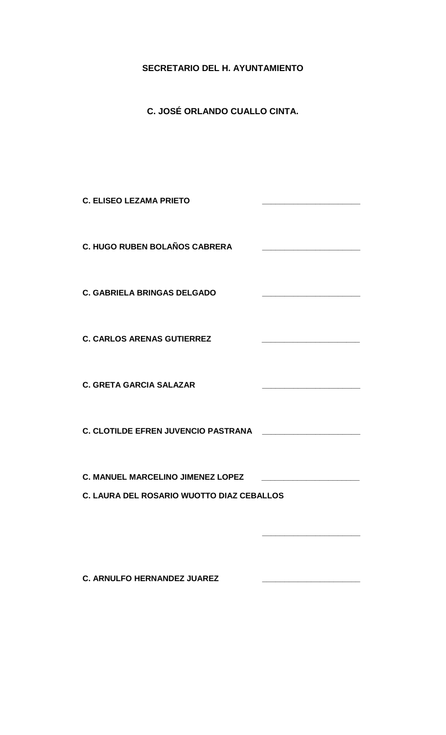**SECRETARIO DEL H. AYUNTAMIENTO**

**C. JOSÉ ORLANDO CUALLO CINTA.**

**C. ELISEO LEZAMA PRIETO** ______________________

**C. HUGO RUBEN BOLAÑOS CABRERA** ______________________

**C. GABRIELA BRINGAS DELGADO** ______________________

**C. CARLOS ARENAS GUTIERREZ** ______________________

**C. GRETA GARCIA SALAZAR** ______________________

**C. CLOTILDE EFREN JUVENCIO PASTRANA** ______________________

**C. MANUEL MARCELINO JIMENEZ LOPEZ** ______________________

**C. LAURA DEL ROSARIO WUOTTO DIAZ CEBALLOS**

______________________

**C. ARNULFO HERNANDEZ JUAREZ** ______________________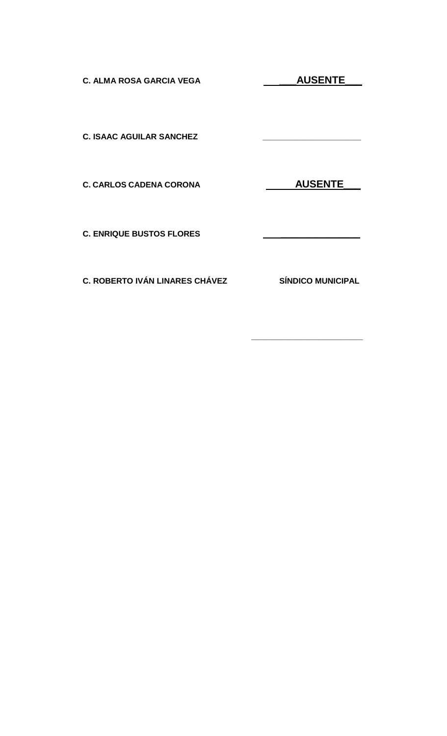**C. ALMA ROSA GARCIA VEGA** **AUSENTE**

**C. ISAAC AGUILAR SANCHEZ** ____________________

**C. CARLOS CADENA CORONA** **AUSENTE**

**C. ENRIQUE BUSTOS FLORES** ____________________

**C. ROBERTO IVÁN LINARES CHÁVEZ** **SÍNDICO MUNICIPAL**

____________________